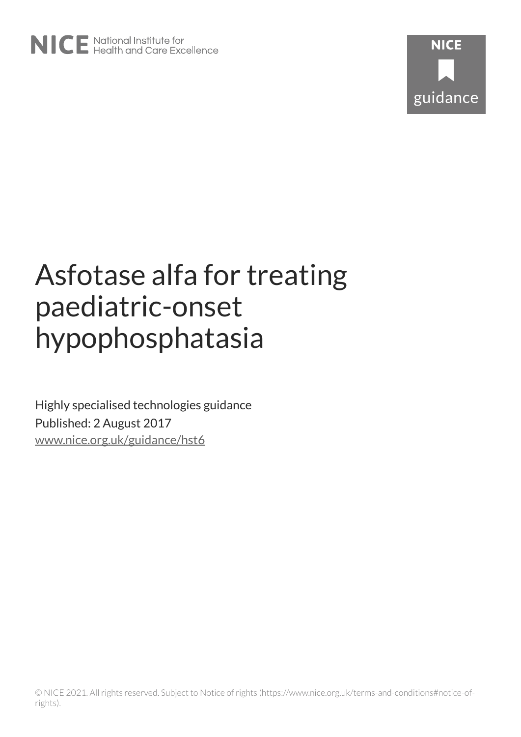# Asfotase alfa for treating paediatric-onset hypophosphatasia

Highly specialised technologies guidance

Published: 2 August 2017

www.nice.org.uk/guidance/hst6

© NICE 2021. All rights reserved. Subject to Notice of rights (https://www.nice.org.uk/terms-and-conditions#notice-of-rights).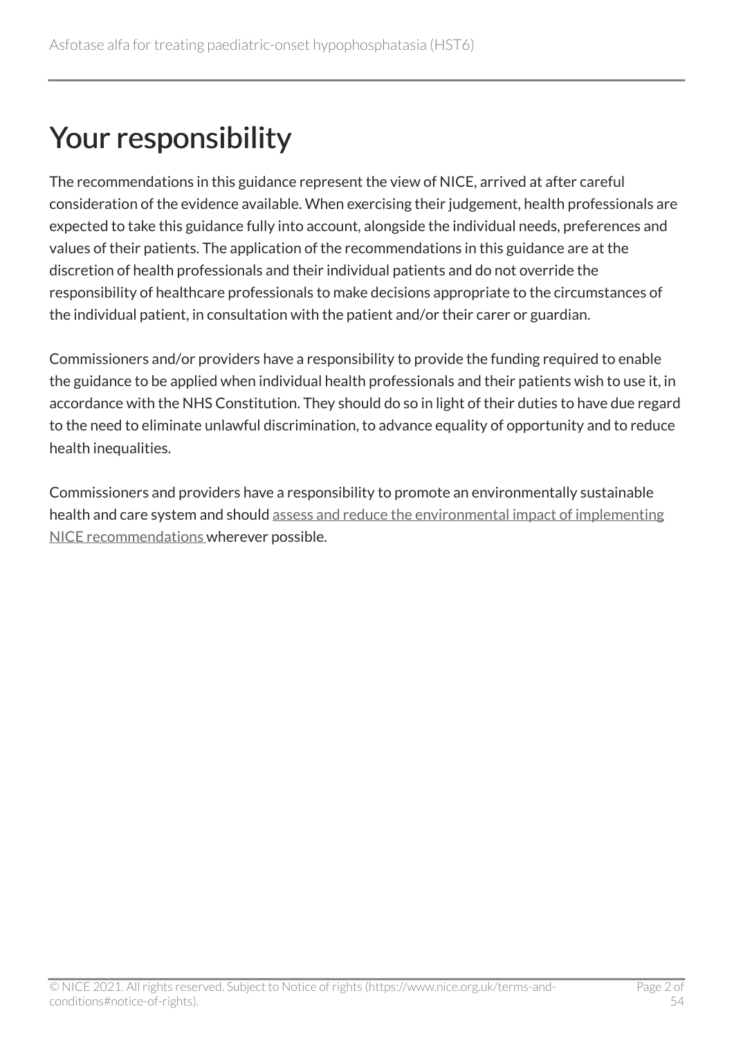# Your responsibility

The recommendations in this guidance represent the view of NICE, arrived at after careful consideration of the evidence available. When exercising their judgement, health professionals are expected to take this guidance fully into account, alongside the individual needs, preferences and values of their patients. The application of the recommendations in this guidance are at the discretion of health professionals and their individual patients and do not override the responsibility of healthcare professionals to make decisions appropriate to the circumstances of the individual patient, in consultation with the patient and/or their carer or guardian.

Commissioners and/or providers have a responsibility to provide the funding required to enable the guidance to be applied when individual health professionals and their patients wish to use it, in accordance with the NHS Constitution. They should do so in light of their duties to have due regard to the need to eliminate unlawful discrimination, to advance equality of opportunity and to reduce health inequalities.

Commissioners and providers have a responsibility to promote an environmentally sustainable health and care system and should assess and reduce the environmental impact of implementing NICE recommendations wherever possible.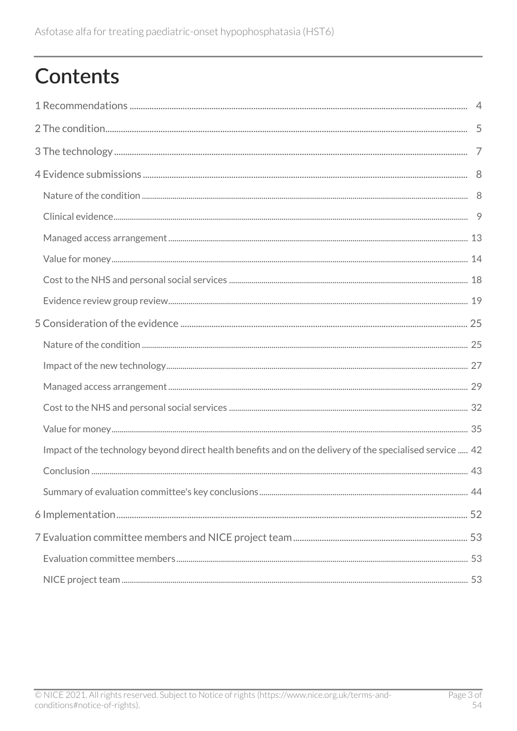# Contents

1 Recommendations ..... 4

2 The condition..... 5

3 The technology ..... 7

4 Evidence submissions ..... 8

- Nature of the condition ..... 8
- Clinical evidence..... 9
- Managed access arrangement ..... 13
- Value for money..... 14
- Cost to the NHS and personal social services ..... 18
- Evidence review group review..... 19

5 Consideration of the evidence ..... 25

- Nature of the condition ..... 25
- Impact of the new technology..... 27
- Managed access arrangement ..... 29
- Cost to the NHS and personal social services ..... 32
- Value for money..... 35
- Impact of the technology beyond direct health benefits and on the delivery of the specialised service ..... 42
- Conclusion ..... 43
- Summary of evaluation committee's key conclusions..... 44

6 Implementation..... 52

7 Evaluation committee members and NICE project team ..... 53

- Evaluation committee members..... 53
- NICE project team ..... 53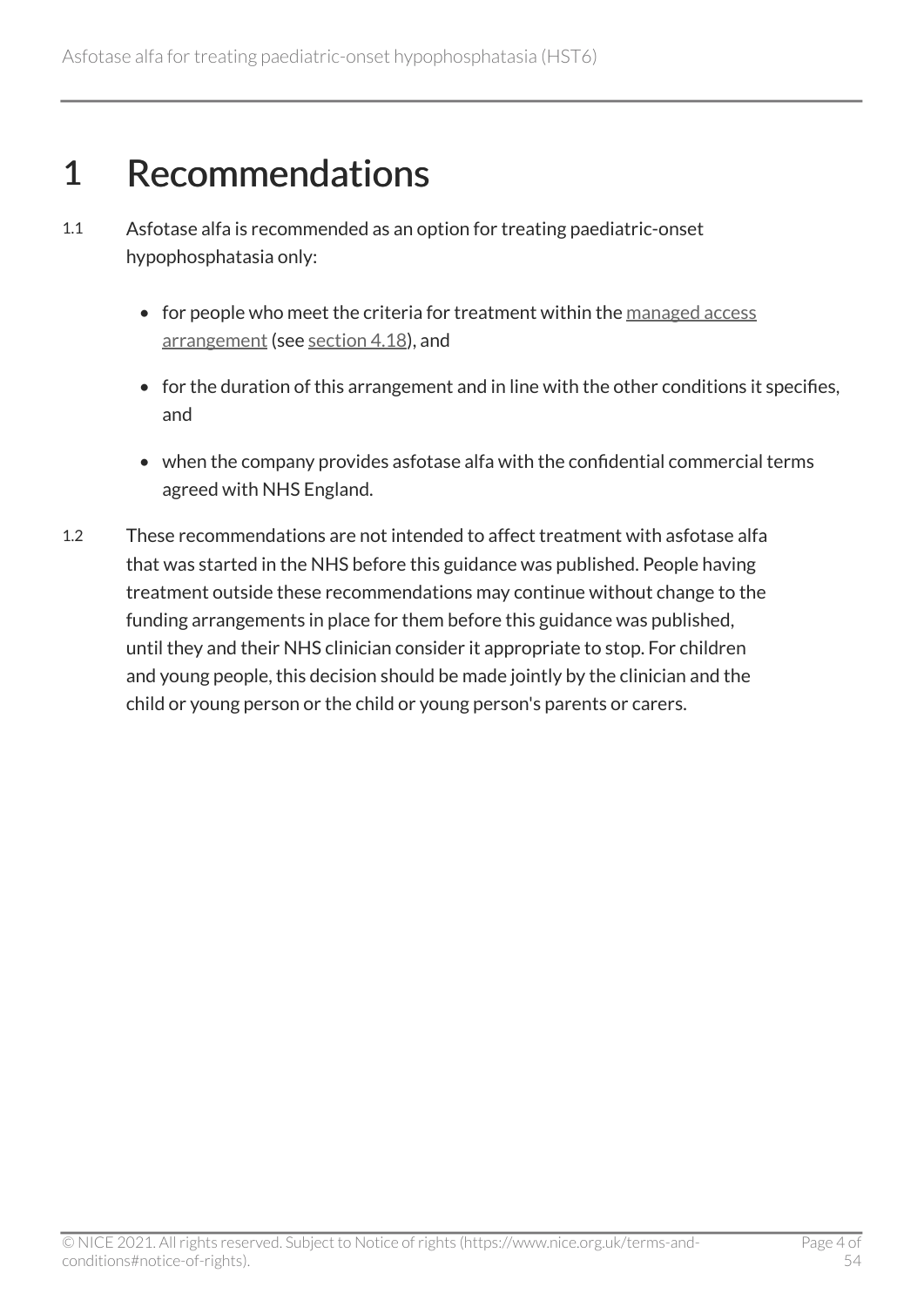# 1 Recommendations

1.1 Asfotase alfa is recommended as an option for treating paediatric-onset hypophosphatasia only:

- for people who meet the criteria for treatment within the managed access arrangement (see section 4.18), and
- for the duration of this arrangement and in line with the other conditions it specifies, and
- when the company provides asfotase alfa with the confidential commercial terms agreed with NHS England.

1.2 These recommendations are not intended to affect treatment with asfotase alfa that was started in the NHS before this guidance was published. People having treatment outside these recommendations may continue without change to the funding arrangements in place for them before this guidance was published, until they and their NHS clinician consider it appropriate to stop. For children and young people, this decision should be made jointly by the clinician and the child or young person or the child or young person's parents or carers.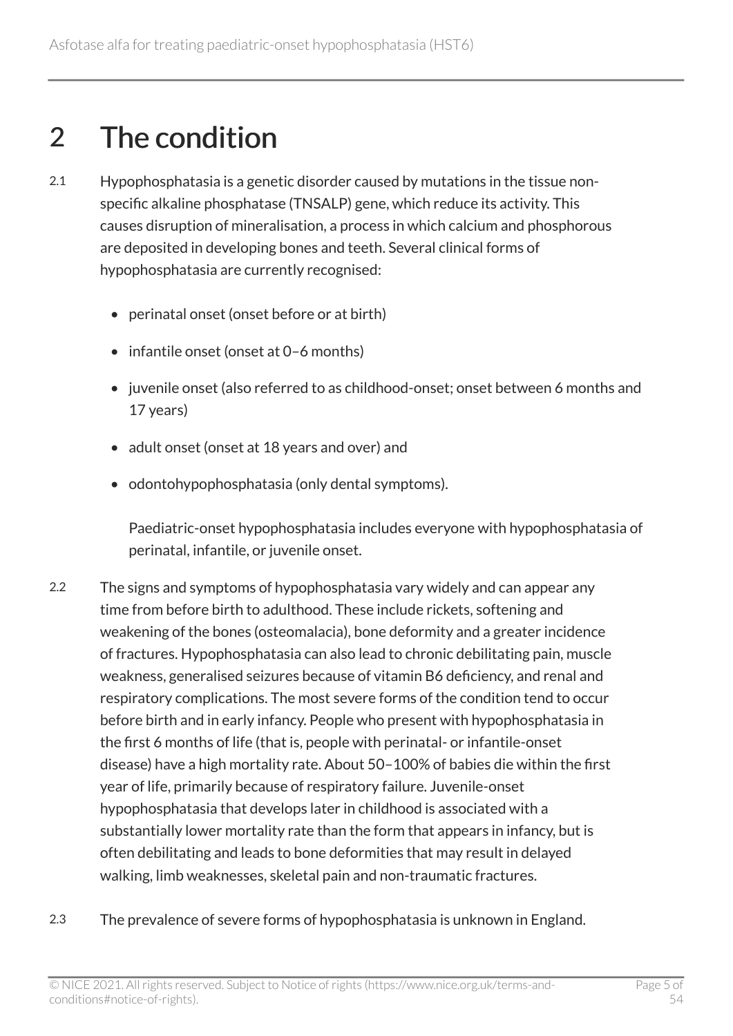# 2 The condition

2.1 Hypophosphatasia is a genetic disorder caused by mutations in the tissue non-specific alkaline phosphatase (TNSALP) gene, which reduce its activity. This causes disruption of mineralisation, a process in which calcium and phosphorous are deposited in developing bones and teeth. Several clinical forms of hypophosphatasia are currently recognised:

- perinatal onset (onset before or at birth)
- infantile onset (onset at 0–6 months)
- juvenile onset (also referred to as childhood-onset; onset between 6 months and 17 years)
- adult onset (onset at 18 years and over) and
- odontohypophosphatasia (only dental symptoms).

Paediatric-onset hypophosphatasia includes everyone with hypophosphatasia of perinatal, infantile, or juvenile onset.

2.2 The signs and symptoms of hypophosphatasia vary widely and can appear any time from before birth to adulthood. These include rickets, softening and weakening of the bones (osteomalacia), bone deformity and a greater incidence of fractures. Hypophosphatasia can also lead to chronic debilitating pain, muscle weakness, generalised seizures because of vitamin B6 deficiency, and renal and respiratory complications. The most severe forms of the condition tend to occur before birth and in early infancy. People who present with hypophosphatasia in the first 6 months of life (that is, people with perinatal- or infantile-onset disease) have a high mortality rate. About 50–100% of babies die within the first year of life, primarily because of respiratory failure. Juvenile-onset hypophosphatasia that develops later in childhood is associated with a substantially lower mortality rate than the form that appears in infancy, but is often debilitating and leads to bone deformities that may result in delayed walking, limb weaknesses, skeletal pain and non-traumatic fractures.

2.3 The prevalence of severe forms of hypophosphatasia is unknown in England.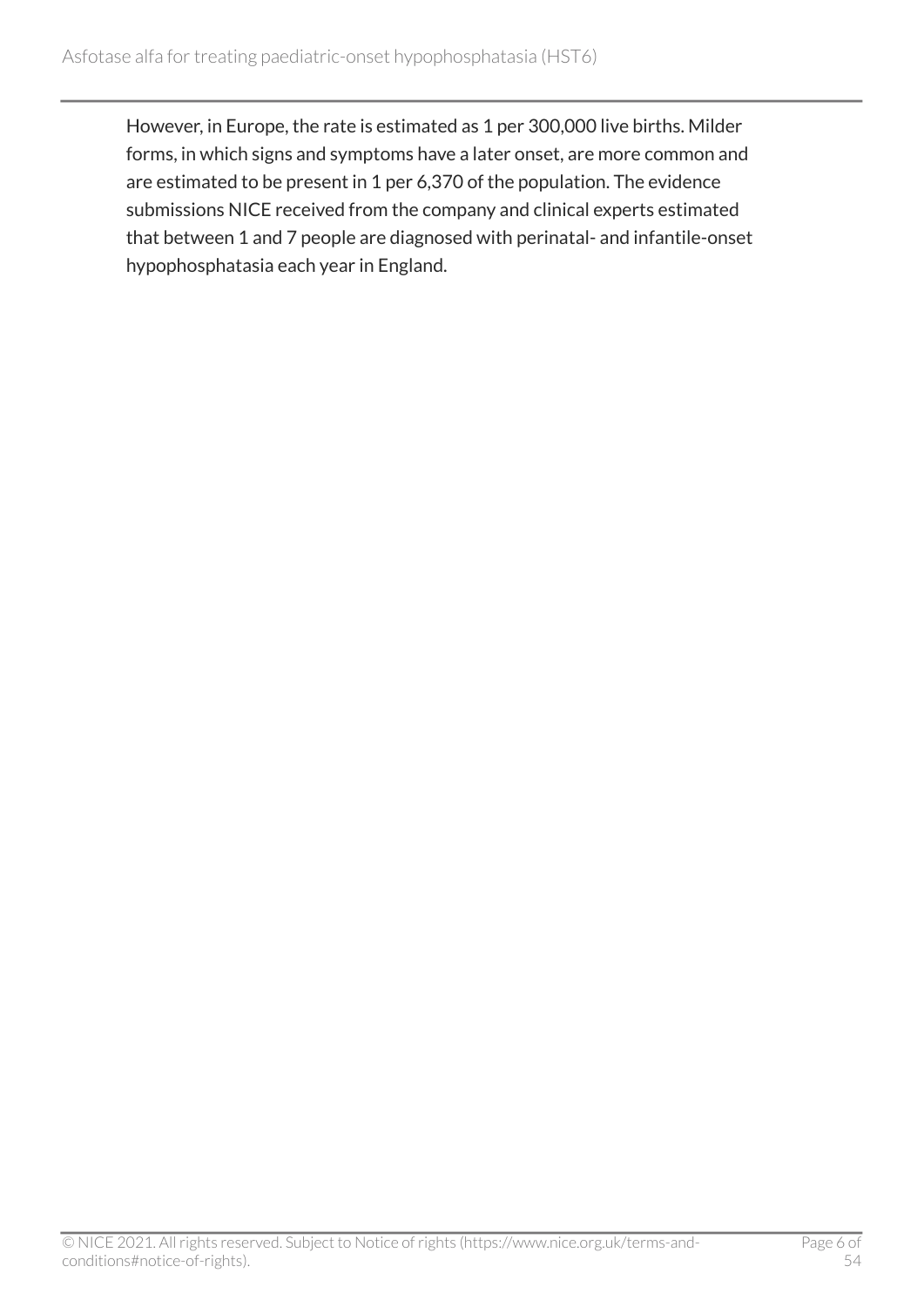However, in Europe, the rate is estimated as 1 per 300,000 live births. Milder forms, in which signs and symptoms have a later onset, are more common and are estimated to be present in 1 per 6,370 of the population. The evidence submissions NICE received from the company and clinical experts estimated that between 1 and 7 people are diagnosed with perinatal- and infantile-onset hypophosphatasia each year in England.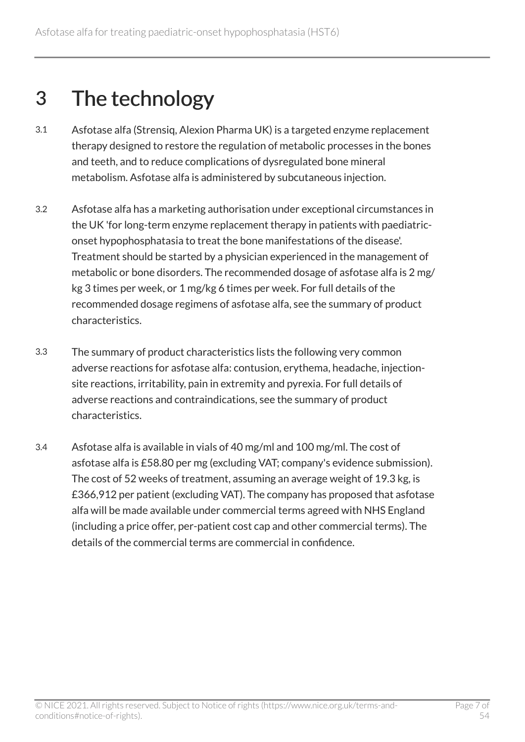# 3 The technology

3.1 Asfotase alfa (Strensiq, Alexion Pharma UK) is a targeted enzyme replacement therapy designed to restore the regulation of metabolic processes in the bones and teeth, and to reduce complications of dysregulated bone mineral metabolism. Asfotase alfa is administered by subcutaneous injection.

3.2 Asfotase alfa has a marketing authorisation under exceptional circumstances in the UK 'for long-term enzyme replacement therapy in patients with paediatric-onset hypophosphatasia to treat the bone manifestations of the disease'. Treatment should be started by a physician experienced in the management of metabolic or bone disorders. The recommended dosage of asfotase alfa is 2 mg/kg 3 times per week, or 1 mg/kg 6 times per week. For full details of the recommended dosage regimens of asfotase alfa, see the summary of product characteristics.

3.3 The summary of product characteristics lists the following very common adverse reactions for asfotase alfa: contusion, erythema, headache, injection-site reactions, irritability, pain in extremity and pyrexia. For full details of adverse reactions and contraindications, see the summary of product characteristics.

3.4 Asfotase alfa is available in vials of 40 mg/ml and 100 mg/ml. The cost of asfotase alfa is £58.80 per mg (excluding VAT; company's evidence submission). The cost of 52 weeks of treatment, assuming an average weight of 19.3 kg, is £366,912 per patient (excluding VAT). The company has proposed that asfotase alfa will be made available under commercial terms agreed with NHS England (including a price offer, per-patient cost cap and other commercial terms). The details of the commercial terms are commercial in confidence.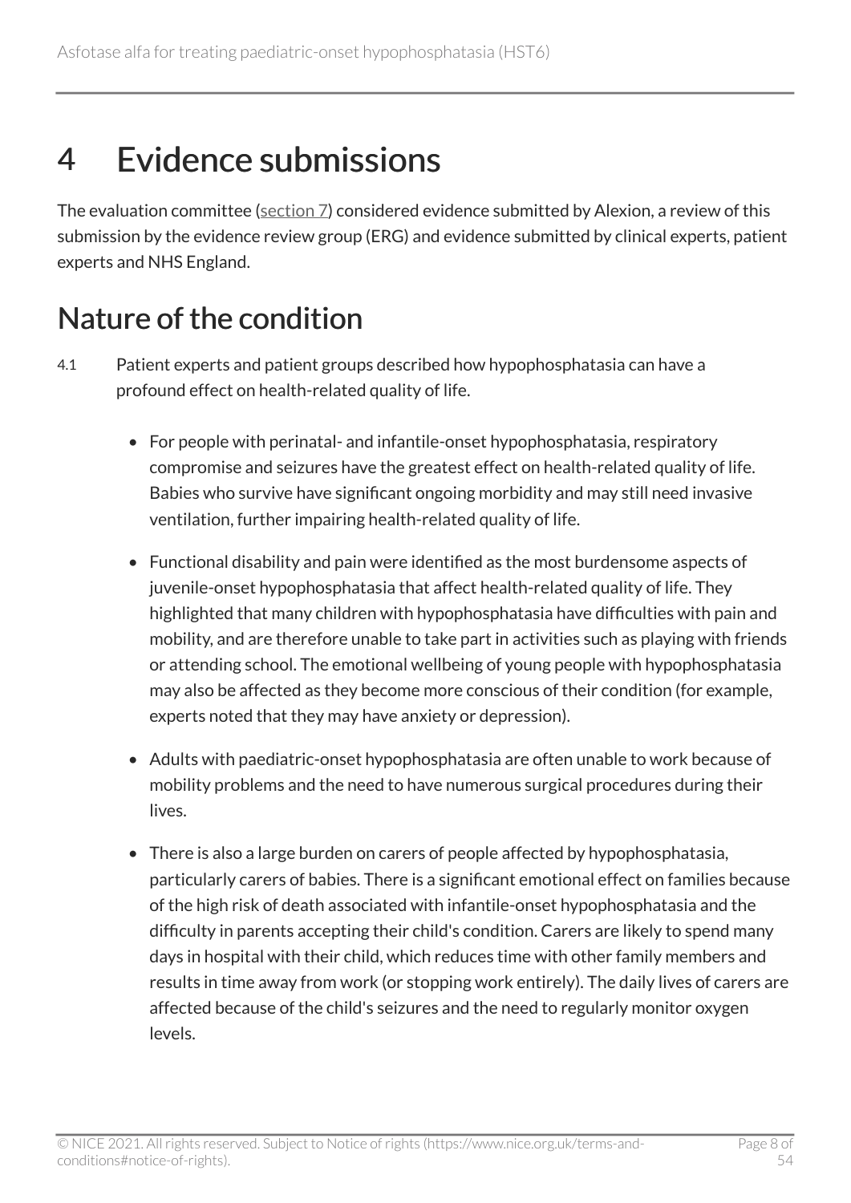# 4 Evidence submissions

The evaluation committee (section 7) considered evidence submitted by Alexion, a review of this submission by the evidence review group (ERG) and evidence submitted by clinical experts, patient experts and NHS England.

## Nature of the condition

4.1 Patient experts and patient groups described how hypophosphatasia can have a profound effect on health-related quality of life.

- For people with perinatal- and infantile-onset hypophosphatasia, respiratory compromise and seizures have the greatest effect on health-related quality of life. Babies who survive have significant ongoing morbidity and may still need invasive ventilation, further impairing health-related quality of life.
- Functional disability and pain were identified as the most burdensome aspects of juvenile-onset hypophosphatasia that affect health-related quality of life. They highlighted that many children with hypophosphatasia have difficulties with pain and mobility, and are therefore unable to take part in activities such as playing with friends or attending school. The emotional wellbeing of young people with hypophosphatasia may also be affected as they become more conscious of their condition (for example, experts noted that they may have anxiety or depression).
- Adults with paediatric-onset hypophosphatasia are often unable to work because of mobility problems and the need to have numerous surgical procedures during their lives.
- There is also a large burden on carers of people affected by hypophosphatasia, particularly carers of babies. There is a significant emotional effect on families because of the high risk of death associated with infantile-onset hypophosphatasia and the difficulty in parents accepting their child's condition. Carers are likely to spend many days in hospital with their child, which reduces time with other family members and results in time away from work (or stopping work entirely). The daily lives of carers are affected because of the child's seizures and the need to regularly monitor oxygen levels.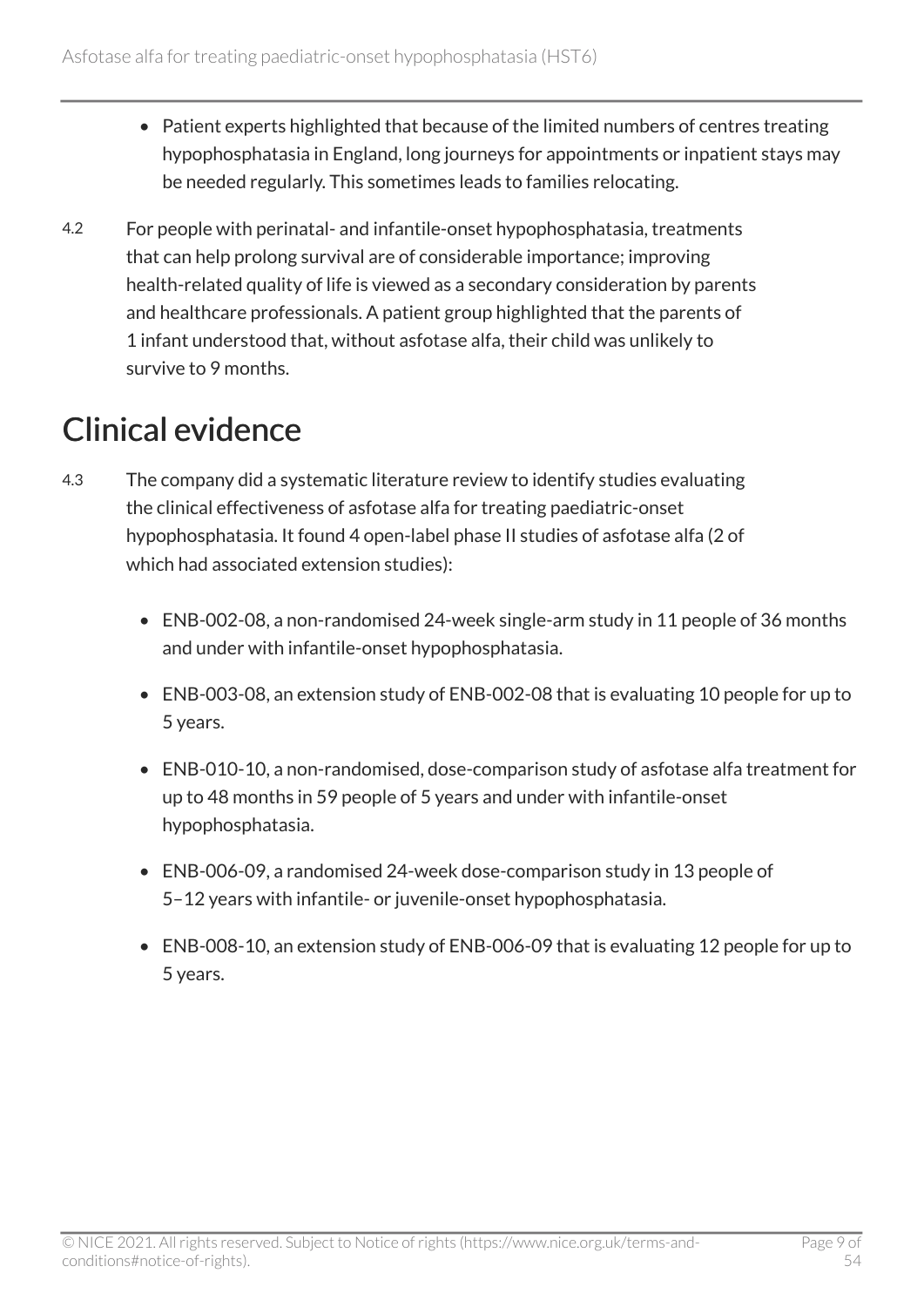- Patient experts highlighted that because of the limited numbers of centres treating hypophosphatasia in England, long journeys for appointments or inpatient stays may be needed regularly. This sometimes leads to families relocating.

4.2 For people with perinatal- and infantile-onset hypophosphatasia, treatments that can help prolong survival are of considerable importance; improving health-related quality of life is viewed as a secondary consideration by parents and healthcare professionals. A patient group highlighted that the parents of 1 infant understood that, without asfotase alfa, their child was unlikely to survive to 9 months.

## Clinical evidence

4.3 The company did a systematic literature review to identify studies evaluating the clinical effectiveness of asfotase alfa for treating paediatric-onset hypophosphatasia. It found 4 open-label phase II studies of asfotase alfa (2 of which had associated extension studies):

- ENB-002-08, a non-randomised 24-week single-arm study in 11 people of 36 months and under with infantile-onset hypophosphatasia.
- ENB-003-08, an extension study of ENB-002-08 that is evaluating 10 people for up to 5 years.
- ENB-010-10, a non-randomised, dose-comparison study of asfotase alfa treatment for up to 48 months in 59 people of 5 years and under with infantile-onset hypophosphatasia.
- ENB-006-09, a randomised 24-week dose-comparison study in 13 people of 5–12 years with infantile- or juvenile-onset hypophosphatasia.
- ENB-008-10, an extension study of ENB-006-09 that is evaluating 12 people for up to 5 years.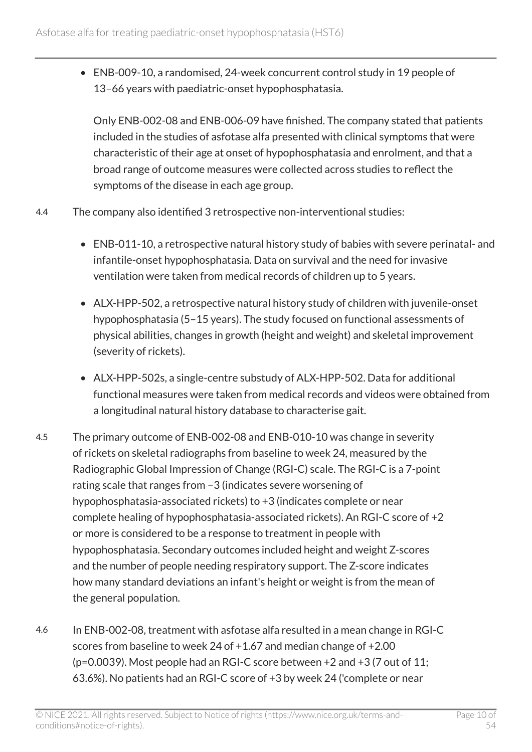- ENB-009-10, a randomised, 24-week concurrent control study in 19 people of 13–66 years with paediatric-onset hypophosphatasia.

  Only ENB-002-08 and ENB-006-09 have finished. The company stated that patients included in the studies of asfotase alfa presented with clinical symptoms that were characteristic of their age at onset of hypophosphatasia and enrolment, and that a broad range of outcome measures were collected across studies to reflect the symptoms of the disease in each age group.

4.4 The company also identified 3 retrospective non-interventional studies:

- ENB-011-10, a retrospective natural history study of babies with severe perinatal- and infantile-onset hypophosphatasia. Data on survival and the need for invasive ventilation were taken from medical records of children up to 5 years.
- ALX-HPP-502, a retrospective natural history study of children with juvenile-onset hypophosphatasia (5–15 years). The study focused on functional assessments of physical abilities, changes in growth (height and weight) and skeletal improvement (severity of rickets).
- ALX-HPP-502s, a single-centre substudy of ALX-HPP-502. Data for additional functional measures were taken from medical records and videos were obtained from a longitudinal natural history database to characterise gait.

4.5 The primary outcome of ENB-002-08 and ENB-010-10 was change in severity of rickets on skeletal radiographs from baseline to week 24, measured by the Radiographic Global Impression of Change (RGI-C) scale. The RGI-C is a 7-point rating scale that ranges from −3 (indicates severe worsening of hypophosphatasia-associated rickets) to +3 (indicates complete or near complete healing of hypophosphatasia-associated rickets). An RGI-C score of +2 or more is considered to be a response to treatment in people with hypophosphatasia. Secondary outcomes included height and weight Z-scores and the number of people needing respiratory support. The Z-score indicates how many standard deviations an infant's height or weight is from the mean of the general population.

4.6 In ENB-002-08, treatment with asfotase alfa resulted in a mean change in RGI-C scores from baseline to week 24 of +1.67 and median change of +2.00 ($p=0.0039$). Most people had an RGI-C score between +2 and +3 (7 out of 11; 63.6%). No patients had an RGI-C score of +3 by week 24 ('complete or near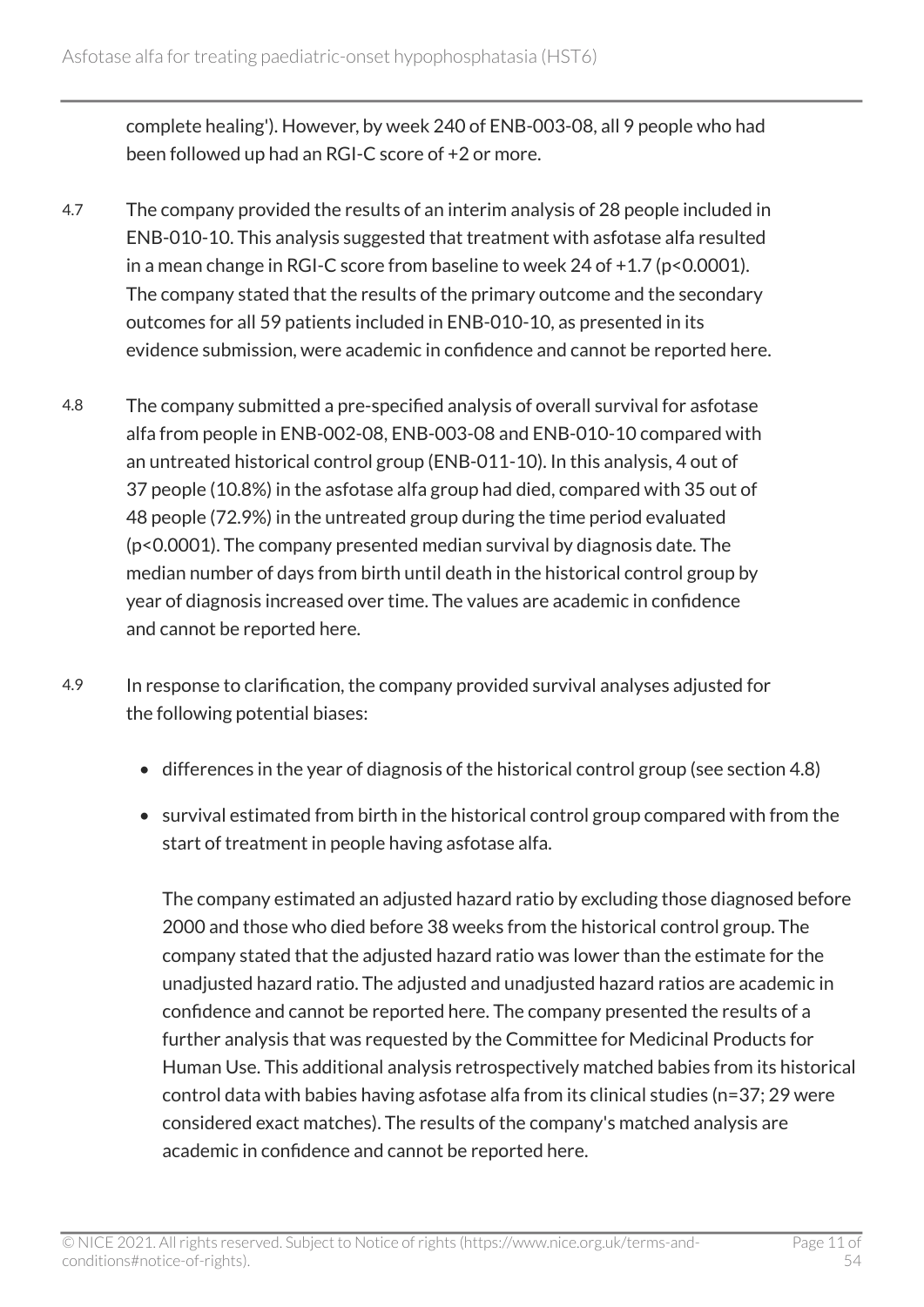complete healing'). However, by week 240 of ENB-003-08, all 9 people who had been followed up had an RGI-C score of +2 or more.

4.7 The company provided the results of an interim analysis of 28 people included in ENB-010-10. This analysis suggested that treatment with asfotase alfa resulted in a mean change in RGI-C score from baseline to week 24 of +1.7 ($p<0.0001$). The company stated that the results of the primary outcome and the secondary outcomes for all 59 patients included in ENB-010-10, as presented in its evidence submission, were academic in confidence and cannot be reported here.

4.8 The company submitted a pre-specified analysis of overall survival for asfotase alfa from people in ENB-002-08, ENB-003-08 and ENB-010-10 compared with an untreated historical control group (ENB-011-10). In this analysis, 4 out of 37 people (10.8%) in the asfotase alfa group had died, compared with 35 out of 48 people (72.9%) in the untreated group during the time period evaluated ($p<0.0001$). The company presented median survival by diagnosis date. The median number of days from birth until death in the historical control group by year of diagnosis increased over time. The values are academic in confidence and cannot be reported here.

4.9 In response to clarification, the company provided survival analyses adjusted for the following potential biases:

- differences in the year of diagnosis of the historical control group (see section 4.8)
- survival estimated from birth in the historical control group compared with from the start of treatment in people having asfotase alfa.

  The company estimated an adjusted hazard ratio by excluding those diagnosed before 2000 and those who died before 38 weeks from the historical control group. The company stated that the adjusted hazard ratio was lower than the estimate for the unadjusted hazard ratio. The adjusted and unadjusted hazard ratios are academic in confidence and cannot be reported here. The company presented the results of a further analysis that was requested by the Committee for Medicinal Products for Human Use. This additional analysis retrospectively matched babies from its historical control data with babies having asfotase alfa from its clinical studies (n=37; 29 were considered exact matches). The results of the company's matched analysis are academic in confidence and cannot be reported here.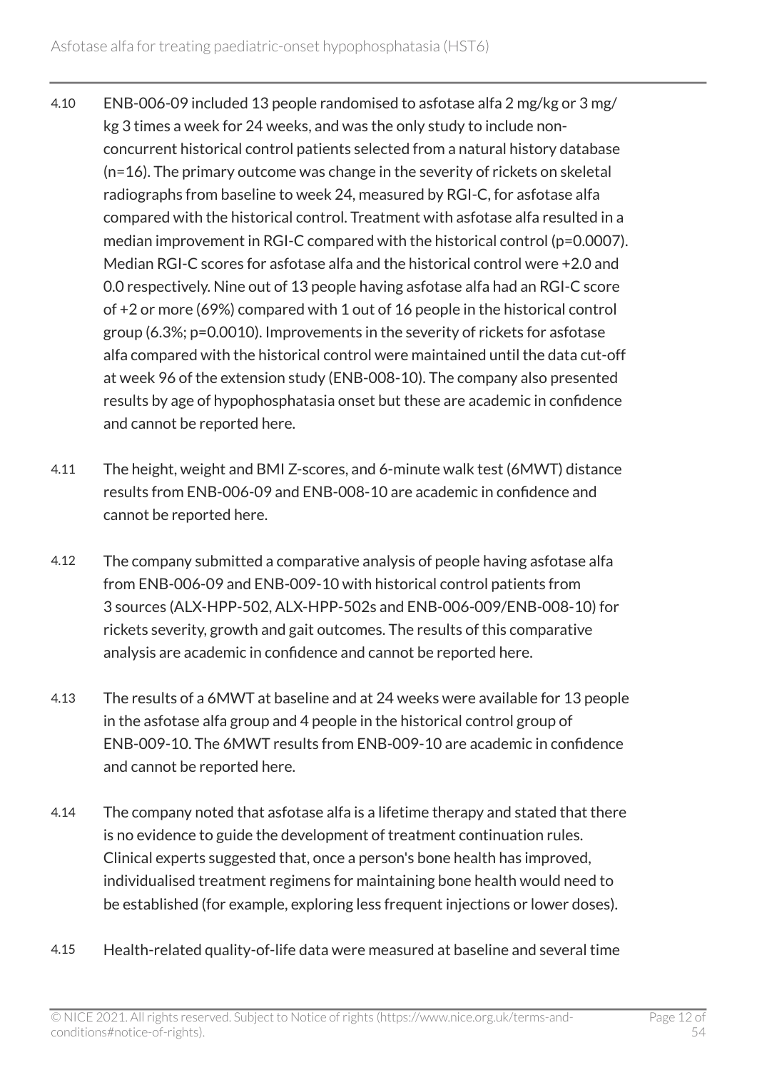4.10 ENB-006-09 included 13 people randomised to asfotase alfa 2 mg/kg or 3 mg/kg 3 times a week for 24 weeks, and was the only study to include non-concurrent historical control patients selected from a natural history database (n=16). The primary outcome was change in the severity of rickets on skeletal radiographs from baseline to week 24, measured by RGI-C, for asfotase alfa compared with the historical control. Treatment with asfotase alfa resulted in a median improvement in RGI-C compared with the historical control (p=0.0007). Median RGI-C scores for asfotase alfa and the historical control were +2.0 and 0.0 respectively. Nine out of 13 people having asfotase alfa had an RGI-C score of +2 or more (69%) compared with 1 out of 16 people in the historical control group (6.3%; p=0.0010). Improvements in the severity of rickets for asfotase alfa compared with the historical control were maintained until the data cut-off at week 96 of the extension study (ENB-008-10). The company also presented results by age of hypophosphatasia onset but these are academic in confidence and cannot be reported here.

4.11 The height, weight and BMI Z-scores, and 6-minute walk test (6MWT) distance results from ENB-006-09 and ENB-008-10 are academic in confidence and cannot be reported here.

4.12 The company submitted a comparative analysis of people having asfotase alfa from ENB-006-09 and ENB-009-10 with historical control patients from 3 sources (ALX-HPP-502, ALX-HPP-502s and ENB-006-009/ENB-008-10) for rickets severity, growth and gait outcomes. The results of this comparative analysis are academic in confidence and cannot be reported here.

4.13 The results of a 6MWT at baseline and at 24 weeks were available for 13 people in the asfotase alfa group and 4 people in the historical control group of ENB-009-10. The 6MWT results from ENB-009-10 are academic in confidence and cannot be reported here.

4.14 The company noted that asfotase alfa is a lifetime therapy and stated that there is no evidence to guide the development of treatment continuation rules. Clinical experts suggested that, once a person's bone health has improved, individualised treatment regimens for maintaining bone health would need to be established (for example, exploring less frequent injections or lower doses).

4.15 Health-related quality-of-life data were measured at baseline and several time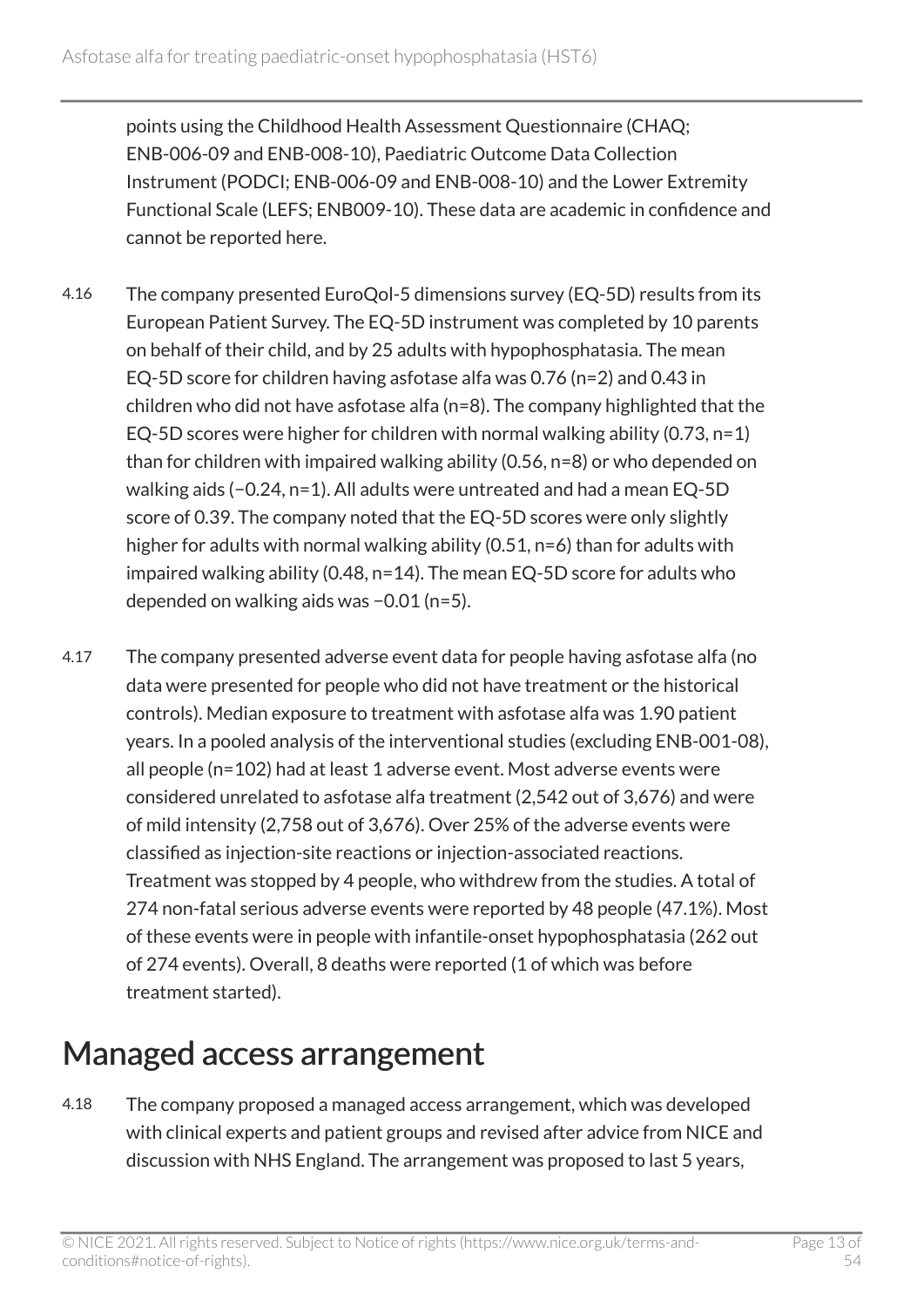points using the Childhood Health Assessment Questionnaire (CHAQ; ENB-006-09 and ENB-008-10), Paediatric Outcome Data Collection Instrument (PODCI; ENB-006-09 and ENB-008-10) and the Lower Extremity Functional Scale (LEFS; ENB009-10). These data are academic in confidence and cannot be reported here.

4.16 The company presented EuroQol-5 dimensions survey (EQ-5D) results from its European Patient Survey. The EQ-5D instrument was completed by 10 parents on behalf of their child, and by 25 adults with hypophosphatasia. The mean EQ-5D score for children having asfotase alfa was 0.76 (n=2) and 0.43 in children who did not have asfotase alfa (n=8). The company highlighted that the EQ-5D scores were higher for children with normal walking ability (0.73, n=1) than for children with impaired walking ability (0.56, n=8) or who depended on walking aids (−0.24, n=1). All adults were untreated and had a mean EQ-5D score of 0.39. The company noted that the EQ-5D scores were only slightly higher for adults with normal walking ability (0.51, n=6) than for adults with impaired walking ability (0.48, n=14). The mean EQ-5D score for adults who depended on walking aids was −0.01 (n=5).

4.17 The company presented adverse event data for people having asfotase alfa (no data were presented for people who did not have treatment or the historical controls). Median exposure to treatment with asfotase alfa was 1.90 patient years. In a pooled analysis of the interventional studies (excluding ENB-001-08), all people (n=102) had at least 1 adverse event. Most adverse events were considered unrelated to asfotase alfa treatment (2,542 out of 3,676) and were of mild intensity (2,758 out of 3,676). Over 25% of the adverse events were classified as injection-site reactions or injection-associated reactions. Treatment was stopped by 4 people, who withdrew from the studies. A total of 274 non-fatal serious adverse events were reported by 48 people (47.1%). Most of these events were in people with infantile-onset hypophosphatasia (262 out of 274 events). Overall, 8 deaths were reported (1 of which was before treatment started).

## Managed access arrangement

4.18 The company proposed a managed access arrangement, which was developed with clinical experts and patient groups and revised after advice from NICE and discussion with NHS England. The arrangement was proposed to last 5 years,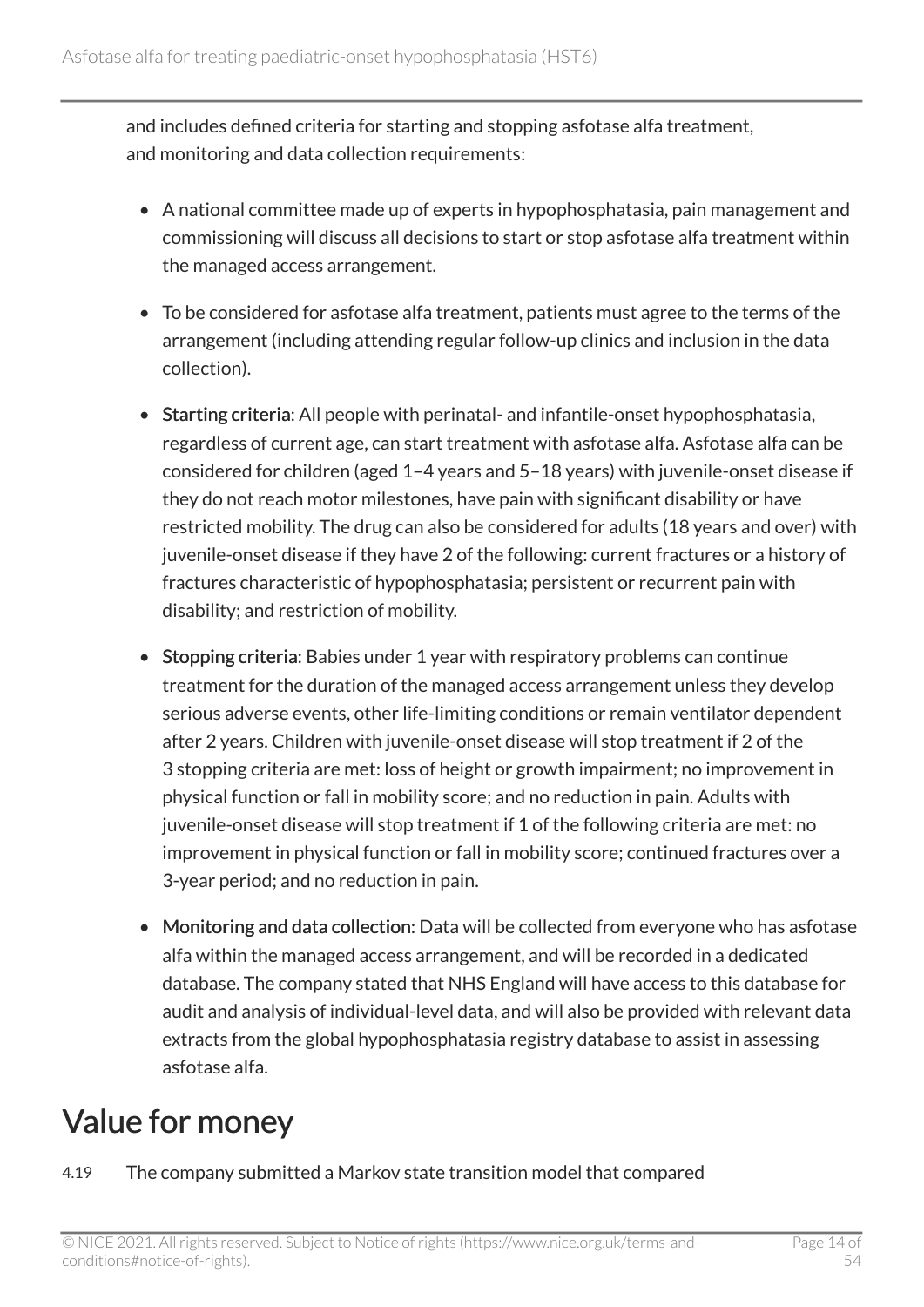and includes defined criteria for starting and stopping asfotase alfa treatment, and monitoring and data collection requirements:

- A national committee made up of experts in hypophosphatasia, pain management and commissioning will discuss all decisions to start or stop asfotase alfa treatment within the managed access arrangement.
- To be considered for asfotase alfa treatment, patients must agree to the terms of the arrangement (including attending regular follow-up clinics and inclusion in the data collection).
- **Starting criteria**: All people with perinatal- and infantile-onset hypophosphatasia, regardless of current age, can start treatment with asfotase alfa. Asfotase alfa can be considered for children (aged 1–4 years and 5–18 years) with juvenile-onset disease if they do not reach motor milestones, have pain with significant disability or have restricted mobility. The drug can also be considered for adults (18 years and over) with juvenile-onset disease if they have 2 of the following: current fractures or a history of fractures characteristic of hypophosphatasia; persistent or recurrent pain with disability; and restriction of mobility.
- **Stopping criteria**: Babies under 1 year with respiratory problems can continue treatment for the duration of the managed access arrangement unless they develop serious adverse events, other life-limiting conditions or remain ventilator dependent after 2 years. Children with juvenile-onset disease will stop treatment if 2 of the 3 stopping criteria are met: loss of height or growth impairment; no improvement in physical function or fall in mobility score; and no reduction in pain. Adults with juvenile-onset disease will stop treatment if 1 of the following criteria are met: no improvement in physical function or fall in mobility score; continued fractures over a 3-year period; and no reduction in pain.
- **Monitoring and data collection**: Data will be collected from everyone who has asfotase alfa within the managed access arrangement, and will be recorded in a dedicated database. The company stated that NHS England will have access to this database for audit and analysis of individual-level data, and will also be provided with relevant data extracts from the global hypophosphatasia registry database to assist in assessing asfotase alfa.

# Value for money

4.19 The company submitted a Markov state transition model that compared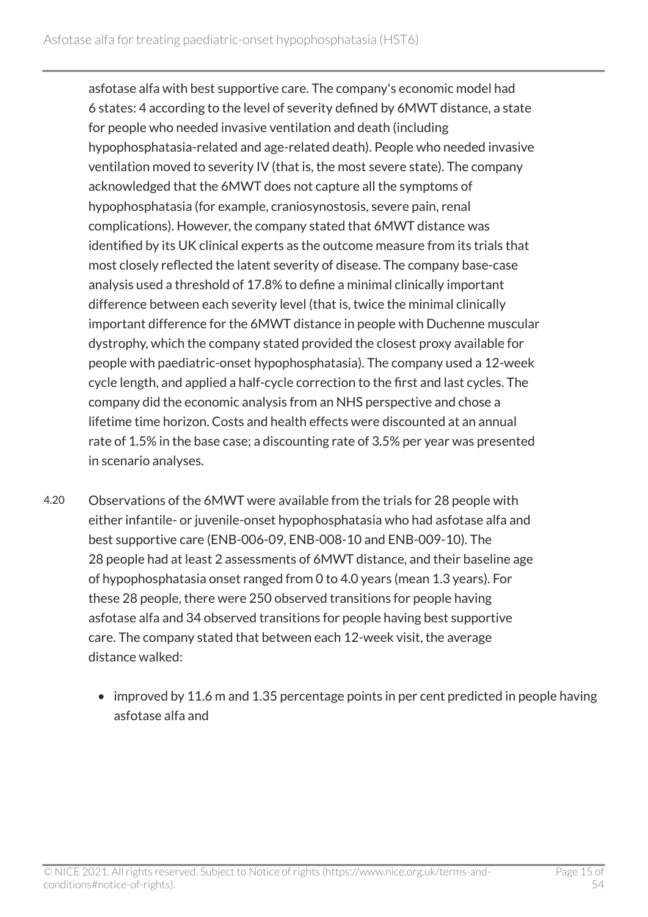asfotase alfa with best supportive care. The company's economic model had 6 states: 4 according to the level of severity defined by 6MWT distance, a state for people who needed invasive ventilation and death (including hypophosphatasia-related and age-related death). People who needed invasive ventilation moved to severity IV (that is, the most severe state). The company acknowledged that the 6MWT does not capture all the symptoms of hypophosphatasia (for example, craniosynostosis, severe pain, renal complications). However, the company stated that 6MWT distance was identified by its UK clinical experts as the outcome measure from its trials that most closely reflected the latent severity of disease. The company base-case analysis used a threshold of 17.8% to define a minimal clinically important difference between each severity level (that is, twice the minimal clinically important difference for the 6MWT distance in people with Duchenne muscular dystrophy, which the company stated provided the closest proxy available for people with paediatric-onset hypophosphatasia). The company used a 12-week cycle length, and applied a half-cycle correction to the first and last cycles. The company did the economic analysis from an NHS perspective and chose a lifetime time horizon. Costs and health effects were discounted at an annual rate of 1.5% in the base case; a discounting rate of 3.5% per year was presented in scenario analyses.

4.20 Observations of the 6MWT were available from the trials for 28 people with either infantile- or juvenile-onset hypophosphatasia who had asfotase alfa and best supportive care (ENB-006-09, ENB-008-10 and ENB-009-10). The 28 people had at least 2 assessments of 6MWT distance, and their baseline age of hypophosphatasia onset ranged from 0 to 4.0 years (mean 1.3 years). For these 28 people, there were 250 observed transitions for people having asfotase alfa and 34 observed transitions for people having best supportive care. The company stated that between each 12-week visit, the average distance walked:

- improved by 11.6 m and 1.35 percentage points in per cent predicted in people having asfotase alfa and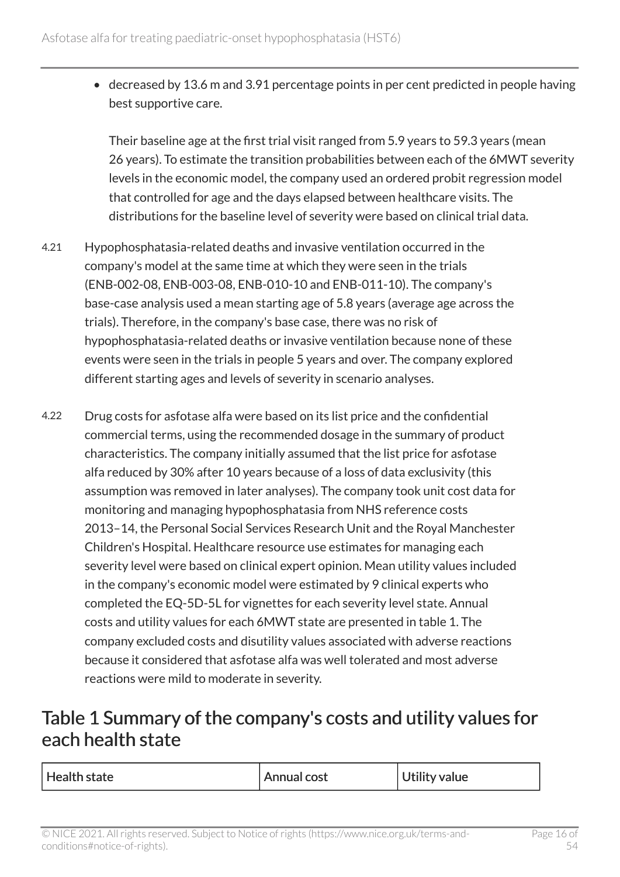- decreased by 13.6 m and 3.91 percentage points in per cent predicted in people having best supportive care.

  Their baseline age at the first trial visit ranged from 5.9 years to 59.3 years (mean 26 years). To estimate the transition probabilities between each of the 6MWT severity levels in the economic model, the company used an ordered probit regression model that controlled for age and the days elapsed between healthcare visits. The distributions for the baseline level of severity were based on clinical trial data.

4.21 Hypophosphatasia-related deaths and invasive ventilation occurred in the company's model at the same time at which they were seen in the trials (ENB-002-08, ENB-003-08, ENB-010-10 and ENB-011-10). The company's base-case analysis used a mean starting age of 5.8 years (average age across the trials). Therefore, in the company's base case, there was no risk of hypophosphatasia-related deaths or invasive ventilation because none of these events were seen in the trials in people 5 years and over. The company explored different starting ages and levels of severity in scenario analyses.

4.22 Drug costs for asfotase alfa were based on its list price and the confidential commercial terms, using the recommended dosage in the summary of product characteristics. The company initially assumed that the list price for asfotase alfa reduced by 30% after 10 years because of a loss of data exclusivity (this assumption was removed in later analyses). The company took unit cost data for monitoring and managing hypophosphatasia from NHS reference costs 2013–14, the Personal Social Services Research Unit and the Royal Manchester Children's Hospital. Healthcare resource use estimates for managing each severity level were based on clinical expert opinion. Mean utility values included in the company's economic model were estimated by 9 clinical experts who completed the EQ-5D-5L for vignettes for each severity level state. Annual costs and utility values for each 6MWT state are presented in table 1. The company excluded costs and disutility values associated with adverse reactions because it considered that asfotase alfa was well tolerated and most adverse reactions were mild to moderate in severity.

## Table 1 Summary of the company's costs and utility values for each health state

| Health state | Annual cost | Utility value |
|---|---|---|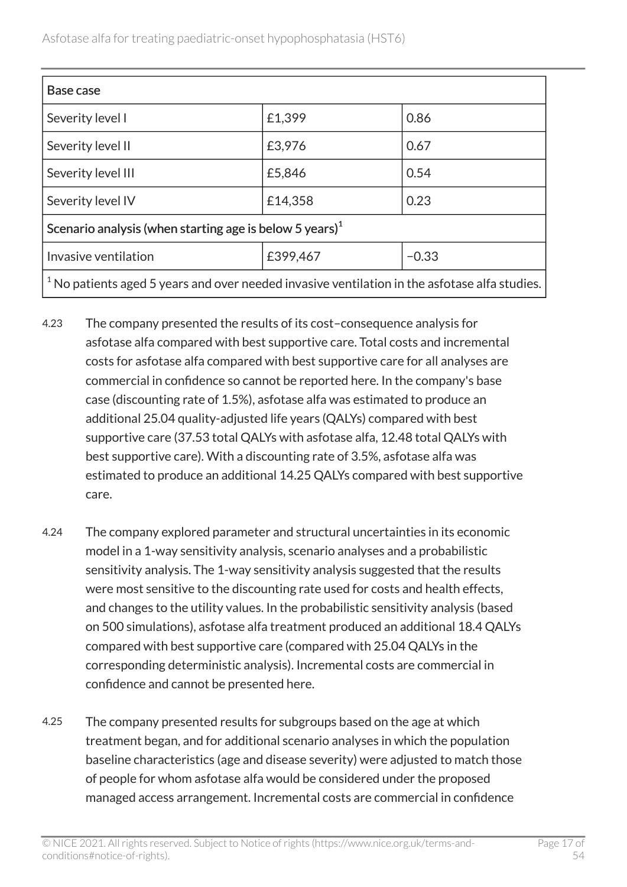| Base case | | |
|---|---|---|
| Severity level I | £1,399 | 0.86 |
| Severity level II | £3,976 | 0.67 |
| Severity level III | £5,846 | 0.54 |
| Severity level IV | £14,358 | 0.23 |
| Scenario analysis (when starting age is below 5 years)[1] | | |
| Invasive ventilation | £399,467 | −0.33 |

[1] No patients aged 5 years and over needed invasive ventilation in the asfotase alfa studies.

4.23 The company presented the results of its cost–consequence analysis for asfotase alfa compared with best supportive care. Total costs and incremental costs for asfotase alfa compared with best supportive care for all analyses are commercial in confidence so cannot be reported here. In the company's base case (discounting rate of 1.5%), asfotase alfa was estimated to produce an additional 25.04 quality-adjusted life years (QALYs) compared with best supportive care (37.53 total QALYs with asfotase alfa, 12.48 total QALYs with best supportive care). With a discounting rate of 3.5%, asfotase alfa was estimated to produce an additional 14.25 QALYs compared with best supportive care.

4.24 The company explored parameter and structural uncertainties in its economic model in a 1-way sensitivity analysis, scenario analyses and a probabilistic sensitivity analysis. The 1-way sensitivity analysis suggested that the results were most sensitive to the discounting rate used for costs and health effects, and changes to the utility values. In the probabilistic sensitivity analysis (based on 500 simulations), asfotase alfa treatment produced an additional 18.4 QALYs compared with best supportive care (compared with 25.04 QALYs in the corresponding deterministic analysis). Incremental costs are commercial in confidence and cannot be presented here.

4.25 The company presented results for subgroups based on the age at which treatment began, and for additional scenario analyses in which the population baseline characteristics (age and disease severity) were adjusted to match those of people for whom asfotase alfa would be considered under the proposed managed access arrangement. Incremental costs are commercial in confidence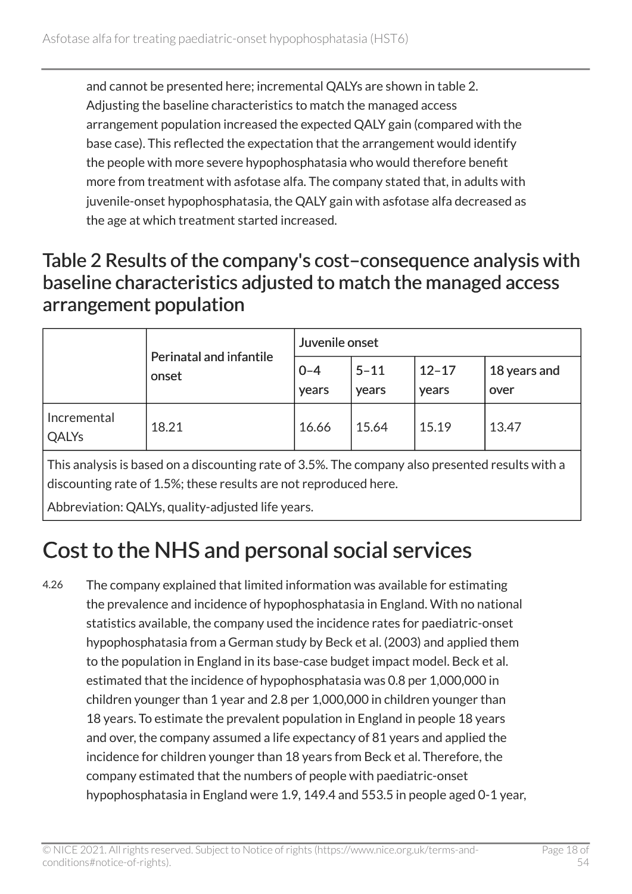and cannot be presented here; incremental QALYs are shown in table 2. Adjusting the baseline characteristics to match the managed access arrangement population increased the expected QALY gain (compared with the base case). This reflected the expectation that the arrangement would identify the people with more severe hypophosphatasia who would therefore benefit more from treatment with asfotase alfa. The company stated that, in adults with juvenile-onset hypophosphatasia, the QALY gain with asfotase alfa decreased as the age at which treatment started increased.

## Table 2 Results of the company's cost–consequence analysis with baseline characteristics adjusted to match the managed access arrangement population

| | Perinatal and infantile onset | Juvenile onset | | | |
|---|---|---|---|---|---|
| | | 0–4 years | 5–11 years | 12–17 years | 18 years and over |
| Incremental QALYs | 18.21 | 16.66 | 15.64 | 15.19 | 13.47 |

This analysis is based on a discounting rate of 3.5%. The company also presented results with a discounting rate of 1.5%; these results are not reproduced here.

Abbreviation: QALYs, quality-adjusted life years.

# Cost to the NHS and personal social services

4.26 The company explained that limited information was available for estimating the prevalence and incidence of hypophosphatasia in England. With no national statistics available, the company used the incidence rates for paediatric-onset hypophosphatasia from a German study by Beck et al. (2003) and applied them to the population in England in its base-case budget impact model. Beck et al. estimated that the incidence of hypophosphatasia was 0.8 per 1,000,000 in children younger than 1 year and 2.8 per 1,000,000 in children younger than 18 years. To estimate the prevalent population in England in people 18 years and over, the company assumed a life expectancy of 81 years and applied the incidence for children younger than 18 years from Beck et al. Therefore, the company estimated that the numbers of people with paediatric-onset hypophosphatasia in England were 1.9, 149.4 and 553.5 in people aged 0-1 year,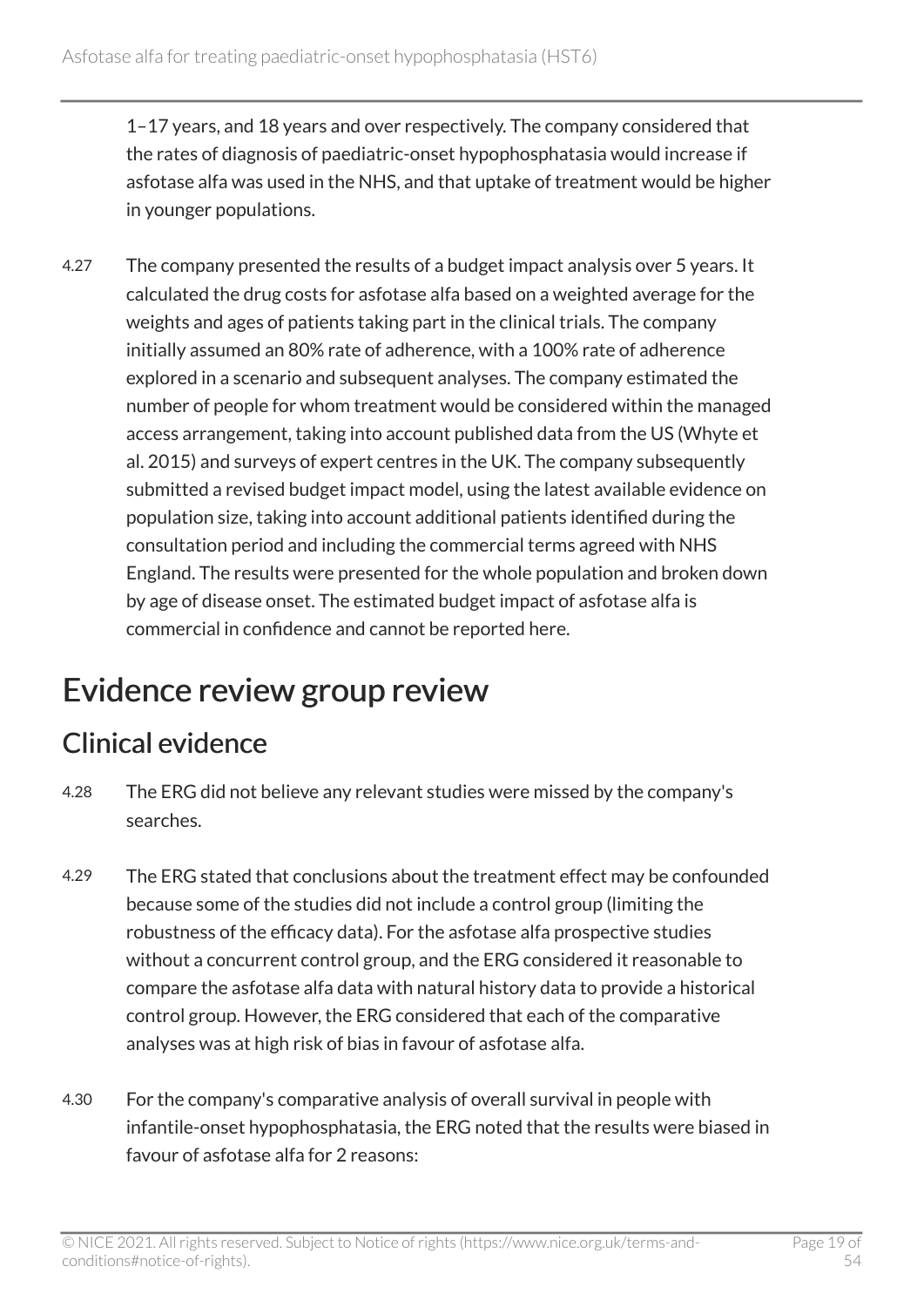1–17 years, and 18 years and over respectively. The company considered that the rates of diagnosis of paediatric-onset hypophosphatasia would increase if asfotase alfa was used in the NHS, and that uptake of treatment would be higher in younger populations.

4.27 The company presented the results of a budget impact analysis over 5 years. It calculated the drug costs for asfotase alfa based on a weighted average for the weights and ages of patients taking part in the clinical trials. The company initially assumed an 80% rate of adherence, with a 100% rate of adherence explored in a scenario and subsequent analyses. The company estimated the number of people for whom treatment would be considered within the managed access arrangement, taking into account published data from the US (Whyte et al. 2015) and surveys of expert centres in the UK. The company subsequently submitted a revised budget impact model, using the latest available evidence on population size, taking into account additional patients identified during the consultation period and including the commercial terms agreed with NHS England. The results were presented for the whole population and broken down by age of disease onset. The estimated budget impact of asfotase alfa is commercial in confidence and cannot be reported here.

# Evidence review group review

## Clinical evidence

4.28 The ERG did not believe any relevant studies were missed by the company's searches.

4.29 The ERG stated that conclusions about the treatment effect may be confounded because some of the studies did not include a control group (limiting the robustness of the efficacy data). For the asfotase alfa prospective studies without a concurrent control group, and the ERG considered it reasonable to compare the asfotase alfa data with natural history data to provide a historical control group. However, the ERG considered that each of the comparative analyses was at high risk of bias in favour of asfotase alfa.

4.30 For the company's comparative analysis of overall survival in people with infantile-onset hypophosphatasia, the ERG noted that the results were biased in favour of asfotase alfa for 2 reasons: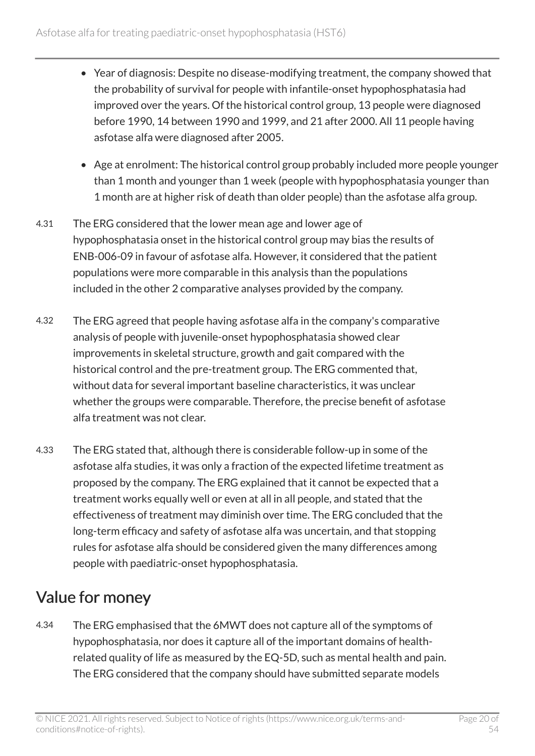- Year of diagnosis: Despite no disease-modifying treatment, the company showed that the probability of survival for people with infantile-onset hypophosphatasia had improved over the years. Of the historical control group, 13 people were diagnosed before 1990, 14 between 1990 and 1999, and 21 after 2000. All 11 people having asfotase alfa were diagnosed after 2005.
- Age at enrolment: The historical control group probably included more people younger than 1 month and younger than 1 week (people with hypophosphatasia younger than 1 month are at higher risk of death than older people) than the asfotase alfa group.

4.31 The ERG considered that the lower mean age and lower age of hypophosphatasia onset in the historical control group may bias the results of ENB-006-09 in favour of asfotase alfa. However, it considered that the patient populations were more comparable in this analysis than the populations included in the other 2 comparative analyses provided by the company.

4.32 The ERG agreed that people having asfotase alfa in the company's comparative analysis of people with juvenile-onset hypophosphatasia showed clear improvements in skeletal structure, growth and gait compared with the historical control and the pre-treatment group. The ERG commented that, without data for several important baseline characteristics, it was unclear whether the groups were comparable. Therefore, the precise benefit of asfotase alfa treatment was not clear.

4.33 The ERG stated that, although there is considerable follow-up in some of the asfotase alfa studies, it was only a fraction of the expected lifetime treatment as proposed by the company. The ERG explained that it cannot be expected that a treatment works equally well or even at all in all people, and stated that the effectiveness of treatment may diminish over time. The ERG concluded that the long-term efficacy and safety of asfotase alfa was uncertain, and that stopping rules for asfotase alfa should be considered given the many differences among people with paediatric-onset hypophosphatasia.

## Value for money

4.34 The ERG emphasised that the 6MWT does not capture all of the symptoms of hypophosphatasia, nor does it capture all of the important domains of health-related quality of life as measured by the EQ-5D, such as mental health and pain. The ERG considered that the company should have submitted separate models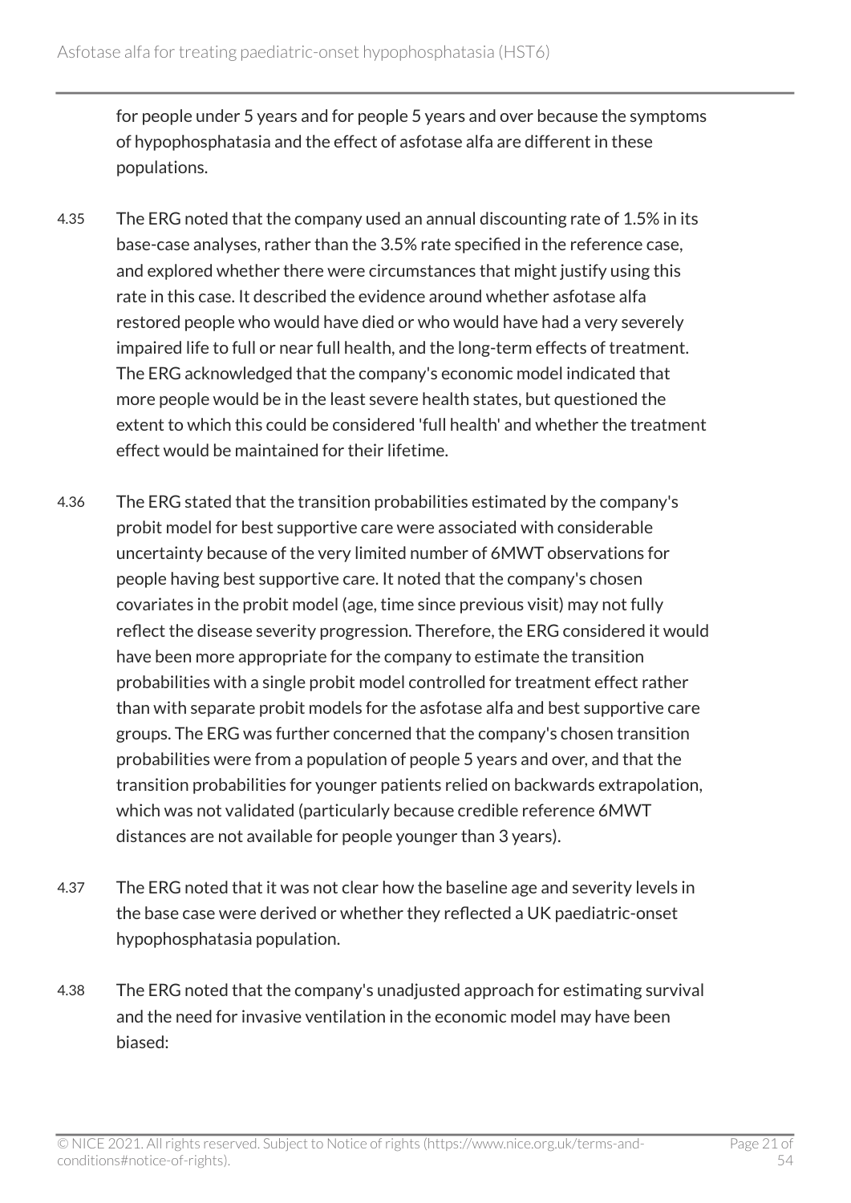for people under 5 years and for people 5 years and over because the symptoms of hypophosphatasia and the effect of asfotase alfa are different in these populations.

4.35 The ERG noted that the company used an annual discounting rate of 1.5% in its base-case analyses, rather than the 3.5% rate specified in the reference case, and explored whether there were circumstances that might justify using this rate in this case. It described the evidence around whether asfotase alfa restored people who would have died or who would have had a very severely impaired life to full or near full health, and the long-term effects of treatment. The ERG acknowledged that the company's economic model indicated that more people would be in the least severe health states, but questioned the extent to which this could be considered 'full health' and whether the treatment effect would be maintained for their lifetime.

4.36 The ERG stated that the transition probabilities estimated by the company's probit model for best supportive care were associated with considerable uncertainty because of the very limited number of 6MWT observations for people having best supportive care. It noted that the company's chosen covariates in the probit model (age, time since previous visit) may not fully reflect the disease severity progression. Therefore, the ERG considered it would have been more appropriate for the company to estimate the transition probabilities with a single probit model controlled for treatment effect rather than with separate probit models for the asfotase alfa and best supportive care groups. The ERG was further concerned that the company's chosen transition probabilities were from a population of people 5 years and over, and that the transition probabilities for younger patients relied on backwards extrapolation, which was not validated (particularly because credible reference 6MWT distances are not available for people younger than 3 years).

4.37 The ERG noted that it was not clear how the baseline age and severity levels in the base case were derived or whether they reflected a UK paediatric-onset hypophosphatasia population.

4.38 The ERG noted that the company's unadjusted approach for estimating survival and the need for invasive ventilation in the economic model may have been biased: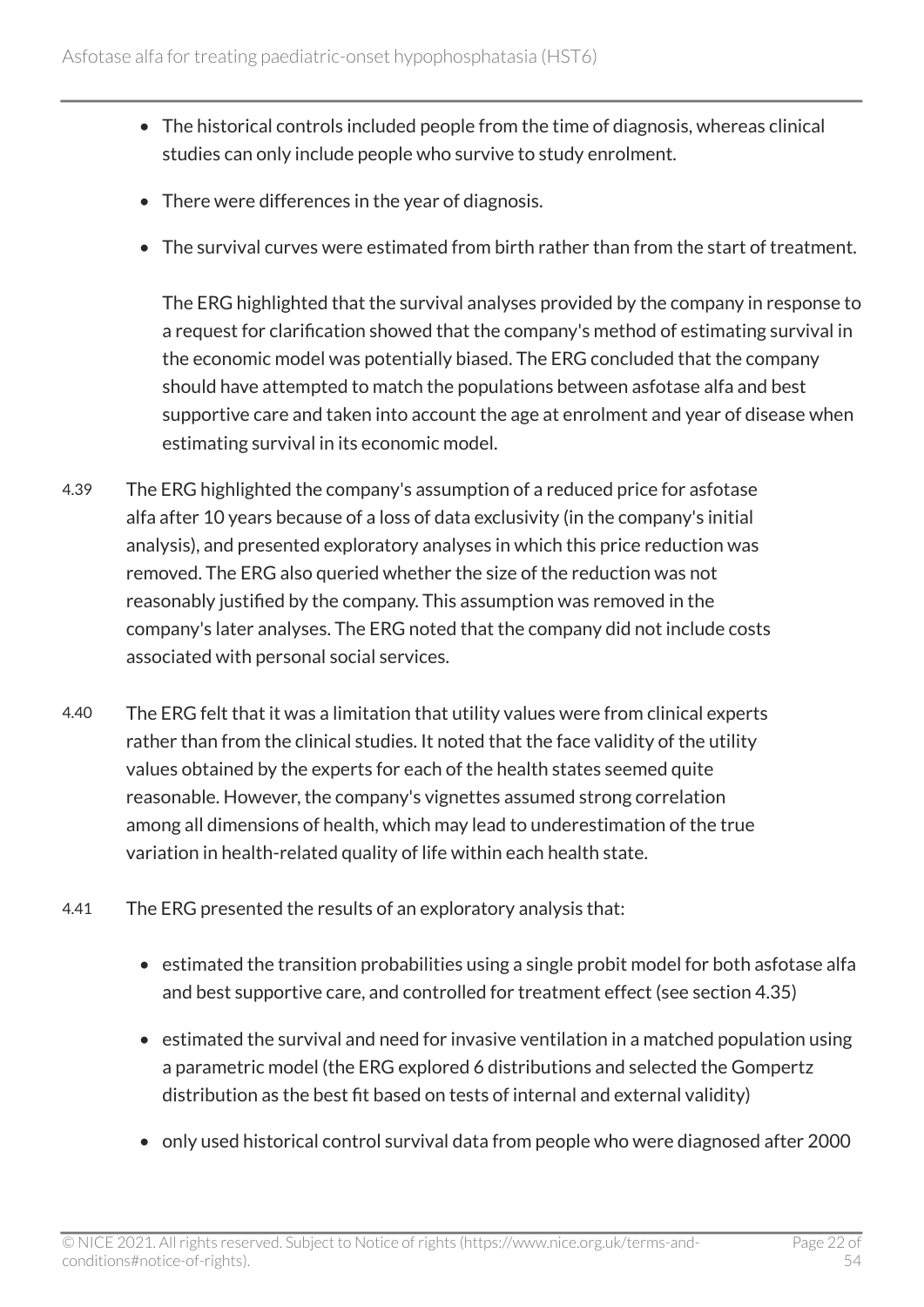- The historical controls included people from the time of diagnosis, whereas clinical studies can only include people who survive to study enrolment.
- There were differences in the year of diagnosis.
- The survival curves were estimated from birth rather than from the start of treatment.

  The ERG highlighted that the survival analyses provided by the company in response to a request for clarification showed that the company's method of estimating survival in the economic model was potentially biased. The ERG concluded that the company should have attempted to match the populations between asfotase alfa and best supportive care and taken into account the age at enrolment and year of disease when estimating survival in its economic model.

4.39 The ERG highlighted the company's assumption of a reduced price for asfotase alfa after 10 years because of a loss of data exclusivity (in the company's initial analysis), and presented exploratory analyses in which this price reduction was removed. The ERG also queried whether the size of the reduction was not reasonably justified by the company. This assumption was removed in the company's later analyses. The ERG noted that the company did not include costs associated with personal social services.

4.40 The ERG felt that it was a limitation that utility values were from clinical experts rather than from the clinical studies. It noted that the face validity of the utility values obtained by the experts for each of the health states seemed quite reasonable. However, the company's vignettes assumed strong correlation among all dimensions of health, which may lead to underestimation of the true variation in health-related quality of life within each health state.

4.41 The ERG presented the results of an exploratory analysis that:

- estimated the transition probabilities using a single probit model for both asfotase alfa and best supportive care, and controlled for treatment effect (see section 4.35)
- estimated the survival and need for invasive ventilation in a matched population using a parametric model (the ERG explored 6 distributions and selected the Gompertz distribution as the best fit based on tests of internal and external validity)
- only used historical control survival data from people who were diagnosed after 2000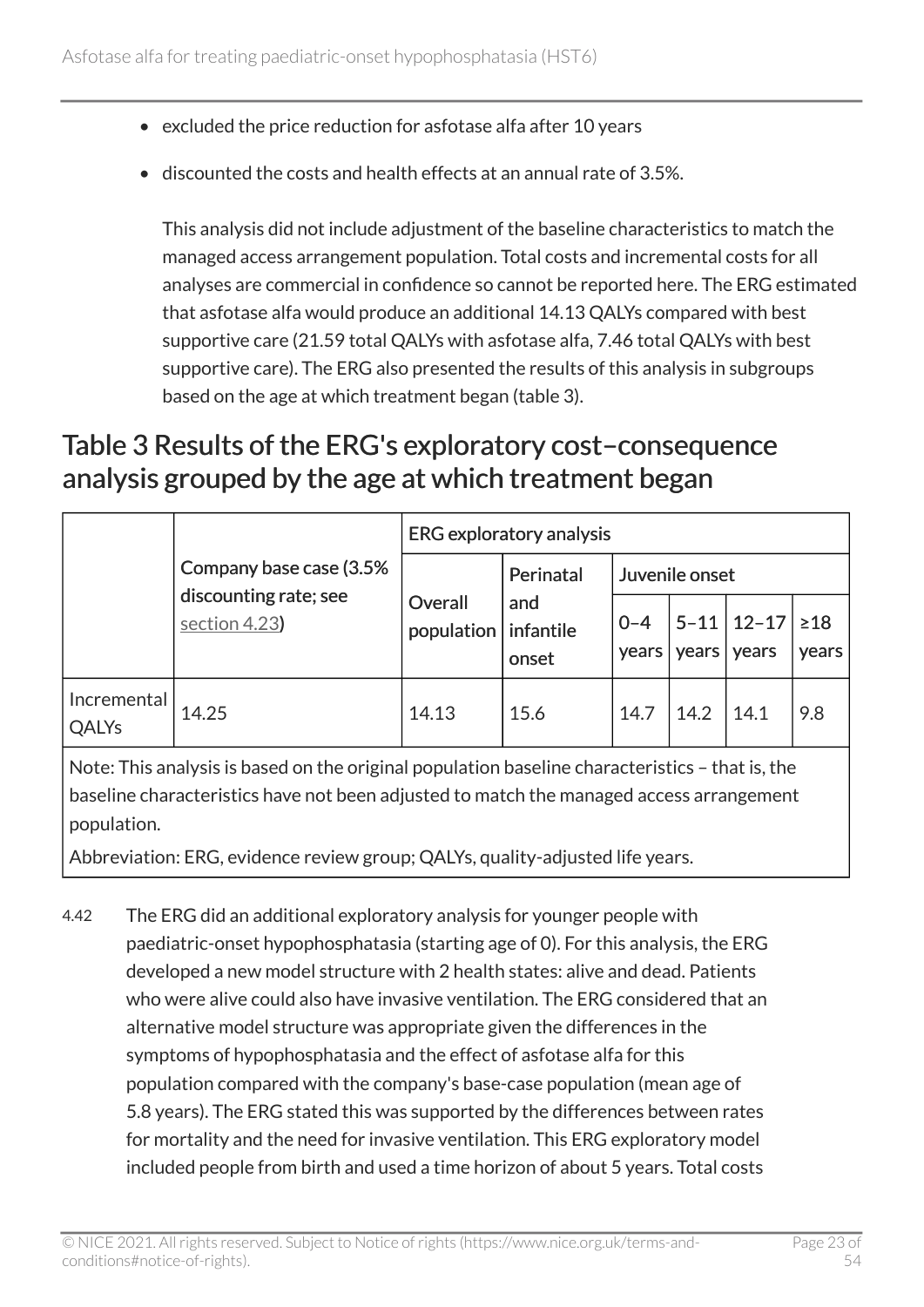- excluded the price reduction for asfotase alfa after 10 years
- discounted the costs and health effects at an annual rate of 3.5%.

  This analysis did not include adjustment of the baseline characteristics to match the managed access arrangement population. Total costs and incremental costs for all analyses are commercial in confidence so cannot be reported here. The ERG estimated that asfotase alfa would produce an additional 14.13 QALYs compared with best supportive care (21.59 total QALYs with asfotase alfa, 7.46 total QALYs with best supportive care). The ERG also presented the results of this analysis in subgroups based on the age at which treatment began (table 3).

## Table 3 Results of the ERG's exploratory cost–consequence analysis grouped by the age at which treatment began

| | Company base case (3.5% discounting rate; see section 4.23) | ERG exploratory analysis | | | | | |
|---|---|---|---|---|---|---|---|
| | | Overall population | Perinatal and infantile onset | Juvenile onset | | | |
| | | | | 0–4 years | 5–11 years | 12–17 years | ≥18 years |
| Incremental QALYs | 14.25 | 14.13 | 15.6 | 14.7 | 14.2 | 14.1 | 9.8 |

Note: This analysis is based on the original population baseline characteristics – that is, the baseline characteristics have not been adjusted to match the managed access arrangement population.

Abbreviation: ERG, evidence review group; QALYs, quality-adjusted life years.

4.42 The ERG did an additional exploratory analysis for younger people with paediatric-onset hypophosphatasia (starting age of 0). For this analysis, the ERG developed a new model structure with 2 health states: alive and dead. Patients who were alive could also have invasive ventilation. The ERG considered that an alternative model structure was appropriate given the differences in the symptoms of hypophosphatasia and the effect of asfotase alfa for this population compared with the company's base-case population (mean age of 5.8 years). The ERG stated this was supported by the differences between rates for mortality and the need for invasive ventilation. This ERG exploratory model included people from birth and used a time horizon of about 5 years. Total costs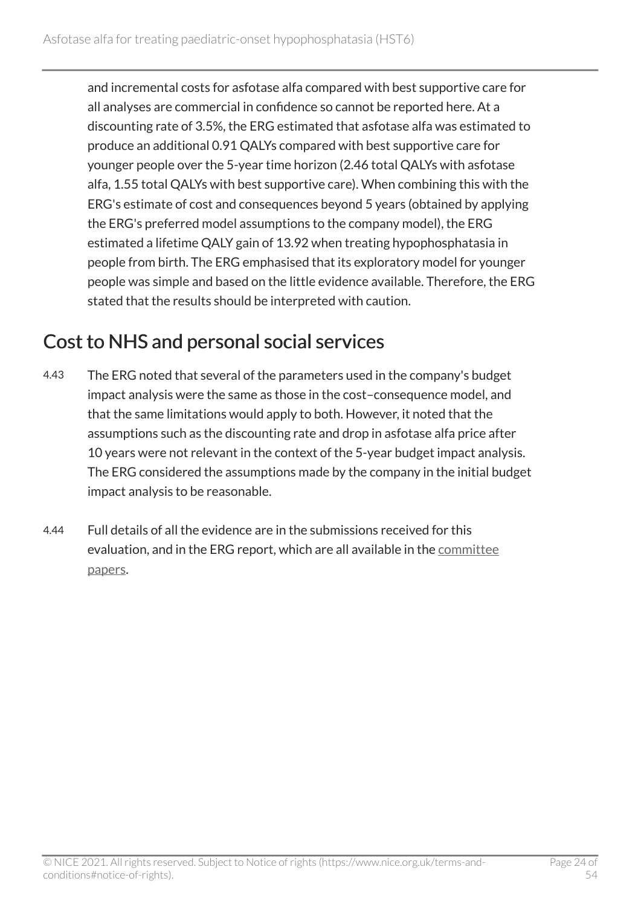and incremental costs for asfotase alfa compared with best supportive care for all analyses are commercial in confidence so cannot be reported here. At a discounting rate of 3.5%, the ERG estimated that asfotase alfa was estimated to produce an additional 0.91 QALYs compared with best supportive care for younger people over the 5-year time horizon (2.46 total QALYs with asfotase alfa, 1.55 total QALYs with best supportive care). When combining this with the ERG's estimate of cost and consequences beyond 5 years (obtained by applying the ERG's preferred model assumptions to the company model), the ERG estimated a lifetime QALY gain of 13.92 when treating hypophosphatasia in people from birth. The ERG emphasised that its exploratory model for younger people was simple and based on the little evidence available. Therefore, the ERG stated that the results should be interpreted with caution.

## Cost to NHS and personal social services

4.43 The ERG noted that several of the parameters used in the company's budget impact analysis were the same as those in the cost–consequence model, and that the same limitations would apply to both. However, it noted that the assumptions such as the discounting rate and drop in asfotase alfa price after 10 years were not relevant in the context of the 5-year budget impact analysis. The ERG considered the assumptions made by the company in the initial budget impact analysis to be reasonable.

4.44 Full details of all the evidence are in the submissions received for this evaluation, and in the ERG report, which are all available in the committee papers.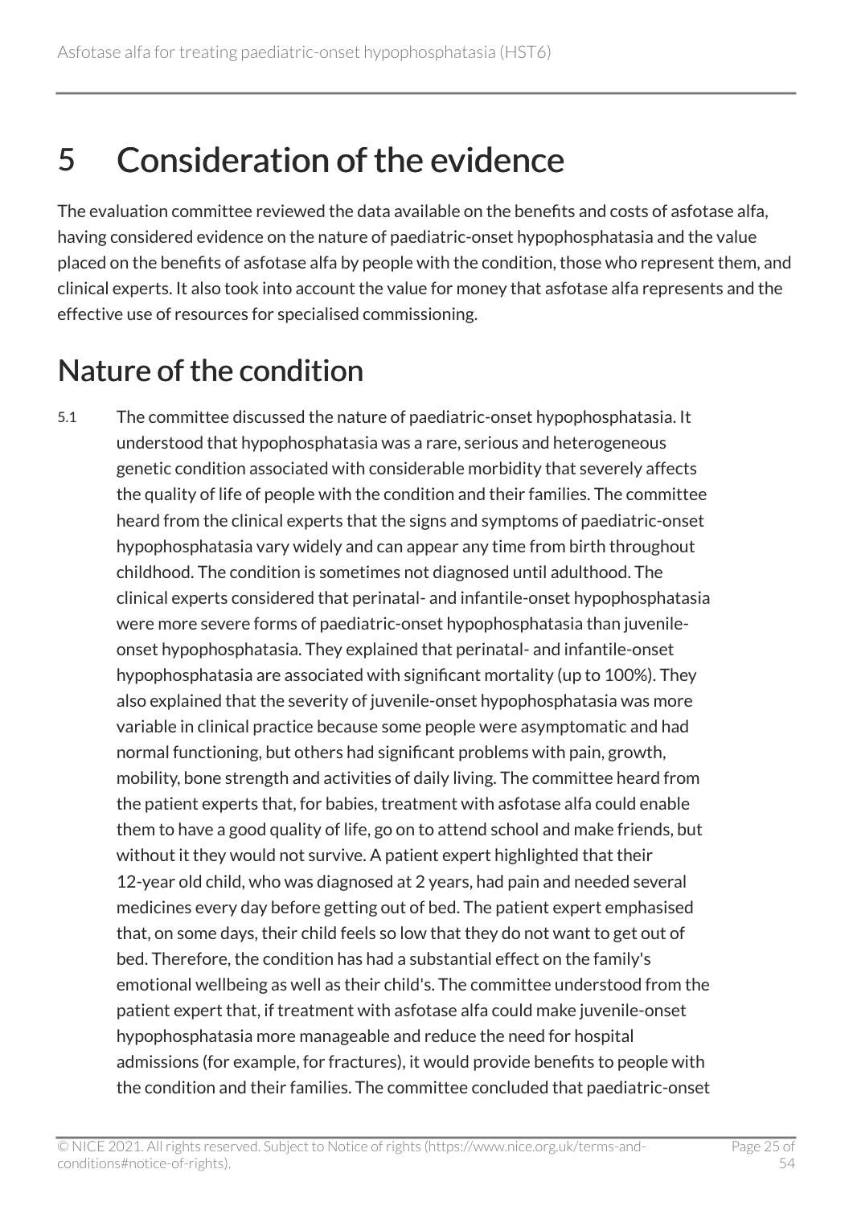# 5 Consideration of the evidence

The evaluation committee reviewed the data available on the benefits and costs of asfotase alfa, having considered evidence on the nature of paediatric-onset hypophosphatasia and the value placed on the benefits of asfotase alfa by people with the condition, those who represent them, and clinical experts. It also took into account the value for money that asfotase alfa represents and the effective use of resources for specialised commissioning.

## Nature of the condition

5.1 The committee discussed the nature of paediatric-onset hypophosphatasia. It understood that hypophosphatasia was a rare, serious and heterogeneous genetic condition associated with considerable morbidity that severely affects the quality of life of people with the condition and their families. The committee heard from the clinical experts that the signs and symptoms of paediatric-onset hypophosphatasia vary widely and can appear any time from birth throughout childhood. The condition is sometimes not diagnosed until adulthood. The clinical experts considered that perinatal- and infantile-onset hypophosphatasia were more severe forms of paediatric-onset hypophosphatasia than juvenile-onset hypophosphatasia. They explained that perinatal- and infantile-onset hypophosphatasia are associated with significant mortality (up to 100%). They also explained that the severity of juvenile-onset hypophosphatasia was more variable in clinical practice because some people were asymptomatic and had normal functioning, but others had significant problems with pain, growth, mobility, bone strength and activities of daily living. The committee heard from the patient experts that, for babies, treatment with asfotase alfa could enable them to have a good quality of life, go on to attend school and make friends, but without it they would not survive. A patient expert highlighted that their 12-year old child, who was diagnosed at 2 years, had pain and needed several medicines every day before getting out of bed. The patient expert emphasised that, on some days, their child feels so low that they do not want to get out of bed. Therefore, the condition has had a substantial effect on the family's emotional wellbeing as well as their child's. The committee understood from the patient expert that, if treatment with asfotase alfa could make juvenile-onset hypophosphatasia more manageable and reduce the need for hospital admissions (for example, for fractures), it would provide benefits to people with the condition and their families. The committee concluded that paediatric-onset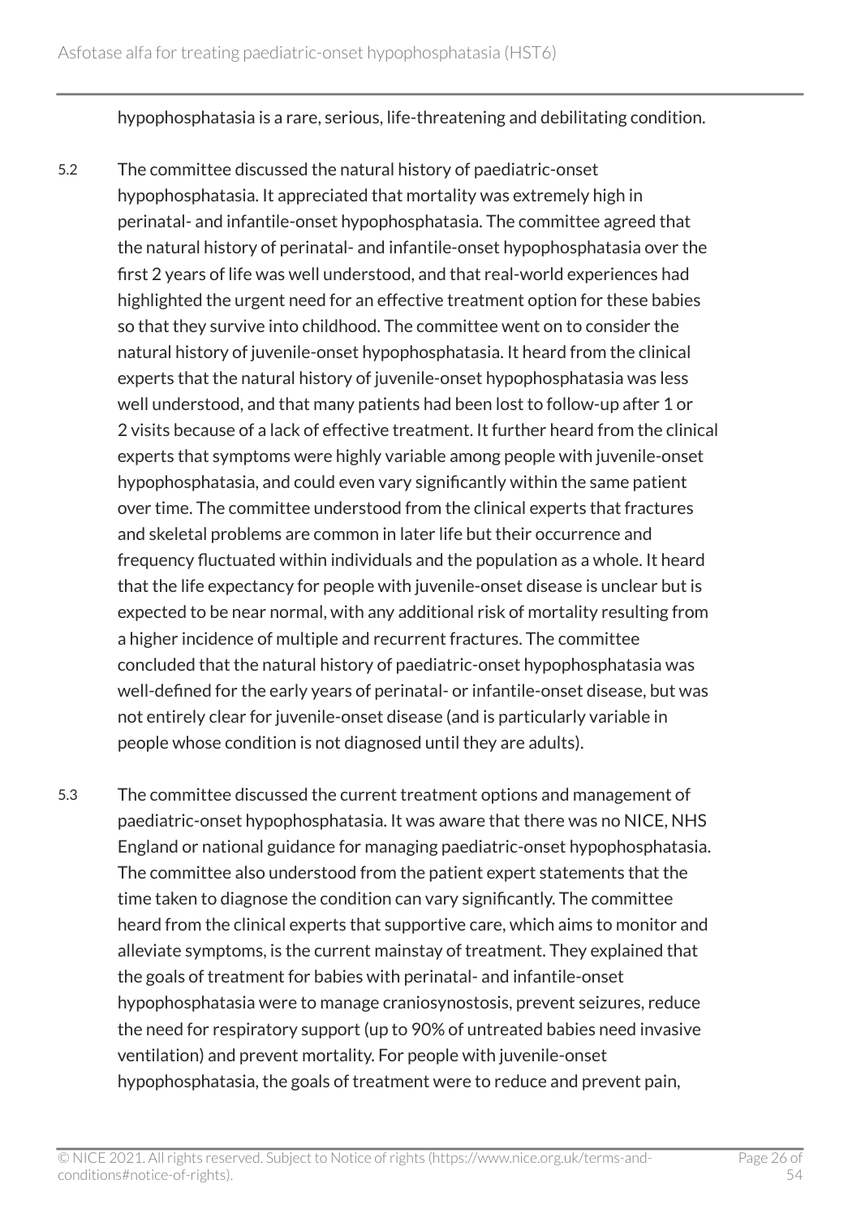hypophosphatasia is a rare, serious, life-threatening and debilitating condition.

5.2 The committee discussed the natural history of paediatric-onset hypophosphatasia. It appreciated that mortality was extremely high in perinatal- and infantile-onset hypophosphatasia. The committee agreed that the natural history of perinatal- and infantile-onset hypophosphatasia over the first 2 years of life was well understood, and that real-world experiences had highlighted the urgent need for an effective treatment option for these babies so that they survive into childhood. The committee went on to consider the natural history of juvenile-onset hypophosphatasia. It heard from the clinical experts that the natural history of juvenile-onset hypophosphatasia was less well understood, and that many patients had been lost to follow-up after 1 or 2 visits because of a lack of effective treatment. It further heard from the clinical experts that symptoms were highly variable among people with juvenile-onset hypophosphatasia, and could even vary significantly within the same patient over time. The committee understood from the clinical experts that fractures and skeletal problems are common in later life but their occurrence and frequency fluctuated within individuals and the population as a whole. It heard that the life expectancy for people with juvenile-onset disease is unclear but is expected to be near normal, with any additional risk of mortality resulting from a higher incidence of multiple and recurrent fractures. The committee concluded that the natural history of paediatric-onset hypophosphatasia was well-defined for the early years of perinatal- or infantile-onset disease, but was not entirely clear for juvenile-onset disease (and is particularly variable in people whose condition is not diagnosed until they are adults).

5.3 The committee discussed the current treatment options and management of paediatric-onset hypophosphatasia. It was aware that there was no NICE, NHS England or national guidance for managing paediatric-onset hypophosphatasia. The committee also understood from the patient expert statements that the time taken to diagnose the condition can vary significantly. The committee heard from the clinical experts that supportive care, which aims to monitor and alleviate symptoms, is the current mainstay of treatment. They explained that the goals of treatment for babies with perinatal- and infantile-onset hypophosphatasia were to manage craniosynostosis, prevent seizures, reduce the need for respiratory support (up to 90% of untreated babies need invasive ventilation) and prevent mortality. For people with juvenile-onset hypophosphatasia, the goals of treatment were to reduce and prevent pain,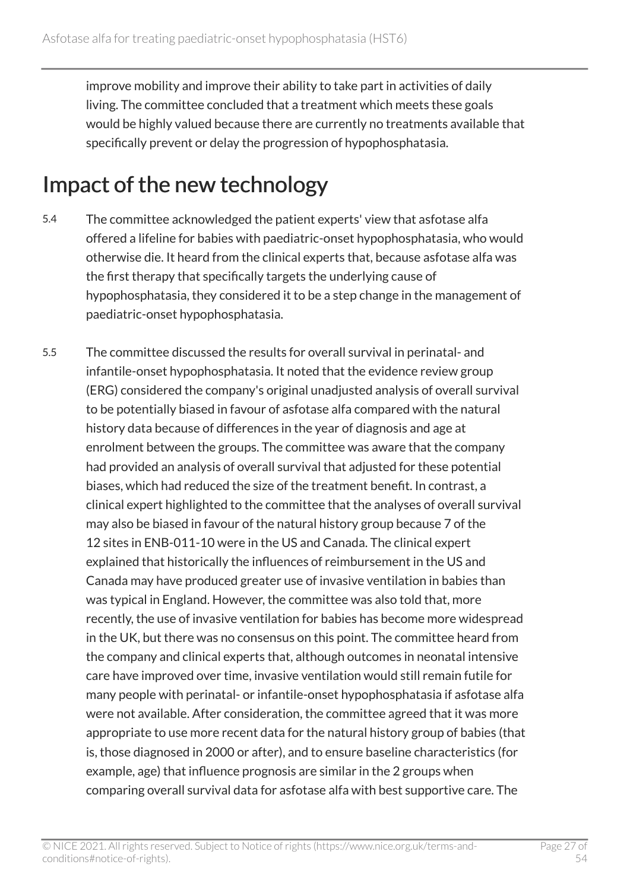improve mobility and improve their ability to take part in activities of daily living. The committee concluded that a treatment which meets these goals would be highly valued because there are currently no treatments available that specifically prevent or delay the progression of hypophosphatasia.

## Impact of the new technology

5.4 The committee acknowledged the patient experts' view that asfotase alfa offered a lifeline for babies with paediatric-onset hypophosphatasia, who would otherwise die. It heard from the clinical experts that, because asfotase alfa was the first therapy that specifically targets the underlying cause of hypophosphatasia, they considered it to be a step change in the management of paediatric-onset hypophosphatasia.

5.5 The committee discussed the results for overall survival in perinatal- and infantile-onset hypophosphatasia. It noted that the evidence review group (ERG) considered the company's original unadjusted analysis of overall survival to be potentially biased in favour of asfotase alfa compared with the natural history data because of differences in the year of diagnosis and age at enrolment between the groups. The committee was aware that the company had provided an analysis of overall survival that adjusted for these potential biases, which had reduced the size of the treatment benefit. In contrast, a clinical expert highlighted to the committee that the analyses of overall survival may also be biased in favour of the natural history group because 7 of the 12 sites in ENB-011-10 were in the US and Canada. The clinical expert explained that historically the influences of reimbursement in the US and Canada may have produced greater use of invasive ventilation in babies than was typical in England. However, the committee was also told that, more recently, the use of invasive ventilation for babies has become more widespread in the UK, but there was no consensus on this point. The committee heard from the company and clinical experts that, although outcomes in neonatal intensive care have improved over time, invasive ventilation would still remain futile for many people with perinatal- or infantile-onset hypophosphatasia if asfotase alfa were not available. After consideration, the committee agreed that it was more appropriate to use more recent data for the natural history group of babies (that is, those diagnosed in 2000 or after), and to ensure baseline characteristics (for example, age) that influence prognosis are similar in the 2 groups when comparing overall survival data for asfotase alfa with best supportive care. The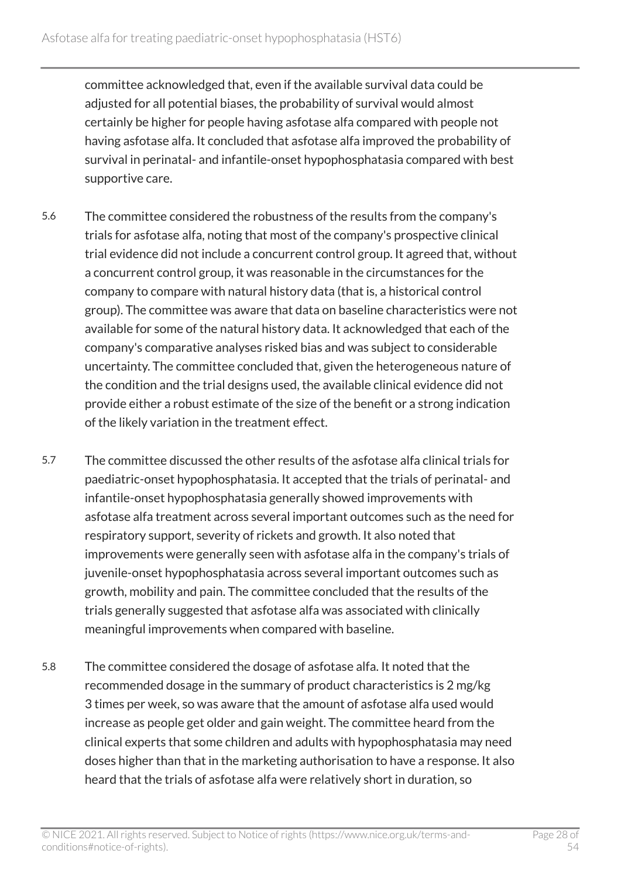committee acknowledged that, even if the available survival data could be adjusted for all potential biases, the probability of survival would almost certainly be higher for people having asfotase alfa compared with people not having asfotase alfa. It concluded that asfotase alfa improved the probability of survival in perinatal- and infantile-onset hypophosphatasia compared with best supportive care.

5.6 The committee considered the robustness of the results from the company's trials for asfotase alfa, noting that most of the company's prospective clinical trial evidence did not include a concurrent control group. It agreed that, without a concurrent control group, it was reasonable in the circumstances for the company to compare with natural history data (that is, a historical control group). The committee was aware that data on baseline characteristics were not available for some of the natural history data. It acknowledged that each of the company's comparative analyses risked bias and was subject to considerable uncertainty. The committee concluded that, given the heterogeneous nature of the condition and the trial designs used, the available clinical evidence did not provide either a robust estimate of the size of the benefit or a strong indication of the likely variation in the treatment effect.

5.7 The committee discussed the other results of the asfotase alfa clinical trials for paediatric-onset hypophosphatasia. It accepted that the trials of perinatal- and infantile-onset hypophosphatasia generally showed improvements with asfotase alfa treatment across several important outcomes such as the need for respiratory support, severity of rickets and growth. It also noted that improvements were generally seen with asfotase alfa in the company's trials of juvenile-onset hypophosphatasia across several important outcomes such as growth, mobility and pain. The committee concluded that the results of the trials generally suggested that asfotase alfa was associated with clinically meaningful improvements when compared with baseline.

5.8 The committee considered the dosage of asfotase alfa. It noted that the recommended dosage in the summary of product characteristics is 2 mg/kg 3 times per week, so was aware that the amount of asfotase alfa used would increase as people get older and gain weight. The committee heard from the clinical experts that some children and adults with hypophosphatasia may need doses higher than that in the marketing authorisation to have a response. It also heard that the trials of asfotase alfa were relatively short in duration, so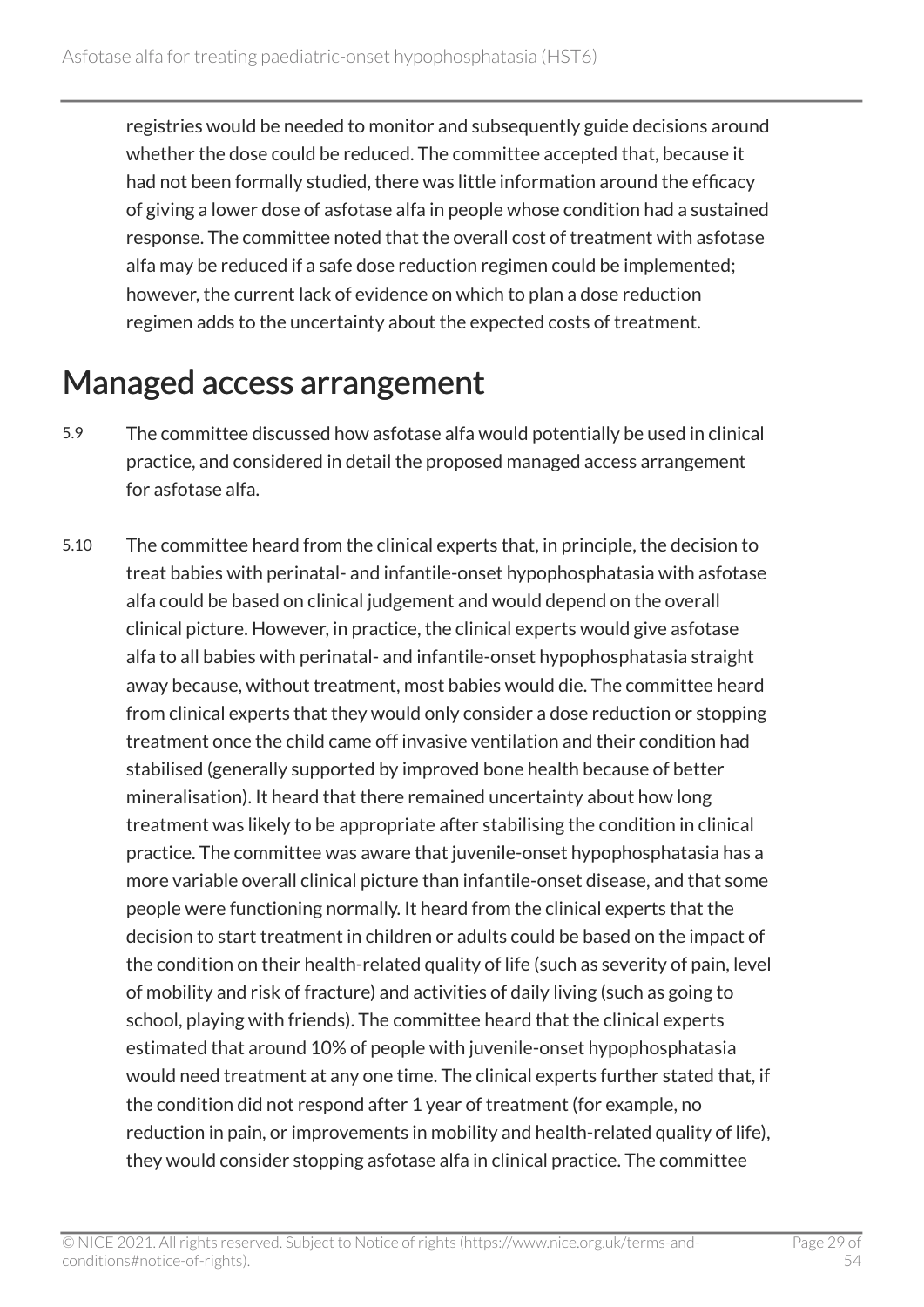registries would be needed to monitor and subsequently guide decisions around whether the dose could be reduced. The committee accepted that, because it had not been formally studied, there was little information around the efficacy of giving a lower dose of asfotase alfa in people whose condition had a sustained response. The committee noted that the overall cost of treatment with asfotase alfa may be reduced if a safe dose reduction regimen could be implemented; however, the current lack of evidence on which to plan a dose reduction regimen adds to the uncertainty about the expected costs of treatment.

## Managed access arrangement

5.9 The committee discussed how asfotase alfa would potentially be used in clinical practice, and considered in detail the proposed managed access arrangement for asfotase alfa.

5.10 The committee heard from the clinical experts that, in principle, the decision to treat babies with perinatal- and infantile-onset hypophosphatasia with asfotase alfa could be based on clinical judgement and would depend on the overall clinical picture. However, in practice, the clinical experts would give asfotase alfa to all babies with perinatal- and infantile-onset hypophosphatasia straight away because, without treatment, most babies would die. The committee heard from clinical experts that they would only consider a dose reduction or stopping treatment once the child came off invasive ventilation and their condition had stabilised (generally supported by improved bone health because of better mineralisation). It heard that there remained uncertainty about how long treatment was likely to be appropriate after stabilising the condition in clinical practice. The committee was aware that juvenile-onset hypophosphatasia has a more variable overall clinical picture than infantile-onset disease, and that some people were functioning normally. It heard from the clinical experts that the decision to start treatment in children or adults could be based on the impact of the condition on their health-related quality of life (such as severity of pain, level of mobility and risk of fracture) and activities of daily living (such as going to school, playing with friends). The committee heard that the clinical experts estimated that around 10% of people with juvenile-onset hypophosphatasia would need treatment at any one time. The clinical experts further stated that, if the condition did not respond after 1 year of treatment (for example, no reduction in pain, or improvements in mobility and health-related quality of life), they would consider stopping asfotase alfa in clinical practice. The committee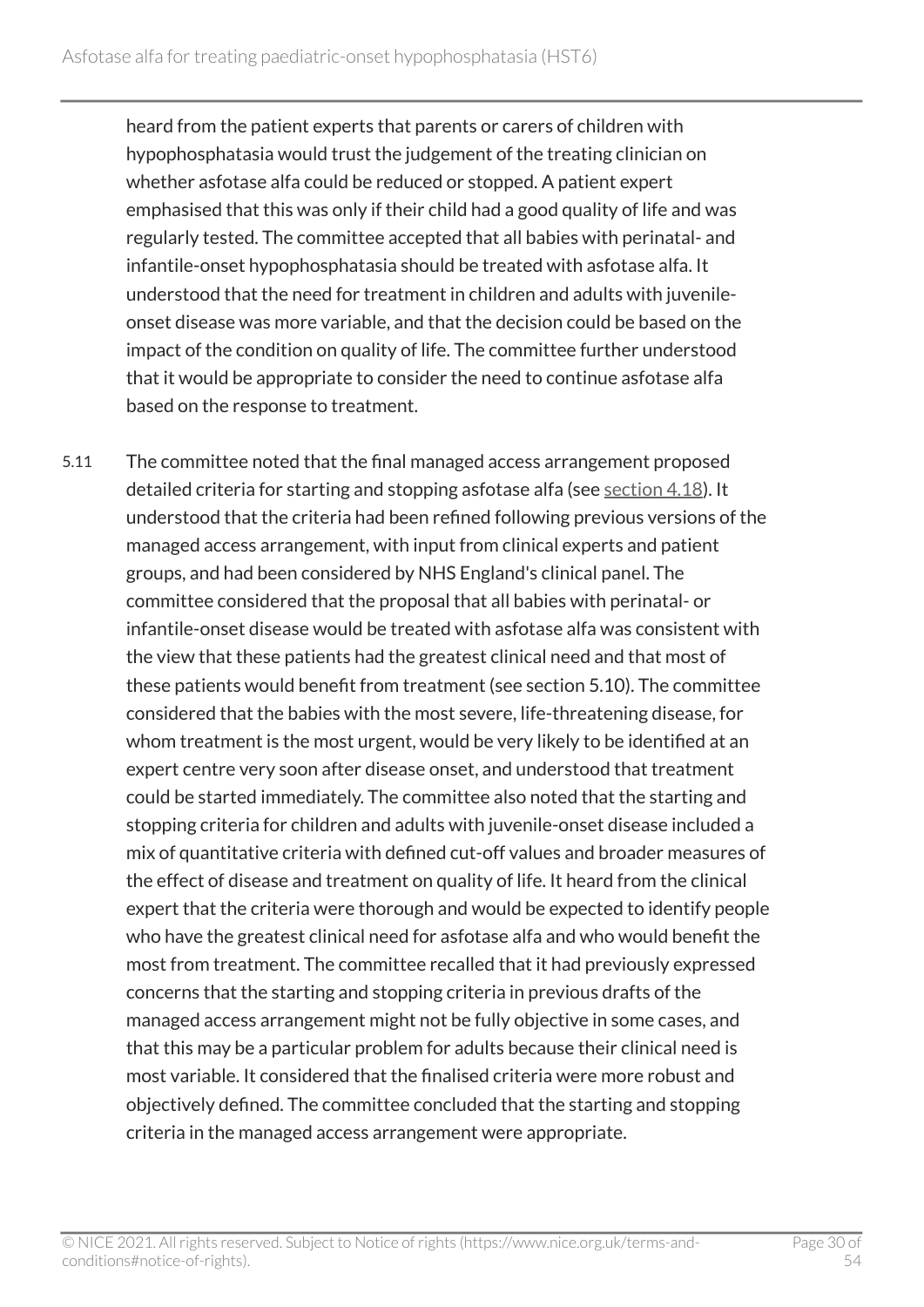heard from the patient experts that parents or carers of children with hypophosphatasia would trust the judgement of the treating clinician on whether asfotase alfa could be reduced or stopped. A patient expert emphasised that this was only if their child had a good quality of life and was regularly tested. The committee accepted that all babies with perinatal- and infantile-onset hypophosphatasia should be treated with asfotase alfa. It understood that the need for treatment in children and adults with juvenile-onset disease was more variable, and that the decision could be based on the impact of the condition on quality of life. The committee further understood that it would be appropriate to consider the need to continue asfotase alfa based on the response to treatment.

5.11 The committee noted that the final managed access arrangement proposed detailed criteria for starting and stopping asfotase alfa (see section 4.18). It understood that the criteria had been refined following previous versions of the managed access arrangement, with input from clinical experts and patient groups, and had been considered by NHS England's clinical panel. The committee considered that the proposal that all babies with perinatal- or infantile-onset disease would be treated with asfotase alfa was consistent with the view that these patients had the greatest clinical need and that most of these patients would benefit from treatment (see section 5.10). The committee considered that the babies with the most severe, life-threatening disease, for whom treatment is the most urgent, would be very likely to be identified at an expert centre very soon after disease onset, and understood that treatment could be started immediately. The committee also noted that the starting and stopping criteria for children and adults with juvenile-onset disease included a mix of quantitative criteria with defined cut-off values and broader measures of the effect of disease and treatment on quality of life. It heard from the clinical expert that the criteria were thorough and would be expected to identify people who have the greatest clinical need for asfotase alfa and who would benefit the most from treatment. The committee recalled that it had previously expressed concerns that the starting and stopping criteria in previous drafts of the managed access arrangement might not be fully objective in some cases, and that this may be a particular problem for adults because their clinical need is most variable. It considered that the finalised criteria were more robust and objectively defined. The committee concluded that the starting and stopping criteria in the managed access arrangement were appropriate.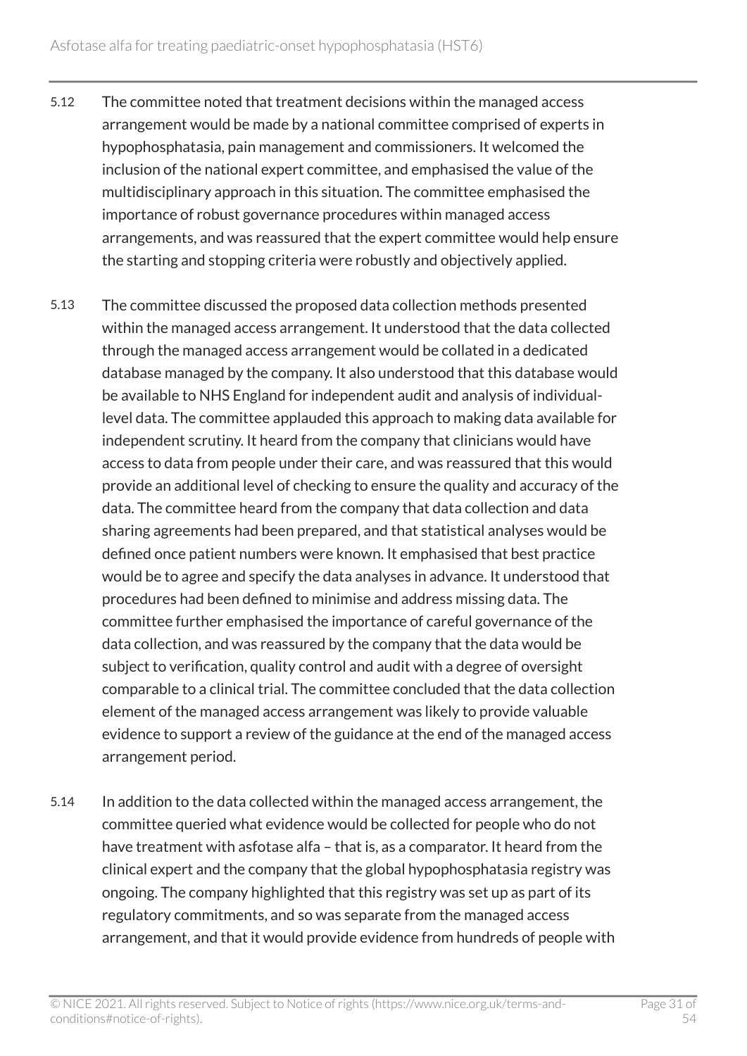5.12 The committee noted that treatment decisions within the managed access arrangement would be made by a national committee comprised of experts in hypophosphatasia, pain management and commissioners. It welcomed the inclusion of the national expert committee, and emphasised the value of the multidisciplinary approach in this situation. The committee emphasised the importance of robust governance procedures within managed access arrangements, and was reassured that the expert committee would help ensure the starting and stopping criteria were robustly and objectively applied.

5.13 The committee discussed the proposed data collection methods presented within the managed access arrangement. It understood that the data collected through the managed access arrangement would be collated in a dedicated database managed by the company. It also understood that this database would be available to NHS England for independent audit and analysis of individual-level data. The committee applauded this approach to making data available for independent scrutiny. It heard from the company that clinicians would have access to data from people under their care, and was reassured that this would provide an additional level of checking to ensure the quality and accuracy of the data. The committee heard from the company that data collection and data sharing agreements had been prepared, and that statistical analyses would be defined once patient numbers were known. It emphasised that best practice would be to agree and specify the data analyses in advance. It understood that procedures had been defined to minimise and address missing data. The committee further emphasised the importance of careful governance of the data collection, and was reassured by the company that the data would be subject to verification, quality control and audit with a degree of oversight comparable to a clinical trial. The committee concluded that the data collection element of the managed access arrangement was likely to provide valuable evidence to support a review of the guidance at the end of the managed access arrangement period.

5.14 In addition to the data collected within the managed access arrangement, the committee queried what evidence would be collected for people who do not have treatment with asfotase alfa – that is, as a comparator. It heard from the clinical expert and the company that the global hypophosphatasia registry was ongoing. The company highlighted that this registry was set up as part of its regulatory commitments, and so was separate from the managed access arrangement, and that it would provide evidence from hundreds of people with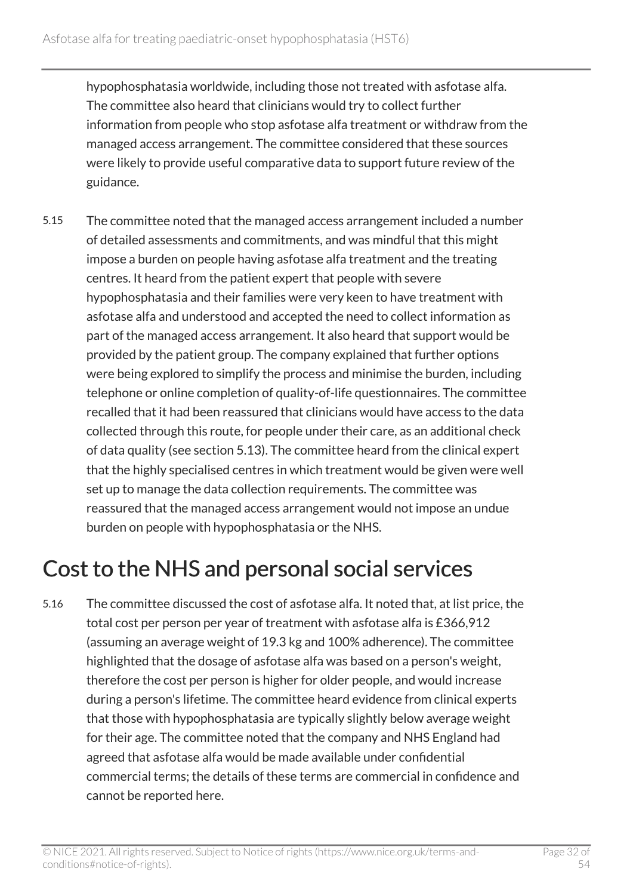hypophosphatasia worldwide, including those not treated with asfotase alfa. The committee also heard that clinicians would try to collect further information from people who stop asfotase alfa treatment or withdraw from the managed access arrangement. The committee considered that these sources were likely to provide useful comparative data to support future review of the guidance.

5.15 The committee noted that the managed access arrangement included a number of detailed assessments and commitments, and was mindful that this might impose a burden on people having asfotase alfa treatment and the treating centres. It heard from the patient expert that people with severe hypophosphatasia and their families were very keen to have treatment with asfotase alfa and understood and accepted the need to collect information as part of the managed access arrangement. It also heard that support would be provided by the patient group. The company explained that further options were being explored to simplify the process and minimise the burden, including telephone or online completion of quality-of-life questionnaires. The committee recalled that it had been reassured that clinicians would have access to the data collected through this route, for people under their care, as an additional check of data quality (see section 5.13). The committee heard from the clinical expert that the highly specialised centres in which treatment would be given were well set up to manage the data collection requirements. The committee was reassured that the managed access arrangement would not impose an undue burden on people with hypophosphatasia or the NHS.

## Cost to the NHS and personal social services

5.16 The committee discussed the cost of asfotase alfa. It noted that, at list price, the total cost per person per year of treatment with asfotase alfa is £366,912 (assuming an average weight of 19.3 kg and 100% adherence). The committee highlighted that the dosage of asfotase alfa was based on a person's weight, therefore the cost per person is higher for older people, and would increase during a person's lifetime. The committee heard evidence from clinical experts that those with hypophosphatasia are typically slightly below average weight for their age. The committee noted that the company and NHS England had agreed that asfotase alfa would be made available under confidential commercial terms; the details of these terms are commercial in confidence and cannot be reported here.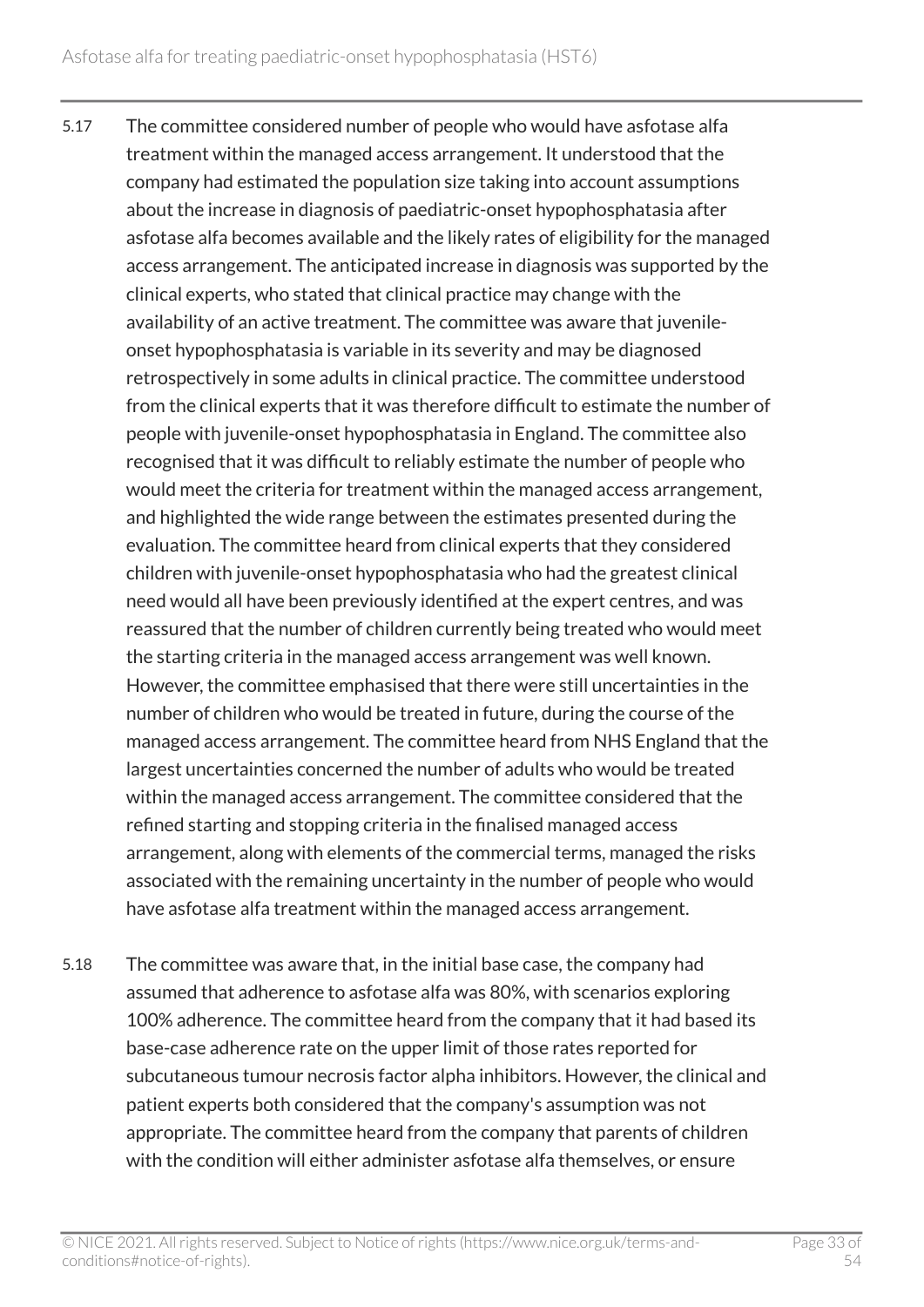5.17 The committee considered number of people who would have asfotase alfa treatment within the managed access arrangement. It understood that the company had estimated the population size taking into account assumptions about the increase in diagnosis of paediatric-onset hypophosphatasia after asfotase alfa becomes available and the likely rates of eligibility for the managed access arrangement. The anticipated increase in diagnosis was supported by the clinical experts, who stated that clinical practice may change with the availability of an active treatment. The committee was aware that juvenile-onset hypophosphatasia is variable in its severity and may be diagnosed retrospectively in some adults in clinical practice. The committee understood from the clinical experts that it was therefore difficult to estimate the number of people with juvenile-onset hypophosphatasia in England. The committee also recognised that it was difficult to reliably estimate the number of people who would meet the criteria for treatment within the managed access arrangement, and highlighted the wide range between the estimates presented during the evaluation. The committee heard from clinical experts that they considered children with juvenile-onset hypophosphatasia who had the greatest clinical need would all have been previously identified at the expert centres, and was reassured that the number of children currently being treated who would meet the starting criteria in the managed access arrangement was well known. However, the committee emphasised that there were still uncertainties in the number of children who would be treated in future, during the course of the managed access arrangement. The committee heard from NHS England that the largest uncertainties concerned the number of adults who would be treated within the managed access arrangement. The committee considered that the refined starting and stopping criteria in the finalised managed access arrangement, along with elements of the commercial terms, managed the risks associated with the remaining uncertainty in the number of people who would have asfotase alfa treatment within the managed access arrangement.

5.18 The committee was aware that, in the initial base case, the company had assumed that adherence to asfotase alfa was 80%, with scenarios exploring 100% adherence. The committee heard from the company that it had based its base-case adherence rate on the upper limit of those rates reported for subcutaneous tumour necrosis factor alpha inhibitors. However, the clinical and patient experts both considered that the company's assumption was not appropriate. The committee heard from the company that parents of children with the condition will either administer asfotase alfa themselves, or ensure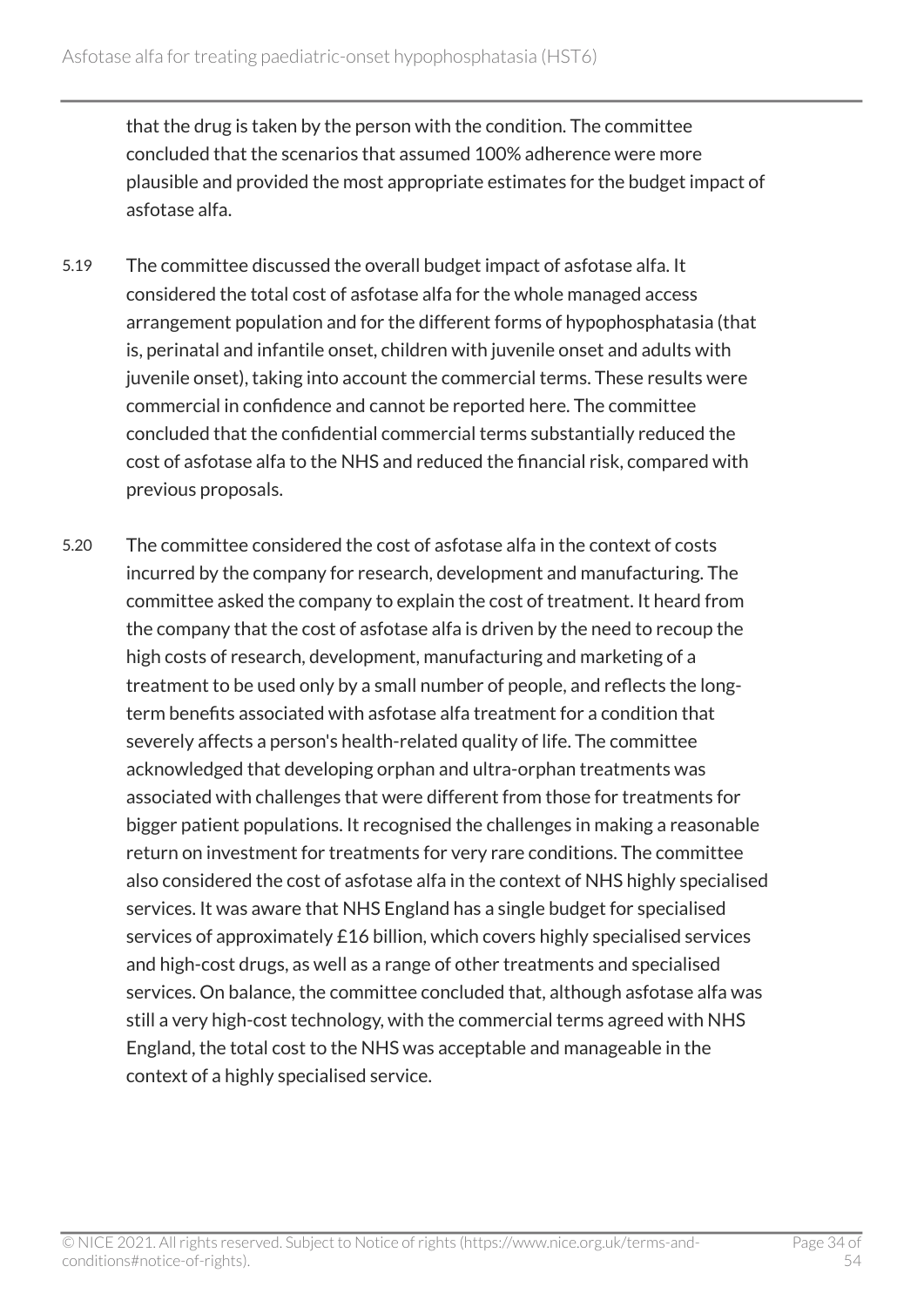that the drug is taken by the person with the condition. The committee concluded that the scenarios that assumed 100% adherence were more plausible and provided the most appropriate estimates for the budget impact of asfotase alfa.

5.19 The committee discussed the overall budget impact of asfotase alfa. It considered the total cost of asfotase alfa for the whole managed access arrangement population and for the different forms of hypophosphatasia (that is, perinatal and infantile onset, children with juvenile onset and adults with juvenile onset), taking into account the commercial terms. These results were commercial in confidence and cannot be reported here. The committee concluded that the confidential commercial terms substantially reduced the cost of asfotase alfa to the NHS and reduced the financial risk, compared with previous proposals.

5.20 The committee considered the cost of asfotase alfa in the context of costs incurred by the company for research, development and manufacturing. The committee asked the company to explain the cost of treatment. It heard from the company that the cost of asfotase alfa is driven by the need to recoup the high costs of research, development, manufacturing and marketing of a treatment to be used only by a small number of people, and reflects the long-term benefits associated with asfotase alfa treatment for a condition that severely affects a person's health-related quality of life. The committee acknowledged that developing orphan and ultra-orphan treatments was associated with challenges that were different from those for treatments for bigger patient populations. It recognised the challenges in making a reasonable return on investment for treatments for very rare conditions. The committee also considered the cost of asfotase alfa in the context of NHS highly specialised services. It was aware that NHS England has a single budget for specialised services of approximately £16 billion, which covers highly specialised services and high-cost drugs, as well as a range of other treatments and specialised services. On balance, the committee concluded that, although asfotase alfa was still a very high-cost technology, with the commercial terms agreed with NHS England, the total cost to the NHS was acceptable and manageable in the context of a highly specialised service.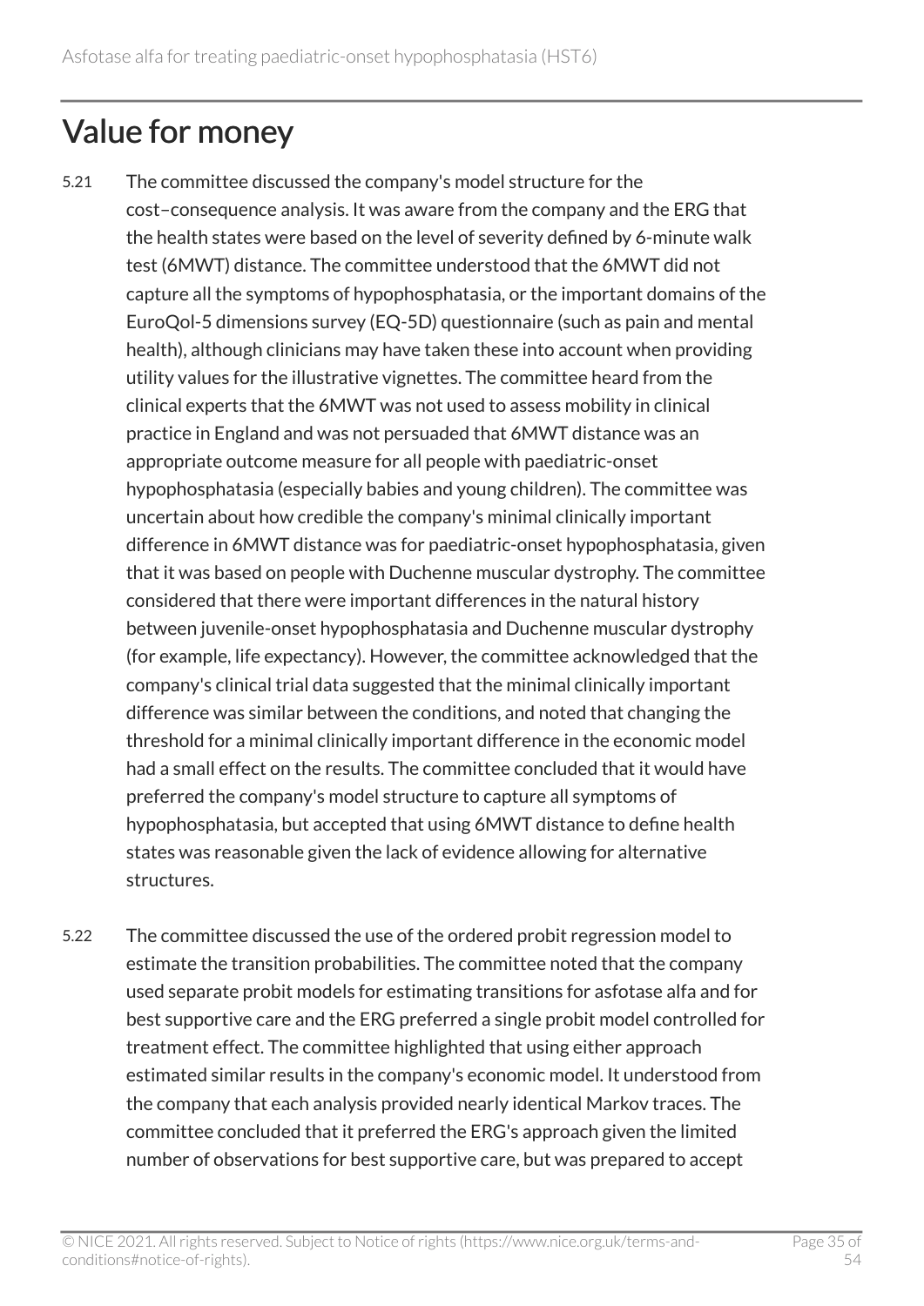## Value for money

5.21 The committee discussed the company's model structure for the cost–consequence analysis. It was aware from the company and the ERG that the health states were based on the level of severity defined by 6-minute walk test (6MWT) distance. The committee understood that the 6MWT did not capture all the symptoms of hypophosphatasia, or the important domains of the EuroQol-5 dimensions survey (EQ-5D) questionnaire (such as pain and mental health), although clinicians may have taken these into account when providing utility values for the illustrative vignettes. The committee heard from the clinical experts that the 6MWT was not used to assess mobility in clinical practice in England and was not persuaded that 6MWT distance was an appropriate outcome measure for all people with paediatric-onset hypophosphatasia (especially babies and young children). The committee was uncertain about how credible the company's minimal clinically important difference in 6MWT distance was for paediatric-onset hypophosphatasia, given that it was based on people with Duchenne muscular dystrophy. The committee considered that there were important differences in the natural history between juvenile-onset hypophosphatasia and Duchenne muscular dystrophy (for example, life expectancy). However, the committee acknowledged that the company's clinical trial data suggested that the minimal clinically important difference was similar between the conditions, and noted that changing the threshold for a minimal clinically important difference in the economic model had a small effect on the results. The committee concluded that it would have preferred the company's model structure to capture all symptoms of hypophosphatasia, but accepted that using 6MWT distance to define health states was reasonable given the lack of evidence allowing for alternative structures.

5.22 The committee discussed the use of the ordered probit regression model to estimate the transition probabilities. The committee noted that the company used separate probit models for estimating transitions for asfotase alfa and for best supportive care and the ERG preferred a single probit model controlled for treatment effect. The committee highlighted that using either approach estimated similar results in the company's economic model. It understood from the company that each analysis provided nearly identical Markov traces. The committee concluded that it preferred the ERG's approach given the limited number of observations for best supportive care, but was prepared to accept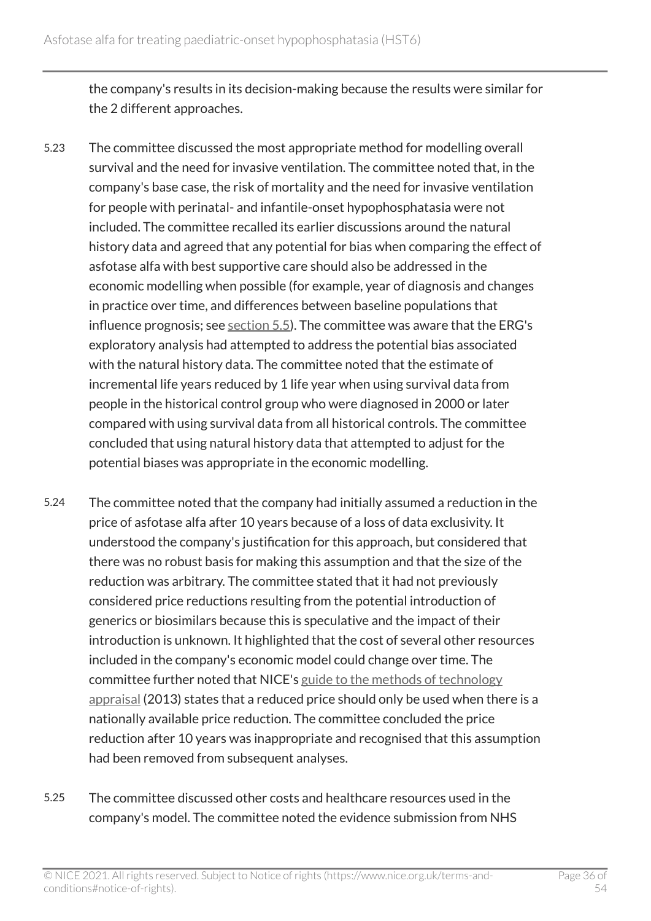the company's results in its decision-making because the results were similar for the 2 different approaches.

5.23 The committee discussed the most appropriate method for modelling overall survival and the need for invasive ventilation. The committee noted that, in the company's base case, the risk of mortality and the need for invasive ventilation for people with perinatal- and infantile-onset hypophosphatasia were not included. The committee recalled its earlier discussions around the natural history data and agreed that any potential for bias when comparing the effect of asfotase alfa with best supportive care should also be addressed in the economic modelling when possible (for example, year of diagnosis and changes in practice over time, and differences between baseline populations that influence prognosis; see section 5.5). The committee was aware that the ERG's exploratory analysis had attempted to address the potential bias associated with the natural history data. The committee noted that the estimate of incremental life years reduced by 1 life year when using survival data from people in the historical control group who were diagnosed in 2000 or later compared with using survival data from all historical controls. The committee concluded that using natural history data that attempted to adjust for the potential biases was appropriate in the economic modelling.

5.24 The committee noted that the company had initially assumed a reduction in the price of asfotase alfa after 10 years because of a loss of data exclusivity. It understood the company's justification for this approach, but considered that there was no robust basis for making this assumption and that the size of the reduction was arbitrary. The committee stated that it had not previously considered price reductions resulting from the potential introduction of generics or biosimilars because this is speculative and the impact of their introduction is unknown. It highlighted that the cost of several other resources included in the company's economic model could change over time. The committee further noted that NICE's guide to the methods of technology appraisal (2013) states that a reduced price should only be used when there is a nationally available price reduction. The committee concluded the price reduction after 10 years was inappropriate and recognised that this assumption had been removed from subsequent analyses.

5.25 The committee discussed other costs and healthcare resources used in the company's model. The committee noted the evidence submission from NHS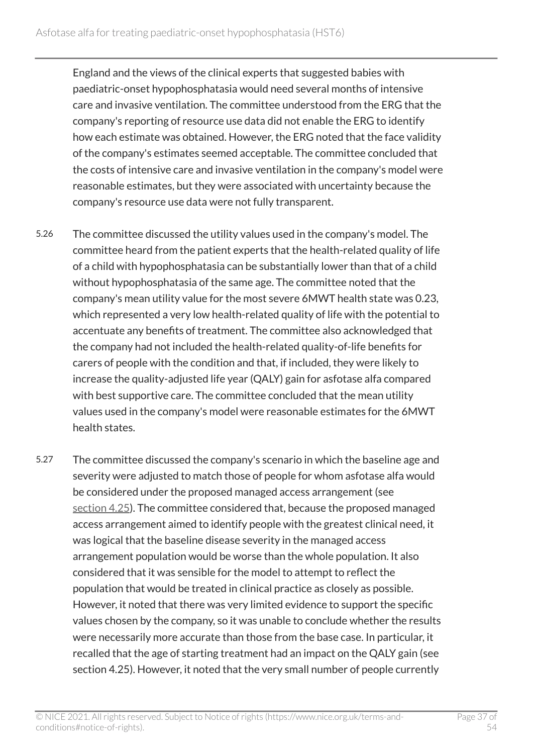England and the views of the clinical experts that suggested babies with paediatric-onset hypophosphatasia would need several months of intensive care and invasive ventilation. The committee understood from the ERG that the company's reporting of resource use data did not enable the ERG to identify how each estimate was obtained. However, the ERG noted that the face validity of the company's estimates seemed acceptable. The committee concluded that the costs of intensive care and invasive ventilation in the company's model were reasonable estimates, but they were associated with uncertainty because the company's resource use data were not fully transparent.

5.26 The committee discussed the utility values used in the company's model. The committee heard from the patient experts that the health-related quality of life of a child with hypophosphatasia can be substantially lower than that of a child without hypophosphatasia of the same age. The committee noted that the company's mean utility value for the most severe 6MWT health state was 0.23, which represented a very low health-related quality of life with the potential to accentuate any benefits of treatment. The committee also acknowledged that the company had not included the health-related quality-of-life benefits for carers of people with the condition and that, if included, they were likely to increase the quality-adjusted life year (QALY) gain for asfotase alfa compared with best supportive care. The committee concluded that the mean utility values used in the company's model were reasonable estimates for the 6MWT health states.

5.27 The committee discussed the company's scenario in which the baseline age and severity were adjusted to match those of people for whom asfotase alfa would be considered under the proposed managed access arrangement (see section 4.25). The committee considered that, because the proposed managed access arrangement aimed to identify people with the greatest clinical need, it was logical that the baseline disease severity in the managed access arrangement population would be worse than the whole population. It also considered that it was sensible for the model to attempt to reflect the population that would be treated in clinical practice as closely as possible. However, it noted that there was very limited evidence to support the specific values chosen by the company, so it was unable to conclude whether the results were necessarily more accurate than those from the base case. In particular, it recalled that the age of starting treatment had an impact on the QALY gain (see section 4.25). However, it noted that the very small number of people currently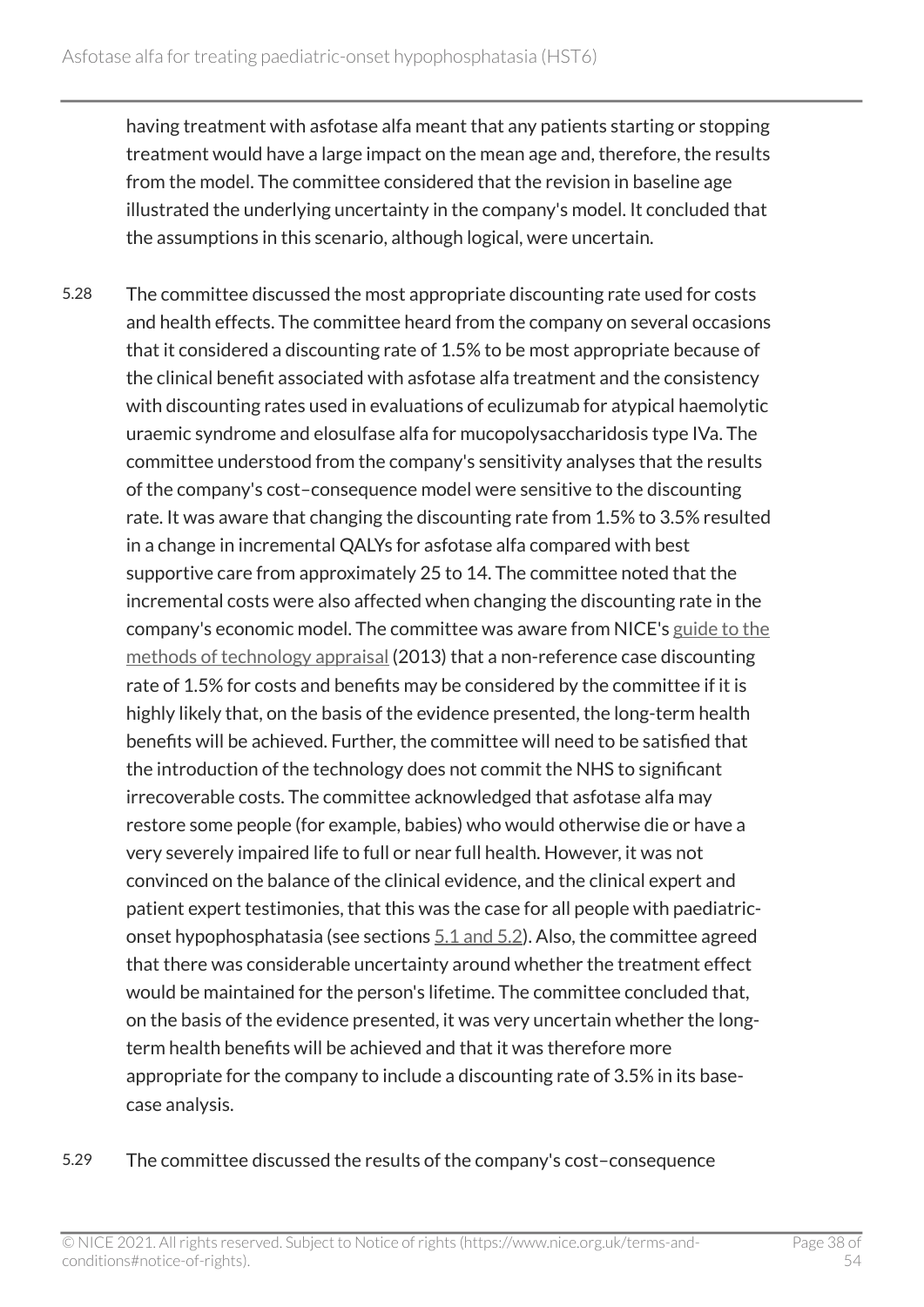having treatment with asfotase alfa meant that any patients starting or stopping treatment would have a large impact on the mean age and, therefore, the results from the model. The committee considered that the revision in baseline age illustrated the underlying uncertainty in the company's model. It concluded that the assumptions in this scenario, although logical, were uncertain.

5.28 The committee discussed the most appropriate discounting rate used for costs and health effects. The committee heard from the company on several occasions that it considered a discounting rate of 1.5% to be most appropriate because of the clinical benefit associated with asfotase alfa treatment and the consistency with discounting rates used in evaluations of eculizumab for atypical haemolytic uraemic syndrome and elosulfase alfa for mucopolysaccharidosis type IVa. The committee understood from the company's sensitivity analyses that the results of the company's cost–consequence model were sensitive to the discounting rate. It was aware that changing the discounting rate from 1.5% to 3.5% resulted in a change in incremental QALYs for asfotase alfa compared with best supportive care from approximately 25 to 14. The committee noted that the incremental costs were also affected when changing the discounting rate in the company's economic model. The committee was aware from NICE's guide to the methods of technology appraisal (2013) that a non-reference case discounting rate of 1.5% for costs and benefits may be considered by the committee if it is highly likely that, on the basis of the evidence presented, the long-term health benefits will be achieved. Further, the committee will need to be satisfied that the introduction of the technology does not commit the NHS to significant irrecoverable costs. The committee acknowledged that asfotase alfa may restore some people (for example, babies) who would otherwise die or have a very severely impaired life to full or near full health. However, it was not convinced on the balance of the clinical evidence, and the clinical expert and patient expert testimonies, that this was the case for all people with paediatric-onset hypophosphatasia (see sections 5.1 and 5.2). Also, the committee agreed that there was considerable uncertainty around whether the treatment effect would be maintained for the person's lifetime. The committee concluded that, on the basis of the evidence presented, it was very uncertain whether the long-term health benefits will be achieved and that it was therefore more appropriate for the company to include a discounting rate of 3.5% in its base-case analysis.

5.29 The committee discussed the results of the company's cost–consequence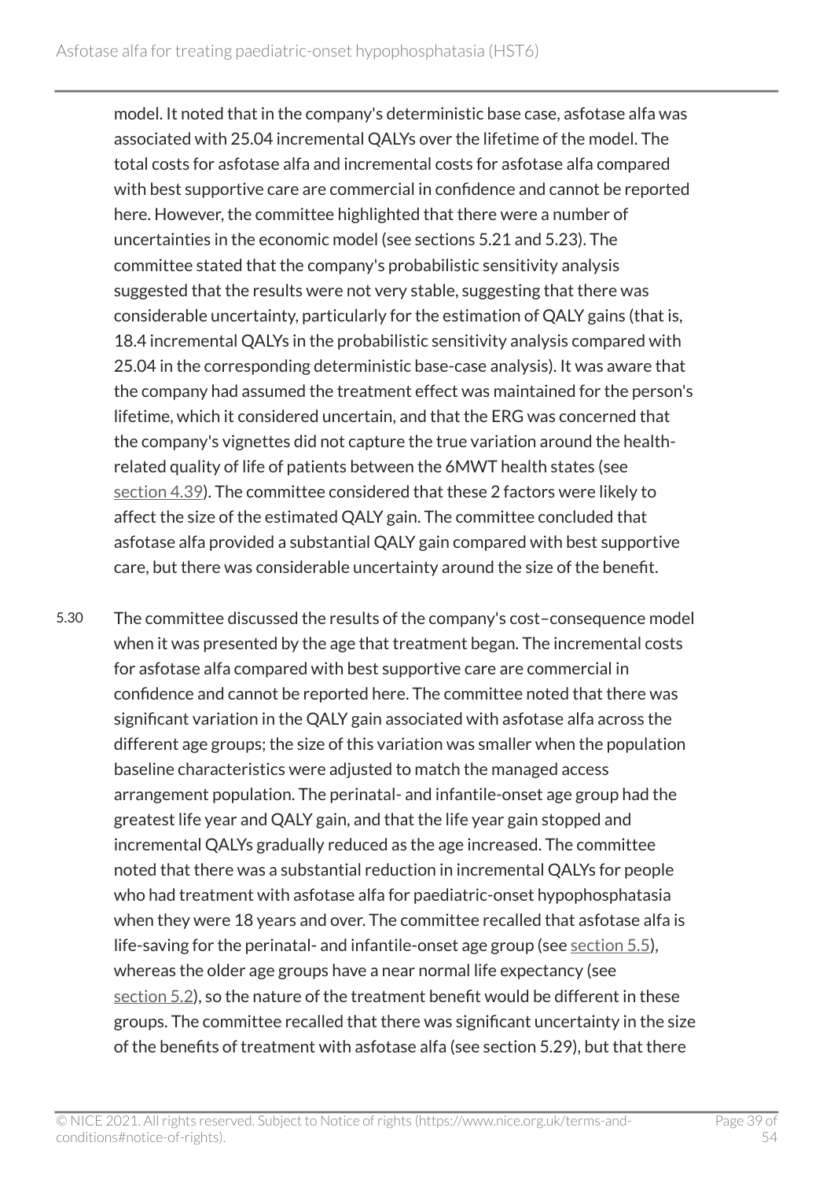model. It noted that in the company's deterministic base case, asfotase alfa was associated with 25.04 incremental QALYs over the lifetime of the model. The total costs for asfotase alfa and incremental costs for asfotase alfa compared with best supportive care are commercial in confidence and cannot be reported here. However, the committee highlighted that there were a number of uncertainties in the economic model (see sections 5.21 and 5.23). The committee stated that the company's probabilistic sensitivity analysis suggested that the results were not very stable, suggesting that there was considerable uncertainty, particularly for the estimation of QALY gains (that is, 18.4 incremental QALYs in the probabilistic sensitivity analysis compared with 25.04 in the corresponding deterministic base-case analysis). It was aware that the company had assumed the treatment effect was maintained for the person's lifetime, which it considered uncertain, and that the ERG was concerned that the company's vignettes did not capture the true variation around the health-related quality of life of patients between the 6MWT health states (see section 4.39). The committee considered that these 2 factors were likely to affect the size of the estimated QALY gain. The committee concluded that asfotase alfa provided a substantial QALY gain compared with best supportive care, but there was considerable uncertainty around the size of the benefit.

5.30 The committee discussed the results of the company's cost–consequence model when it was presented by the age that treatment began. The incremental costs for asfotase alfa compared with best supportive care are commercial in confidence and cannot be reported here. The committee noted that there was significant variation in the QALY gain associated with asfotase alfa across the different age groups; the size of this variation was smaller when the population baseline characteristics were adjusted to match the managed access arrangement population. The perinatal- and infantile-onset age group had the greatest life year and QALY gain, and that the life year gain stopped and incremental QALYs gradually reduced as the age increased. The committee noted that there was a substantial reduction in incremental QALYs for people who had treatment with asfotase alfa for paediatric-onset hypophosphatasia when they were 18 years and over. The committee recalled that asfotase alfa is life-saving for the perinatal- and infantile-onset age group (see section 5.5), whereas the older age groups have a near normal life expectancy (see section 5.2), so the nature of the treatment benefit would be different in these groups. The committee recalled that there was significant uncertainty in the size of the benefits of treatment with asfotase alfa (see section 5.29), but that there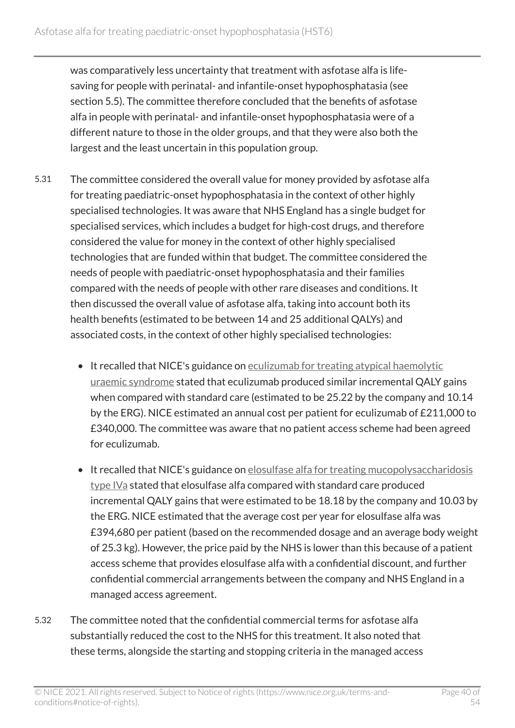was comparatively less uncertainty that treatment with asfotase alfa is life-saving for people with perinatal- and infantile-onset hypophosphatasia (see section 5.5). The committee therefore concluded that the benefits of asfotase alfa in people with perinatal- and infantile-onset hypophosphatasia were of a different nature to those in the older groups, and that they were also both the largest and the least uncertain in this population group.

5.31 The committee considered the overall value for money provided by asfotase alfa for treating paediatric-onset hypophosphatasia in the context of other highly specialised technologies. It was aware that NHS England has a single budget for specialised services, which includes a budget for high-cost drugs, and therefore considered the value for money in the context of other highly specialised technologies that are funded within that budget. The committee considered the needs of people with paediatric-onset hypophosphatasia and their families compared with the needs of people with other rare diseases and conditions. It then discussed the overall value of asfotase alfa, taking into account both its health benefits (estimated to be between 14 and 25 additional QALYs) and associated costs, in the context of other highly specialised technologies:

- It recalled that NICE's guidance on eculizumab for treating atypical haemolytic uraemic syndrome stated that eculizumab produced similar incremental QALY gains when compared with standard care (estimated to be 25.22 by the company and 10.14 by the ERG). NICE estimated an annual cost per patient for eculizumab of £211,000 to £340,000. The committee was aware that no patient access scheme had been agreed for eculizumab.
- It recalled that NICE's guidance on elosulfase alfa for treating mucopolysaccharidosis type IVa stated that elosulfase alfa compared with standard care produced incremental QALY gains that were estimated to be 18.18 by the company and 10.03 by the ERG. NICE estimated that the average cost per year for elosulfase alfa was £394,680 per patient (based on the recommended dosage and an average body weight of 25.3 kg). However, the price paid by the NHS is lower than this because of a patient access scheme that provides elosulfase alfa with a confidential discount, and further confidential commercial arrangements between the company and NHS England in a managed access agreement.

5.32 The committee noted that the confidential commercial terms for asfotase alfa substantially reduced the cost to the NHS for this treatment. It also noted that these terms, alongside the starting and stopping criteria in the managed access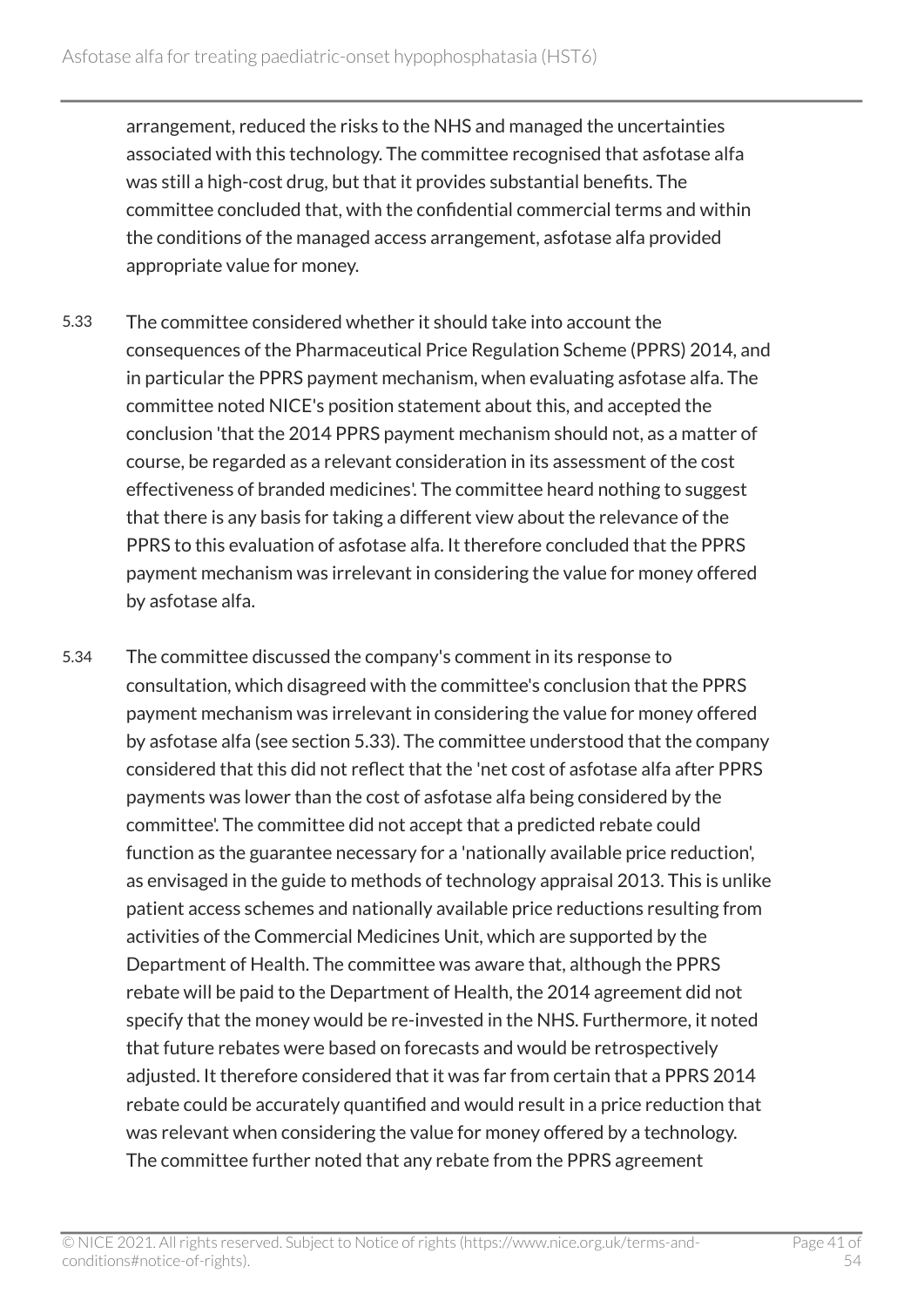arrangement, reduced the risks to the NHS and managed the uncertainties associated with this technology. The committee recognised that asfotase alfa was still a high-cost drug, but that it provides substantial benefits. The committee concluded that, with the confidential commercial terms and within the conditions of the managed access arrangement, asfotase alfa provided appropriate value for money.

5.33 The committee considered whether it should take into account the consequences of the Pharmaceutical Price Regulation Scheme (PPRS) 2014, and in particular the PPRS payment mechanism, when evaluating asfotase alfa. The committee noted NICE's position statement about this, and accepted the conclusion 'that the 2014 PPRS payment mechanism should not, as a matter of course, be regarded as a relevant consideration in its assessment of the cost effectiveness of branded medicines'. The committee heard nothing to suggest that there is any basis for taking a different view about the relevance of the PPRS to this evaluation of asfotase alfa. It therefore concluded that the PPRS payment mechanism was irrelevant in considering the value for money offered by asfotase alfa.

5.34 The committee discussed the company's comment in its response to consultation, which disagreed with the committee's conclusion that the PPRS payment mechanism was irrelevant in considering the value for money offered by asfotase alfa (see section 5.33). The committee understood that the company considered that this did not reflect that the 'net cost of asfotase alfa after PPRS payments was lower than the cost of asfotase alfa being considered by the committee'. The committee did not accept that a predicted rebate could function as the guarantee necessary for a 'nationally available price reduction', as envisaged in the guide to methods of technology appraisal 2013. This is unlike patient access schemes and nationally available price reductions resulting from activities of the Commercial Medicines Unit, which are supported by the Department of Health. The committee was aware that, although the PPRS rebate will be paid to the Department of Health, the 2014 agreement did not specify that the money would be re-invested in the NHS. Furthermore, it noted that future rebates were based on forecasts and would be retrospectively adjusted. It therefore considered that it was far from certain that a PPRS 2014 rebate could be accurately quantified and would result in a price reduction that was relevant when considering the value for money offered by a technology. The committee further noted that any rebate from the PPRS agreement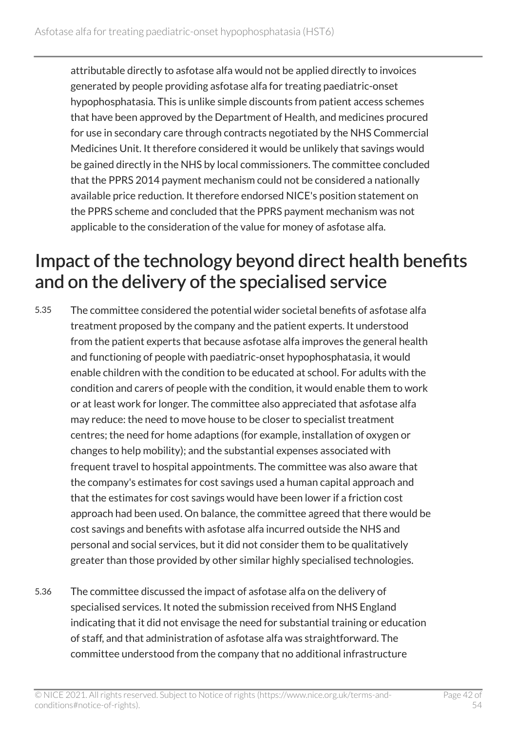attributable directly to asfotase alfa would not be applied directly to invoices generated by people providing asfotase alfa for treating paediatric-onset hypophosphatasia. This is unlike simple discounts from patient access schemes that have been approved by the Department of Health, and medicines procured for use in secondary care through contracts negotiated by the NHS Commercial Medicines Unit. It therefore considered it would be unlikely that savings would be gained directly in the NHS by local commissioners. The committee concluded that the PPRS 2014 payment mechanism could not be considered a nationally available price reduction. It therefore endorsed NICE's position statement on the PPRS scheme and concluded that the PPRS payment mechanism was not applicable to the consideration of the value for money of asfotase alfa.

## Impact of the technology beyond direct health benefits and on the delivery of the specialised service

5.35 The committee considered the potential wider societal benefits of asfotase alfa treatment proposed by the company and the patient experts. It understood from the patient experts that because asfotase alfa improves the general health and functioning of people with paediatric-onset hypophosphatasia, it would enable children with the condition to be educated at school. For adults with the condition and carers of people with the condition, it would enable them to work or at least work for longer. The committee also appreciated that asfotase alfa may reduce: the need to move house to be closer to specialist treatment centres; the need for home adaptions (for example, installation of oxygen or changes to help mobility); and the substantial expenses associated with frequent travel to hospital appointments. The committee was also aware that the company's estimates for cost savings used a human capital approach and that the estimates for cost savings would have been lower if a friction cost approach had been used. On balance, the committee agreed that there would be cost savings and benefits with asfotase alfa incurred outside the NHS and personal and social services, but it did not consider them to be qualitatively greater than those provided by other similar highly specialised technologies.

5.36 The committee discussed the impact of asfotase alfa on the delivery of specialised services. It noted the submission received from NHS England indicating that it did not envisage the need for substantial training or education of staff, and that administration of asfotase alfa was straightforward. The committee understood from the company that no additional infrastructure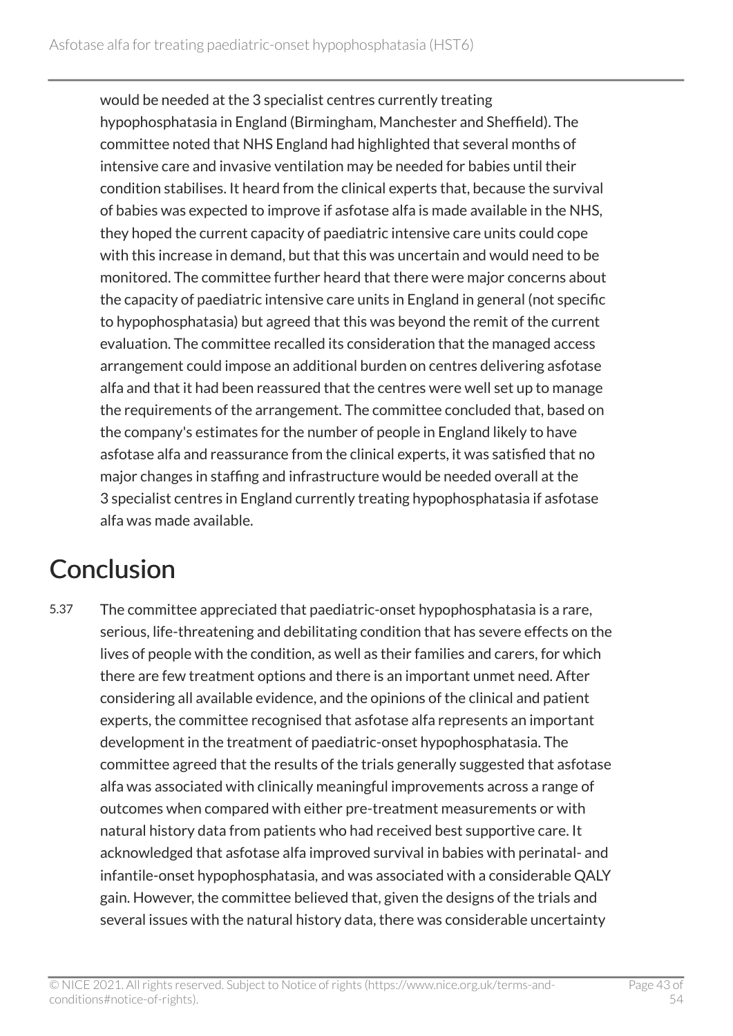would be needed at the 3 specialist centres currently treating hypophosphatasia in England (Birmingham, Manchester and Sheffield). The committee noted that NHS England had highlighted that several months of intensive care and invasive ventilation may be needed for babies until their condition stabilises. It heard from the clinical experts that, because the survival of babies was expected to improve if asfotase alfa is made available in the NHS, they hoped the current capacity of paediatric intensive care units could cope with this increase in demand, but that this was uncertain and would need to be monitored. The committee further heard that there were major concerns about the capacity of paediatric intensive care units in England in general (not specific to hypophosphatasia) but agreed that this was beyond the remit of the current evaluation. The committee recalled its consideration that the managed access arrangement could impose an additional burden on centres delivering asfotase alfa and that it had been reassured that the centres were well set up to manage the requirements of the arrangement. The committee concluded that, based on the company's estimates for the number of people in England likely to have asfotase alfa and reassurance from the clinical experts, it was satisfied that no major changes in staffing and infrastructure would be needed overall at the 3 specialist centres in England currently treating hypophosphatasia if asfotase alfa was made available.

## Conclusion

5.37 The committee appreciated that paediatric-onset hypophosphatasia is a rare, serious, life-threatening and debilitating condition that has severe effects on the lives of people with the condition, as well as their families and carers, for which there are few treatment options and there is an important unmet need. After considering all available evidence, and the opinions of the clinical and patient experts, the committee recognised that asfotase alfa represents an important development in the treatment of paediatric-onset hypophosphatasia. The committee agreed that the results of the trials generally suggested that asfotase alfa was associated with clinically meaningful improvements across a range of outcomes when compared with either pre-treatment measurements or with natural history data from patients who had received best supportive care. It acknowledged that asfotase alfa improved survival in babies with perinatal- and infantile-onset hypophosphatasia, and was associated with a considerable QALY gain. However, the committee believed that, given the designs of the trials and several issues with the natural history data, there was considerable uncertainty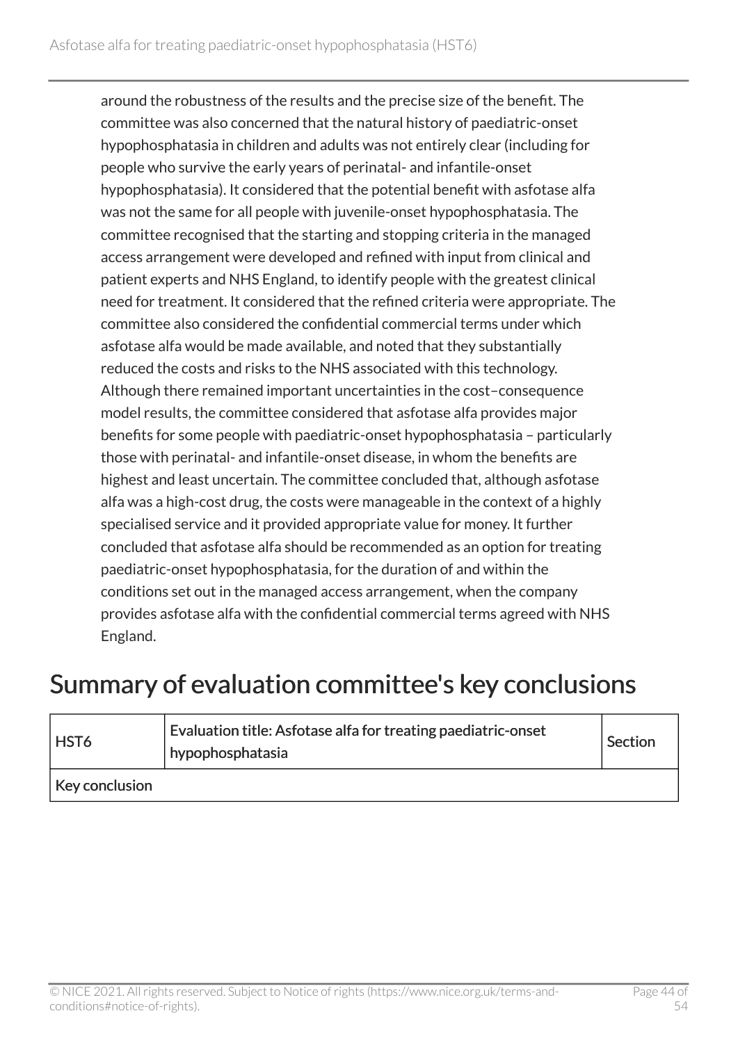around the robustness of the results and the precise size of the benefit. The committee was also concerned that the natural history of paediatric-onset hypophosphatasia in children and adults was not entirely clear (including for people who survive the early years of perinatal- and infantile-onset hypophosphatasia). It considered that the potential benefit with asfotase alfa was not the same for all people with juvenile-onset hypophosphatasia. The committee recognised that the starting and stopping criteria in the managed access arrangement were developed and refined with input from clinical and patient experts and NHS England, to identify people with the greatest clinical need for treatment. It considered that the refined criteria were appropriate. The committee also considered the confidential commercial terms under which asfotase alfa would be made available, and noted that they substantially reduced the costs and risks to the NHS associated with this technology. Although there remained important uncertainties in the cost–consequence model results, the committee considered that asfotase alfa provides major benefits for some people with paediatric-onset hypophosphatasia – particularly those with perinatal- and infantile-onset disease, in whom the benefits are highest and least uncertain. The committee concluded that, although asfotase alfa was a high-cost drug, the costs were manageable in the context of a highly specialised service and it provided appropriate value for money. It further concluded that asfotase alfa should be recommended as an option for treating paediatric-onset hypophosphatasia, for the duration of and within the conditions set out in the managed access arrangement, when the company provides asfotase alfa with the confidential commercial terms agreed with NHS England.

## Summary of evaluation committee's key conclusions

| HST6 | Evaluation title: Asfotase alfa for treating paediatric-onset hypophosphatasia | Section |
|---|---|---|
| Key conclusion | | |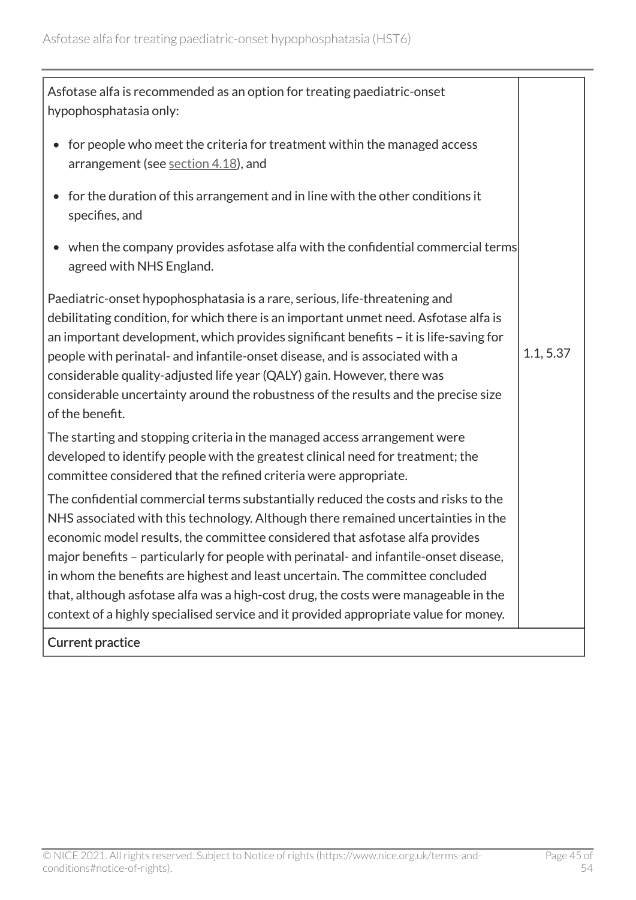| | |
|---|---|
| Asfotase alfa is recommended as an option for treating paediatric-onset hypophosphatasia only:<br><br>• for people who meet the criteria for treatment within the managed access arrangement (see section 4.18), and<br>• for the duration of this arrangement and in line with the other conditions it specifies, and<br>• when the company provides asfotase alfa with the confidential commercial terms agreed with NHS England.<br><br>Paediatric-onset hypophosphatasia is a rare, serious, life-threatening and debilitating condition, for which there is an important unmet need. Asfotase alfa is an important development, which provides significant benefits – it is life-saving for people with perinatal- and infantile-onset disease, and is associated with a considerable quality-adjusted life year (QALY) gain. However, there was considerable uncertainty around the robustness of the results and the precise size of the benefit.<br><br>The starting and stopping criteria in the managed access arrangement were developed to identify people with the greatest clinical need for treatment; the committee considered that the refined criteria were appropriate.<br><br>The confidential commercial terms substantially reduced the costs and risks to the NHS associated with this technology. Although there remained uncertainties in the economic model results, the committee considered that asfotase alfa provides major benefits – particularly for people with perinatal- and infantile-onset disease, in whom the benefits are highest and least uncertain. The committee concluded that, although asfotase alfa was a high-cost drug, the costs were manageable in the context of a highly specialised service and it provided appropriate value for money. | 1.1, 5.37 |
| **Current practice** | |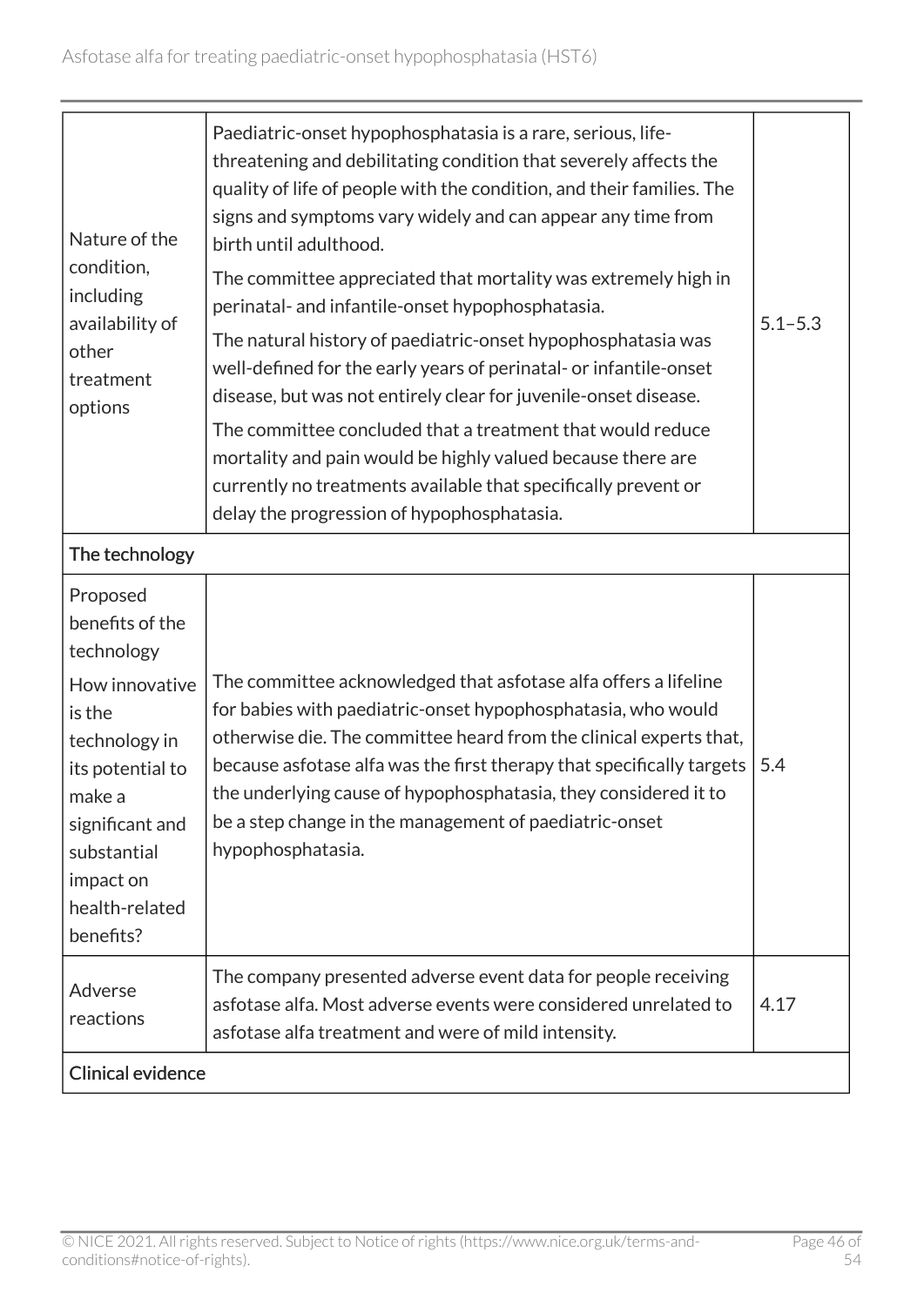| | | |
|---|---|---|
| Nature of the condition, including availability of other treatment options | Paediatric-onset hypophosphatasia is a rare, serious, life-threatening and debilitating condition that severely affects the quality of life of people with the condition, and their families. The signs and symptoms vary widely and can appear any time from birth until adulthood.<br>The committee appreciated that mortality was extremely high in perinatal- and infantile-onset hypophosphatasia.<br>The natural history of paediatric-onset hypophosphatasia was well-defined for the early years of perinatal- or infantile-onset disease, but was not entirely clear for juvenile-onset disease.<br>The committee concluded that a treatment that would reduce mortality and pain would be highly valued because there are currently no treatments available that specifically prevent or delay the progression of hypophosphatasia. | 5.1–5.3 |
| **The technology** | | |
| Proposed benefits of the technology<br>How innovative is the technology in its potential to make a significant and substantial impact on health-related benefits? | The committee acknowledged that asfotase alfa offers a lifeline for babies with paediatric-onset hypophosphatasia, who would otherwise die. The committee heard from the clinical experts that, because asfotase alfa was the first therapy that specifically targets the underlying cause of hypophosphatasia, they considered it to be a step change in the management of paediatric-onset hypophosphatasia. | 5.4 |
| Adverse reactions | The company presented adverse event data for people receiving asfotase alfa. Most adverse events were considered unrelated to asfotase alfa treatment and were of mild intensity. | 4.17 |
| **Clinical evidence** | | |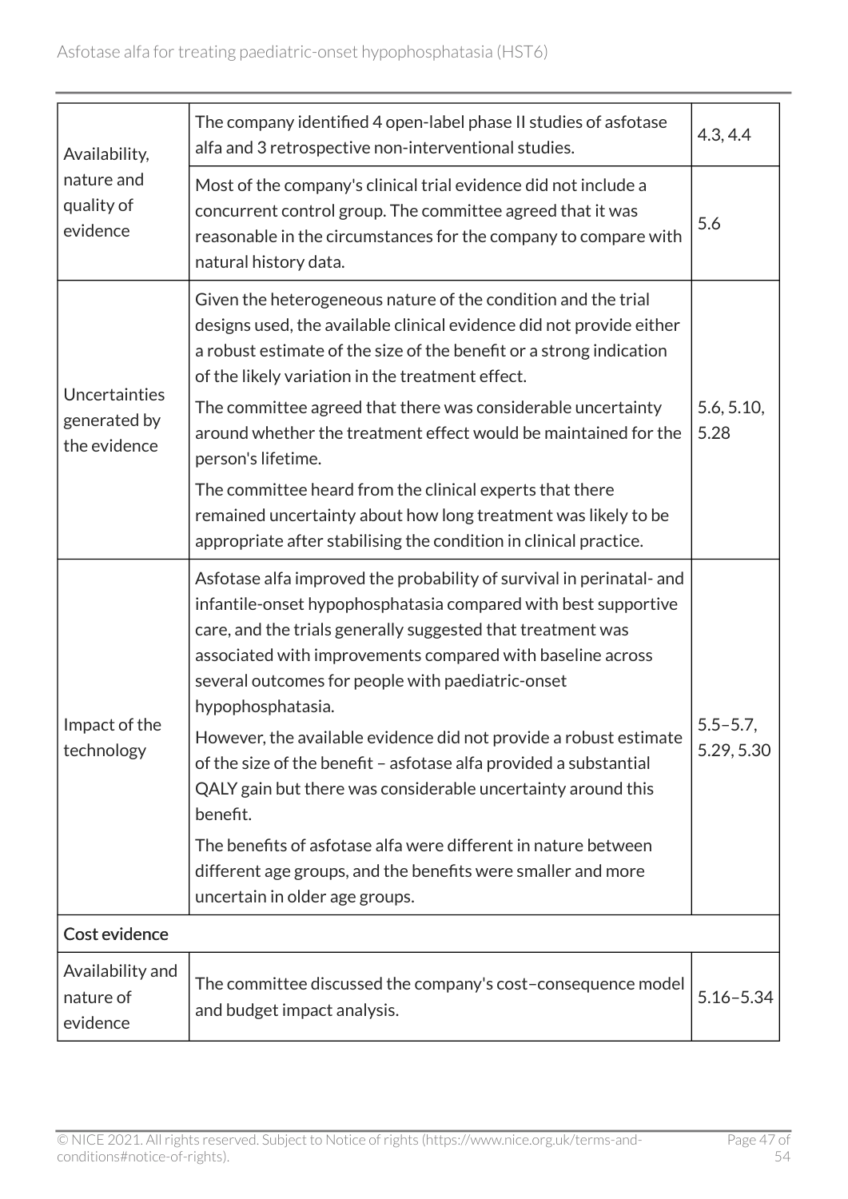| | | |
|---|---|---|
| Availability, nature and quality of evidence | The company identified 4 open-label phase II studies of asfotase alfa and 3 retrospective non-interventional studies. | 4.3, 4.4 |
| | Most of the company's clinical trial evidence did not include a concurrent control group. The committee agreed that it was reasonable in the circumstances for the company to compare with natural history data. | 5.6 |
| Uncertainties generated by the evidence | Given the heterogeneous nature of the condition and the trial designs used, the available clinical evidence did not provide either a robust estimate of the size of the benefit or a strong indication of the likely variation in the treatment effect.<br><br>The committee agreed that there was considerable uncertainty around whether the treatment effect would be maintained for the person's lifetime.<br><br>The committee heard from the clinical experts that there remained uncertainty about how long treatment was likely to be appropriate after stabilising the condition in clinical practice. | 5.6, 5.10, 5.28 |
| Impact of the technology | Asfotase alfa improved the probability of survival in perinatal- and infantile-onset hypophosphatasia compared with best supportive care, and the trials generally suggested that treatment was associated with improvements compared with baseline across several outcomes for people with paediatric-onset hypophosphatasia.<br><br>However, the available evidence did not provide a robust estimate of the size of the benefit – asfotase alfa provided a substantial QALY gain but there was considerable uncertainty around this benefit.<br><br>The benefits of asfotase alfa were different in nature between different age groups, and the benefits were smaller and more uncertain in older age groups. | 5.5–5.7, 5.29, 5.30 |
| **Cost evidence** | | |
| Availability and nature of evidence | The committee discussed the company's cost–consequence model and budget impact analysis. | 5.16–5.34 |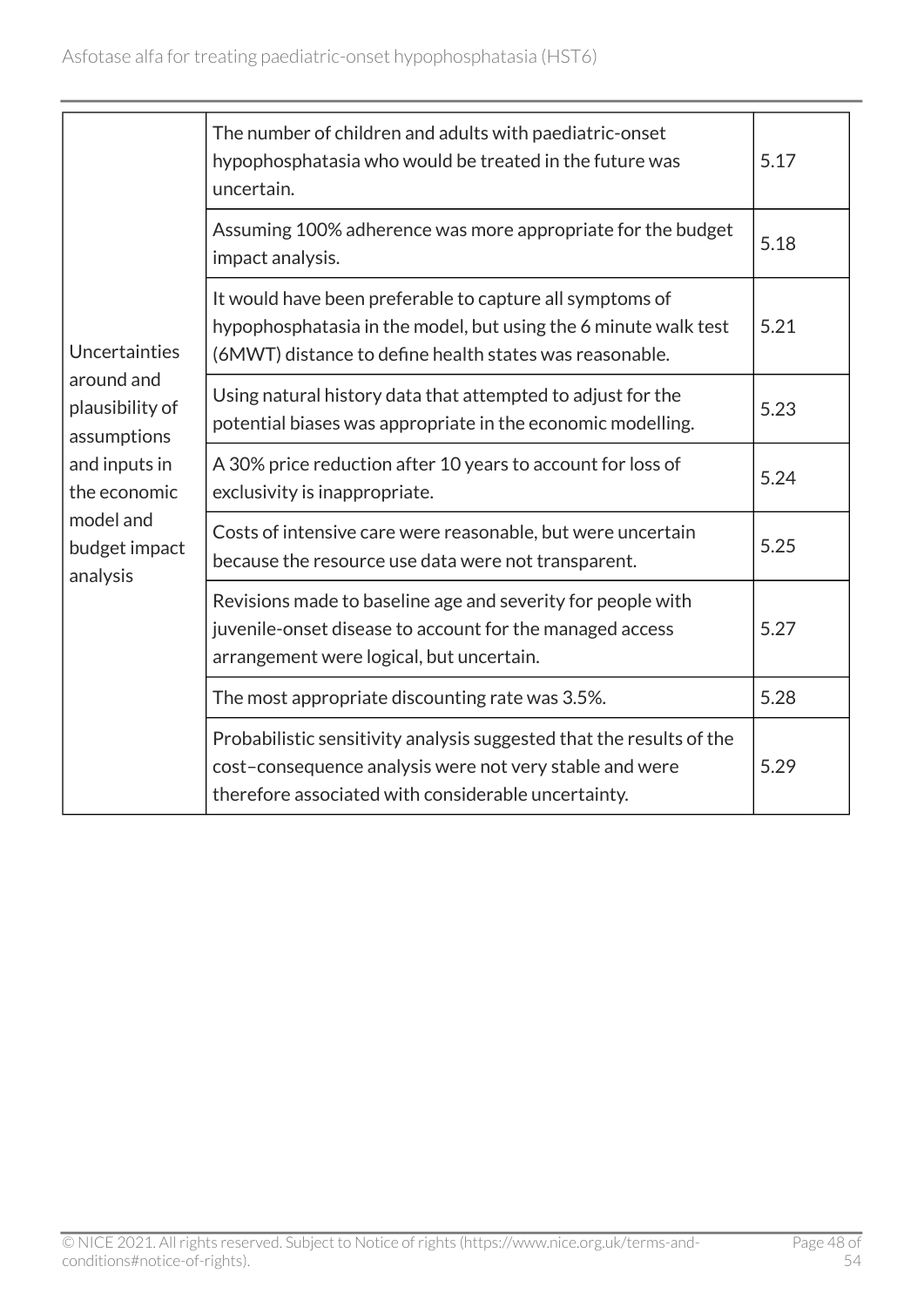| | | |
|---|---|---|
| Uncertainties around and plausibility of assumptions and inputs in the economic model and budget impact analysis | The number of children and adults with paediatric-onset hypophosphatasia who would be treated in the future was uncertain. | 5.17 |
| | Assuming 100% adherence was more appropriate for the budget impact analysis. | 5.18 |
| | It would have been preferable to capture all symptoms of hypophosphatasia in the model, but using the 6 minute walk test (6MWT) distance to define health states was reasonable. | 5.21 |
| | Using natural history data that attempted to adjust for the potential biases was appropriate in the economic modelling. | 5.23 |
| | A 30% price reduction after 10 years to account for loss of exclusivity is inappropriate. | 5.24 |
| | Costs of intensive care were reasonable, but were uncertain because the resource use data were not transparent. | 5.25 |
| | Revisions made to baseline age and severity for people with juvenile-onset disease to account for the managed access arrangement were logical, but uncertain. | 5.27 |
| | The most appropriate discounting rate was 3.5%. | 5.28 |
| | Probabilistic sensitivity analysis suggested that the results of the cost–consequence analysis were not very stable and were therefore associated with considerable uncertainty. | 5.29 |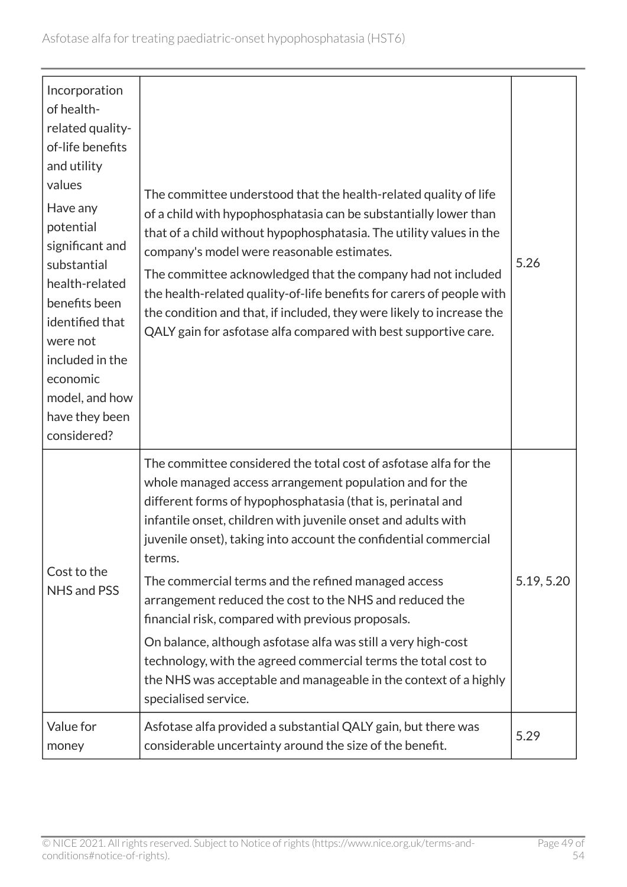| Incorporation of health-related quality-of-life benefits and utility values<br><br>Have any potential significant and substantial health-related benefits been identified that were not included in the economic model, and how have they been considered? | The committee understood that the health-related quality of life of a child with hypophosphatasia can be substantially lower than that of a child without hypophosphatasia. The utility values in the company's model were reasonable estimates.<br><br>The committee acknowledged that the company had not included the health-related quality-of-life benefits for carers of people with the condition and that, if included, they were likely to increase the QALY gain for asfotase alfa compared with best supportive care. | 5.26 |
|---|---|---|
| Cost to the NHS and PSS | The committee considered the total cost of asfotase alfa for the whole managed access arrangement population and for the different forms of hypophosphatasia (that is, perinatal and infantile onset, children with juvenile onset and adults with juvenile onset), taking into account the confidential commercial terms.<br><br>The commercial terms and the refined managed access arrangement reduced the cost to the NHS and reduced the financial risk, compared with previous proposals.<br><br>On balance, although asfotase alfa was still a very high-cost technology, with the agreed commercial terms the total cost to the NHS was acceptable and manageable in the context of a highly specialised service. | 5.19, 5.20 |
| Value for money | Asfotase alfa provided a substantial QALY gain, but there was considerable uncertainty around the size of the benefit. | 5.29 |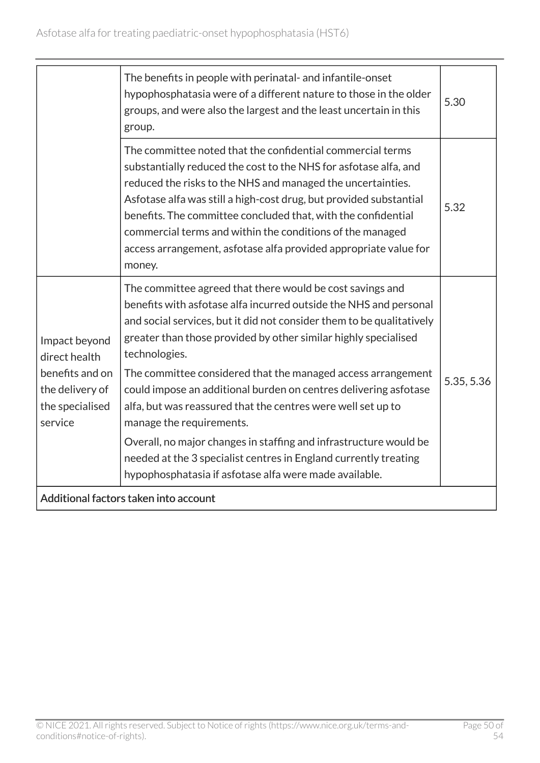| | | |
|---|---|---|
| | The benefits in people with perinatal- and infantile-onset hypophosphatasia were of a different nature to those in the older groups, and were also the largest and the least uncertain in this group. | 5.30 |
| | The committee noted that the confidential commercial terms substantially reduced the cost to the NHS for asfotase alfa, and reduced the risks to the NHS and managed the uncertainties. Asfotase alfa was still a high-cost drug, but provided substantial benefits. The committee concluded that, with the confidential commercial terms and within the conditions of the managed access arrangement, asfotase alfa provided appropriate value for money. | 5.32 |
| Impact beyond direct health benefits and on the delivery of the specialised service | The committee agreed that there would be cost savings and benefits with asfotase alfa incurred outside the NHS and personal and social services, but it did not consider them to be qualitatively greater than those provided by other similar highly specialised technologies.<br><br>The committee considered that the managed access arrangement could impose an additional burden on centres delivering asfotase alfa, but was reassured that the centres were well set up to manage the requirements.<br><br>Overall, no major changes in staffing and infrastructure would be needed at the 3 specialist centres in England currently treating hypophosphatasia if asfotase alfa were made available. | 5.35, 5.36 |
| Additional factors taken into account | | |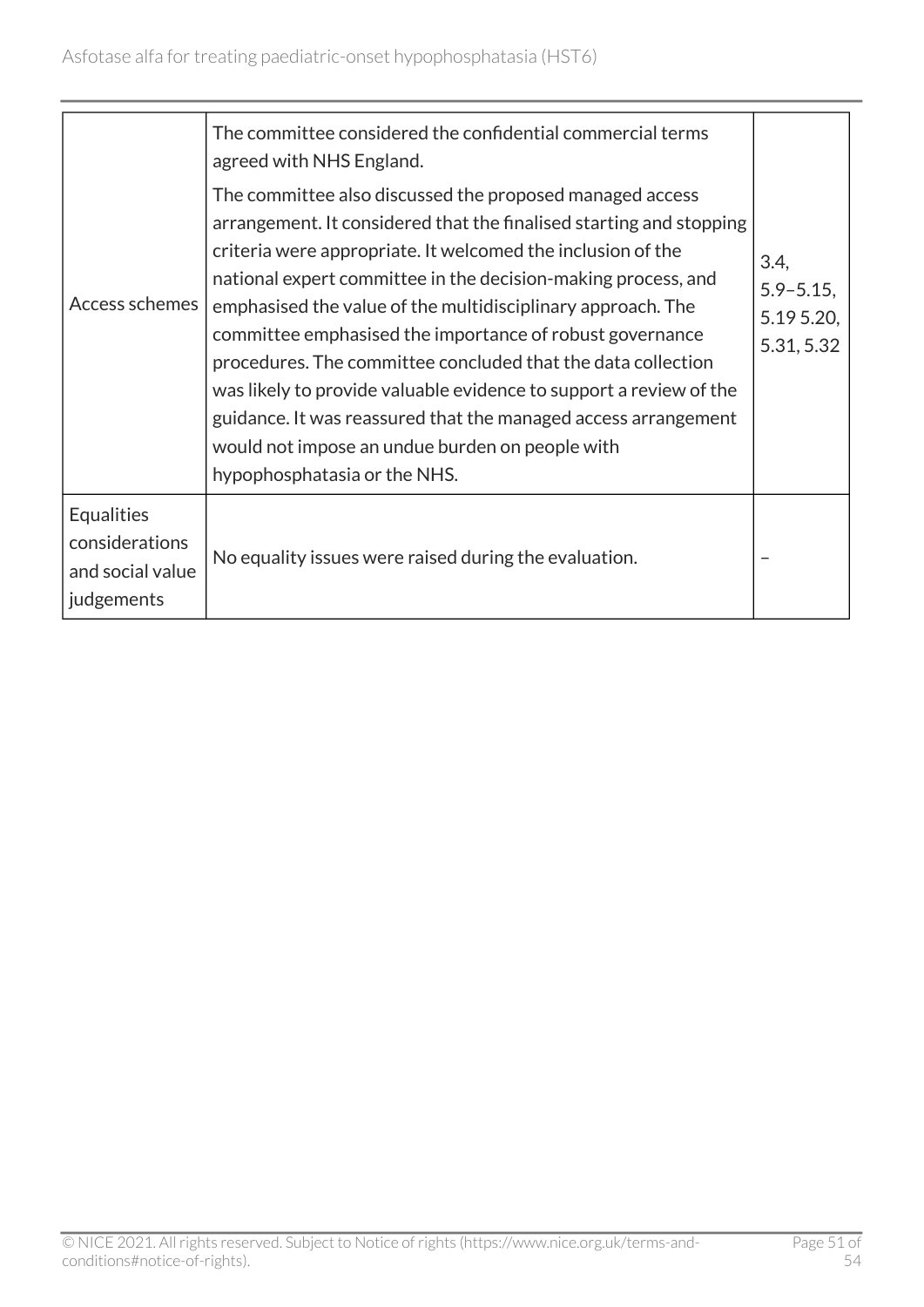| Access schemes | The committee considered the confidential commercial terms agreed with NHS England.<br><br>The committee also discussed the proposed managed access arrangement. It considered that the finalised starting and stopping criteria were appropriate. It welcomed the inclusion of the national expert committee in the decision-making process, and emphasised the value of the multidisciplinary approach. The committee emphasised the importance of robust governance procedures. The committee concluded that the data collection was likely to provide valuable evidence to support a review of the guidance. It was reassured that the managed access arrangement would not impose an undue burden on people with hypophosphatasia or the NHS. | 3.4, 5.9–5.15, 5.19 5.20, 5.31, 5.32 |
|---|---|---|
| Equalities considerations and social value judgements | No equality issues were raised during the evaluation. | – |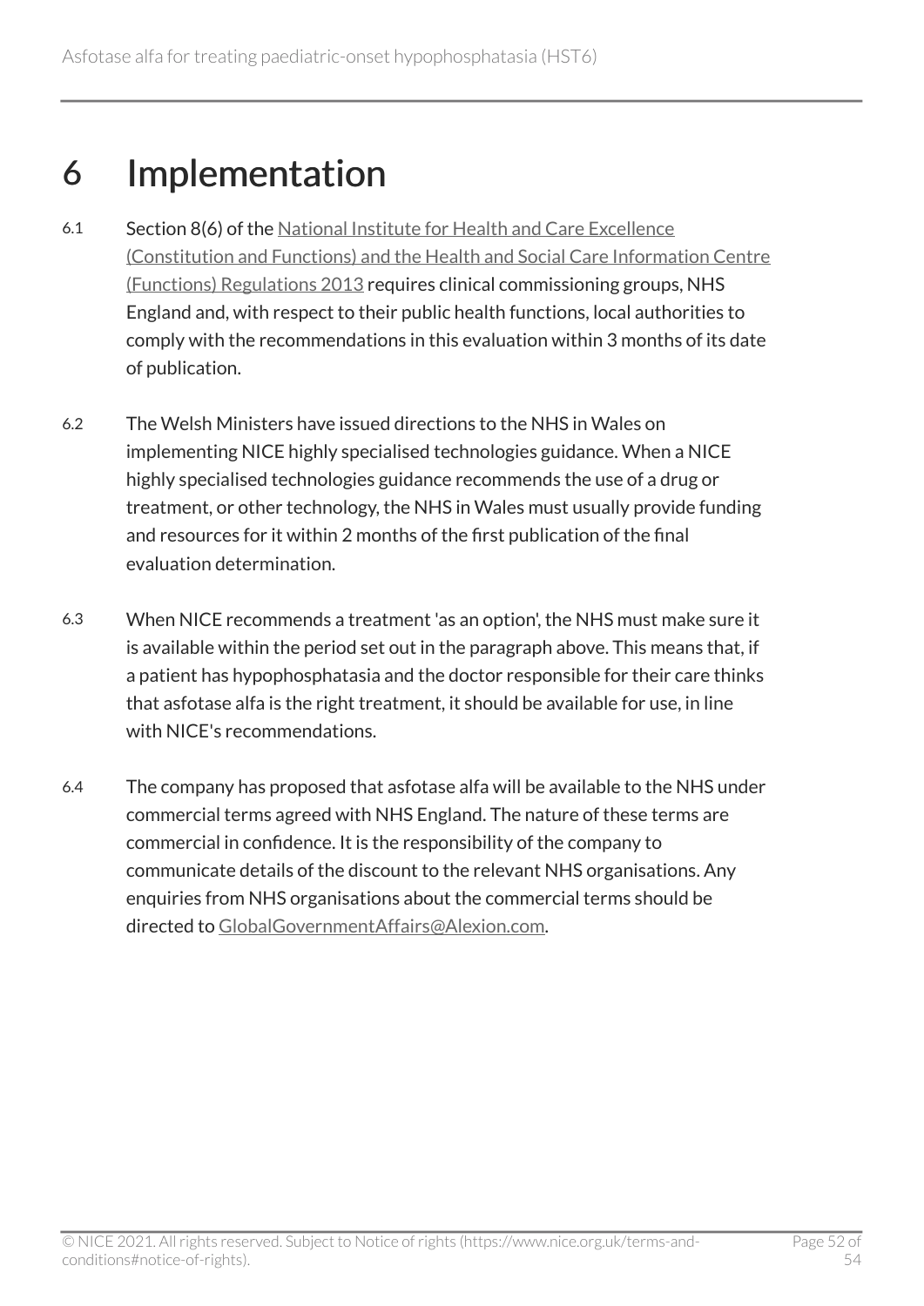# 6 Implementation

6.1 Section 8(6) of the National Institute for Health and Care Excellence (Constitution and Functions) and the Health and Social Care Information Centre (Functions) Regulations 2013 requires clinical commissioning groups, NHS England and, with respect to their public health functions, local authorities to comply with the recommendations in this evaluation within 3 months of its date of publication.

6.2 The Welsh Ministers have issued directions to the NHS in Wales on implementing NICE highly specialised technologies guidance. When a NICE highly specialised technologies guidance recommends the use of a drug or treatment, or other technology, the NHS in Wales must usually provide funding and resources for it within 2 months of the first publication of the final evaluation determination.

6.3 When NICE recommends a treatment 'as an option', the NHS must make sure it is available within the period set out in the paragraph above. This means that, if a patient has hypophosphatasia and the doctor responsible for their care thinks that asfotase alfa is the right treatment, it should be available for use, in line with NICE's recommendations.

6.4 The company has proposed that asfotase alfa will be available to the NHS under commercial terms agreed with NHS England. The nature of these terms are commercial in confidence. It is the responsibility of the company to communicate details of the discount to the relevant NHS organisations. Any enquiries from NHS organisations about the commercial terms should be directed to GlobalGovernmentAffairs@Alexion.com.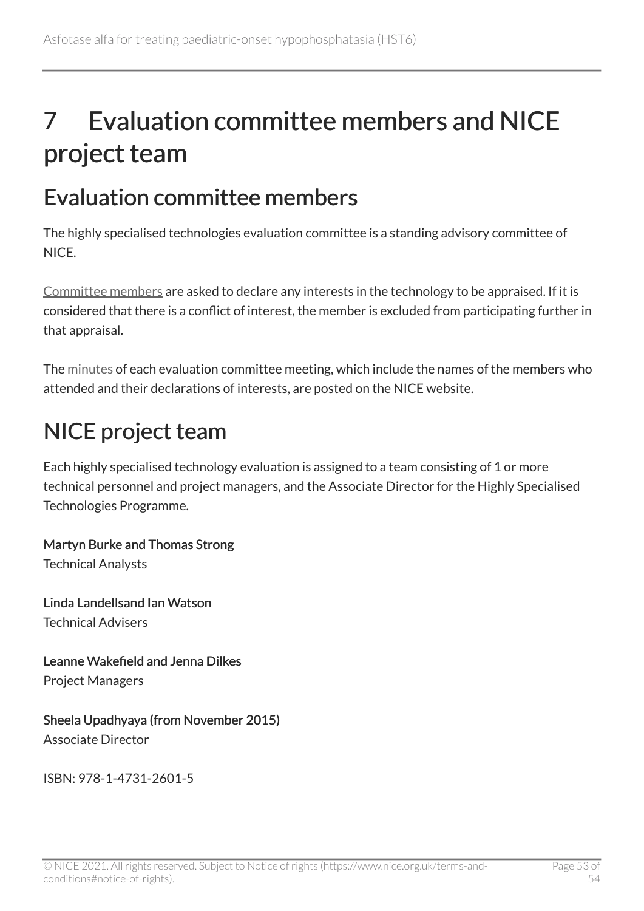# 7 Evaluation committee members and NICE project team

## Evaluation committee members

The highly specialised technologies evaluation committee is a standing advisory committee of NICE.

Committee members are asked to declare any interests in the technology to be appraised. If it is considered that there is a conflict of interest, the member is excluded from participating further in that appraisal.

The minutes of each evaluation committee meeting, which include the names of the members who attended and their declarations of interests, are posted on the NICE website.

## NICE project team

Each highly specialised technology evaluation is assigned to a team consisting of 1 or more technical personnel and project managers, and the Associate Director for the Highly Specialised Technologies Programme.

**Martyn Burke and Thomas Strong**
Technical Analysts

**Linda Landellsand Ian Watson**
Technical Advisers

**Leanne Wakefield and Jenna Dilkes**
Project Managers

**Sheela Upadhyaya (from November 2015)**
Associate Director

ISBN: 978-1-4731-2601-5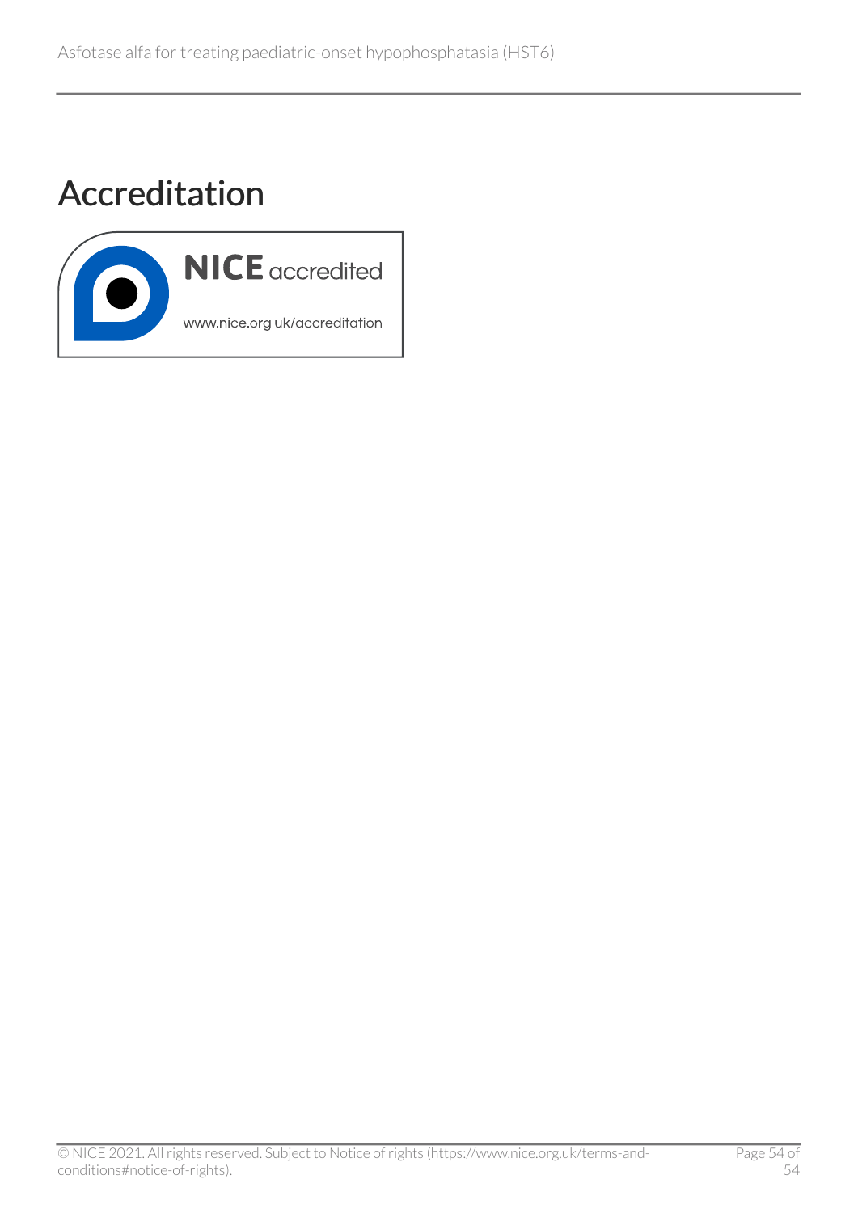# Accreditation

NICE accredited

www.nice.org.uk/accreditation